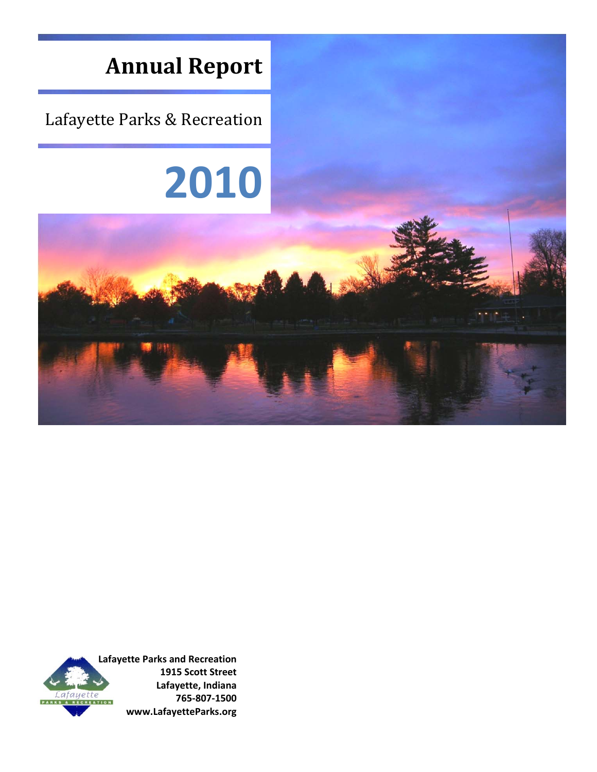# Annual Report

## Lafayette Parks & Recreation

# 2010

**Lafayette Parks and Recreation**
**1915 Scott Street**
**Lafayette, Indiana**
**765-807-1500**
**www.LafayetteParks.org**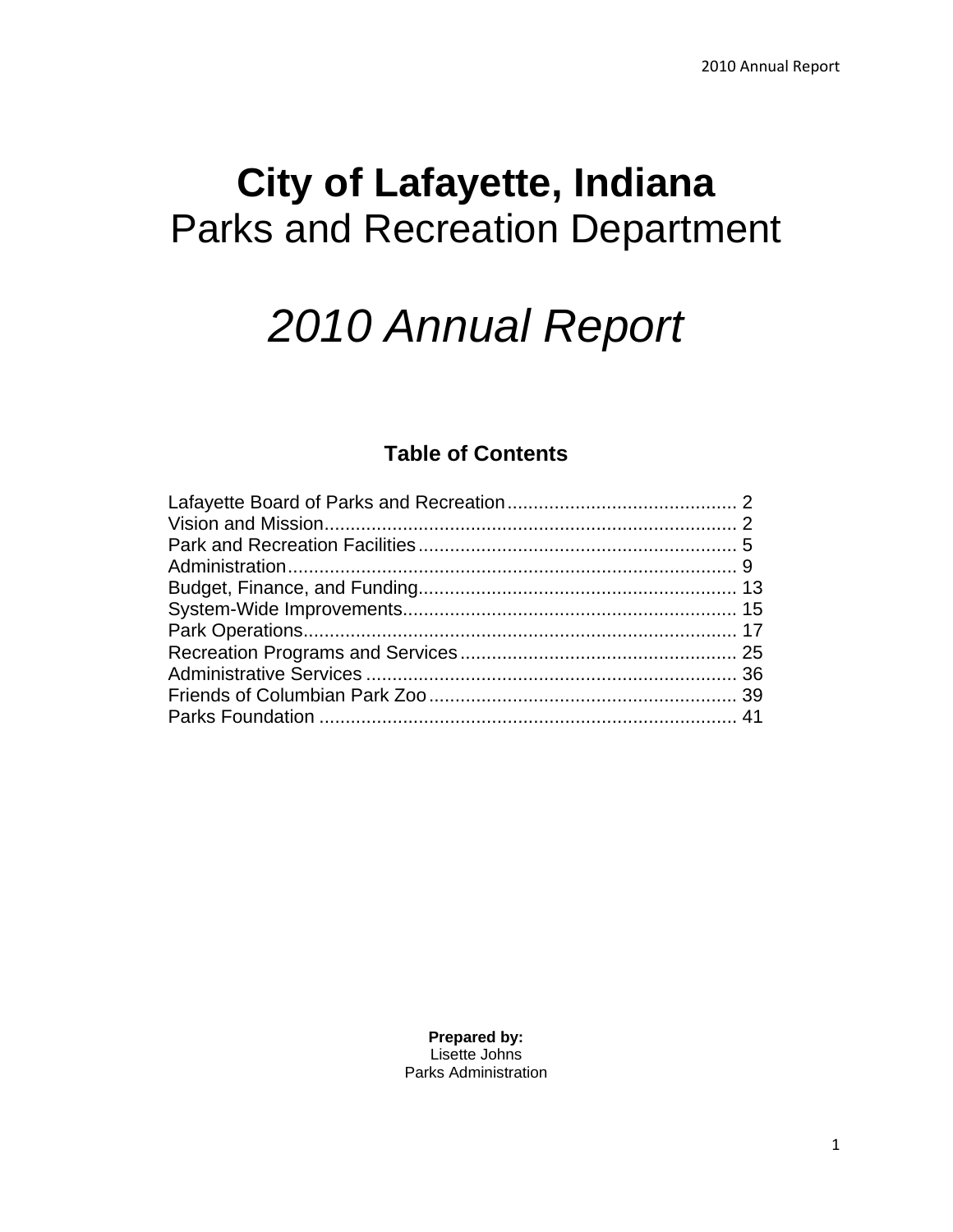# City of Lafayette, Indiana

## Parks and Recreation Department

# *2010 Annual Report*

### Table of Contents

Lafayette Board of Parks and Recreation ............................................ 2
Vision and Mission ............................................................................... 2
Park and Recreation Facilities ............................................................. 5
Administration ...................................................................................... 9
Budget, Finance, and Funding ............................................................ 13
System-Wide Improvements ............................................................... 15
Park Operations .................................................................................. 17
Recreation Programs and Services ..................................................... 25
Administrative Services ....................................................................... 36
Friends of Columbian Park Zoo ........................................................... 39
Parks Foundation ................................................................................ 41

**Prepared by:**
Lisette Johns
Parks Administration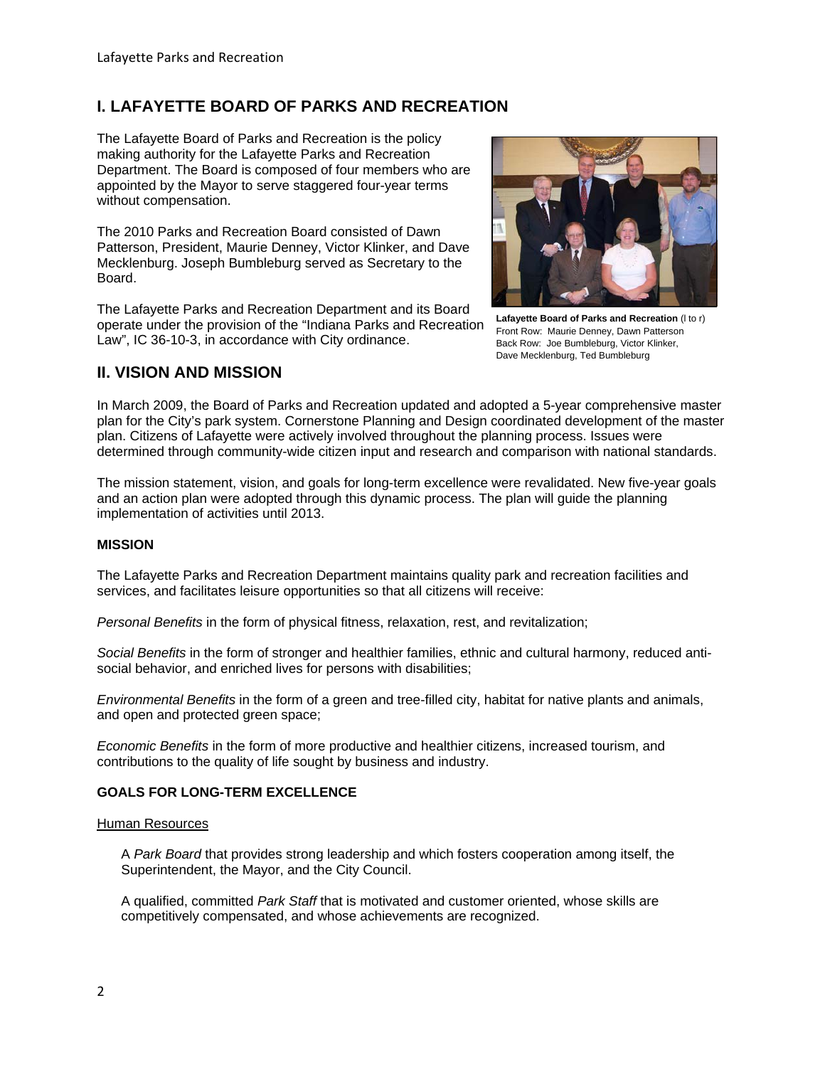## I. LAFAYETTE BOARD OF PARKS AND RECREATION

The Lafayette Board of Parks and Recreation is the policy making authority for the Lafayette Parks and Recreation Department. The Board is composed of four members who are appointed by the Mayor to serve staggered four-year terms without compensation.

The 2010 Parks and Recreation Board consisted of Dawn Patterson, President, Maurie Denney, Victor Klinker, and Dave Mecklenburg. Joseph Bumbleburg served as Secretary to the Board.

The Lafayette Parks and Recreation Department and its Board operate under the provision of the "Indiana Parks and Recreation Law", IC 36-10-3, in accordance with City ordinance.

**Lafayette Board of Parks and Recreation** (l to r)
Front Row: Maurie Denney, Dawn Patterson
Back Row: Joe Bumbleburg, Victor Klinker, Dave Mecklenburg, Ted Bumbleburg

## II. VISION AND MISSION

In March 2009, the Board of Parks and Recreation updated and adopted a 5-year comprehensive master plan for the City's park system. Cornerstone Planning and Design coordinated development of the master plan. Citizens of Lafayette were actively involved throughout the planning process. Issues were determined through community-wide citizen input and research and comparison with national standards.

The mission statement, vision, and goals for long-term excellence were revalidated. New five-year goals and an action plan were adopted through this dynamic process. The plan will guide the planning implementation of activities until 2013.

### MISSION

The Lafayette Parks and Recreation Department maintains quality park and recreation facilities and services, and facilitates leisure opportunities so that all citizens will receive:

*Personal Benefits* in the form of physical fitness, relaxation, rest, and revitalization;

*Social Benefits* in the form of stronger and healthier families, ethnic and cultural harmony, reduced anti-social behavior, and enriched lives for persons with disabilities;

*Environmental Benefits* in the form of a green and tree-filled city, habitat for native plants and animals, and open and protected green space;

*Economic Benefits* in the form of more productive and healthier citizens, increased tourism, and contributions to the quality of life sought by business and industry.

### GOALS FOR LONG-TERM EXCELLENCE

Human Resources

A *Park Board* that provides strong leadership and which fosters cooperation among itself, the Superintendent, the Mayor, and the City Council.

A qualified, committed *Park Staff* that is motivated and customer oriented, whose skills are competitively compensated, and whose achievements are recognized.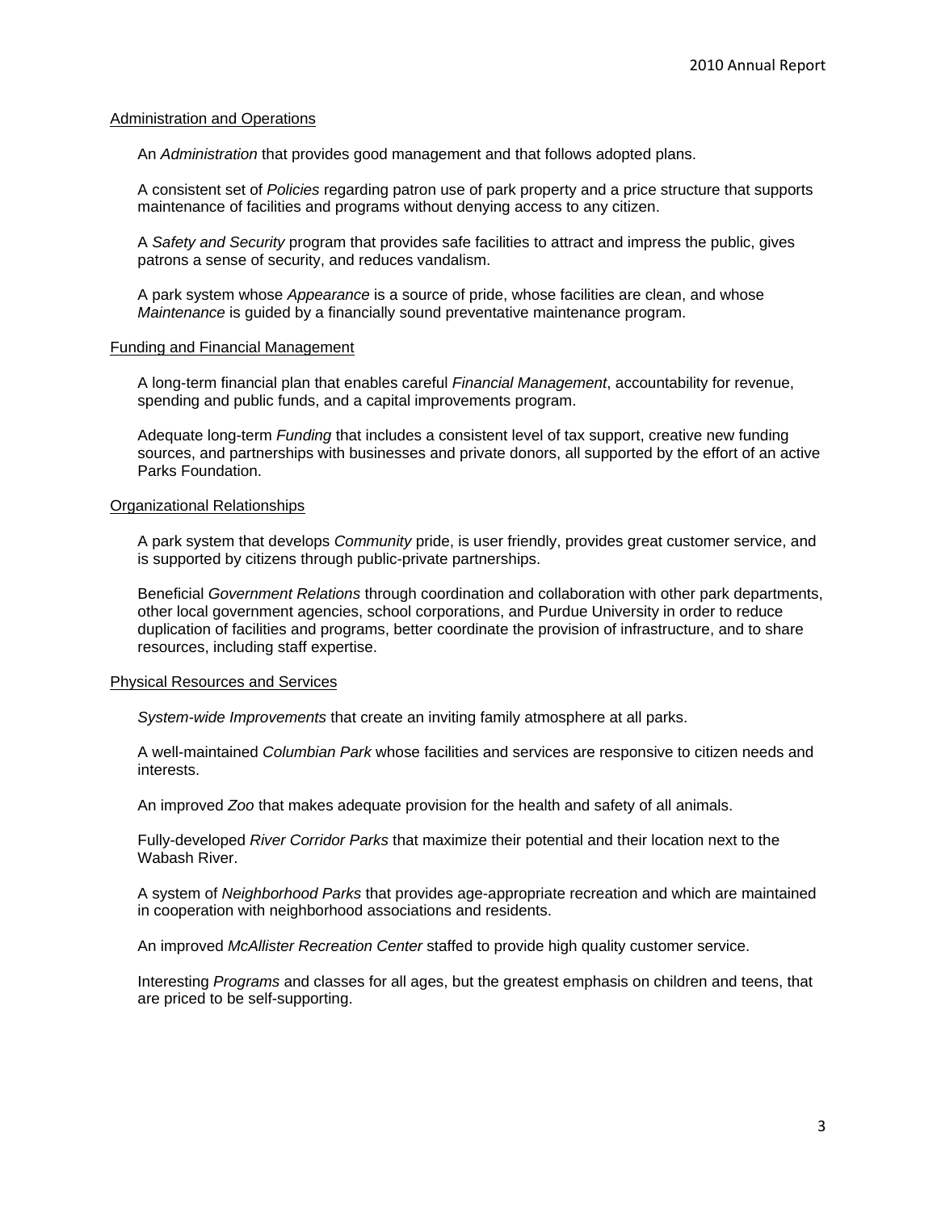Administration and Operations

An *Administration* that provides good management and that follows adopted plans.

A consistent set of *Policies* regarding patron use of park property and a price structure that supports maintenance of facilities and programs without denying access to any citizen.

A *Safety and Security* program that provides safe facilities to attract and impress the public, gives patrons a sense of security, and reduces vandalism.

A park system whose *Appearance* is a source of pride, whose facilities are clean, and whose *Maintenance* is guided by a financially sound preventative maintenance program.

Funding and Financial Management

A long-term financial plan that enables careful *Financial Management*, accountability for revenue, spending and public funds, and a capital improvements program.

Adequate long-term *Funding* that includes a consistent level of tax support, creative new funding sources, and partnerships with businesses and private donors, all supported by the effort of an active Parks Foundation.

Organizational Relationships

A park system that develops *Community* pride, is user friendly, provides great customer service, and is supported by citizens through public-private partnerships.

Beneficial *Government Relations* through coordination and collaboration with other park departments, other local government agencies, school corporations, and Purdue University in order to reduce duplication of facilities and programs, better coordinate the provision of infrastructure, and to share resources, including staff expertise.

Physical Resources and Services

*System-wide Improvements* that create an inviting family atmosphere at all parks.

A well-maintained *Columbian Park* whose facilities and services are responsive to citizen needs and interests.

An improved *Zoo* that makes adequate provision for the health and safety of all animals.

Fully-developed *River Corridor Parks* that maximize their potential and their location next to the Wabash River.

A system of *Neighborhood Parks* that provides age-appropriate recreation and which are maintained in cooperation with neighborhood associations and residents.

An improved *McAllister Recreation Center* staffed to provide high quality customer service.

Interesting *Programs* and classes for all ages, but the greatest emphasis on children and teens, that are priced to be self-supporting.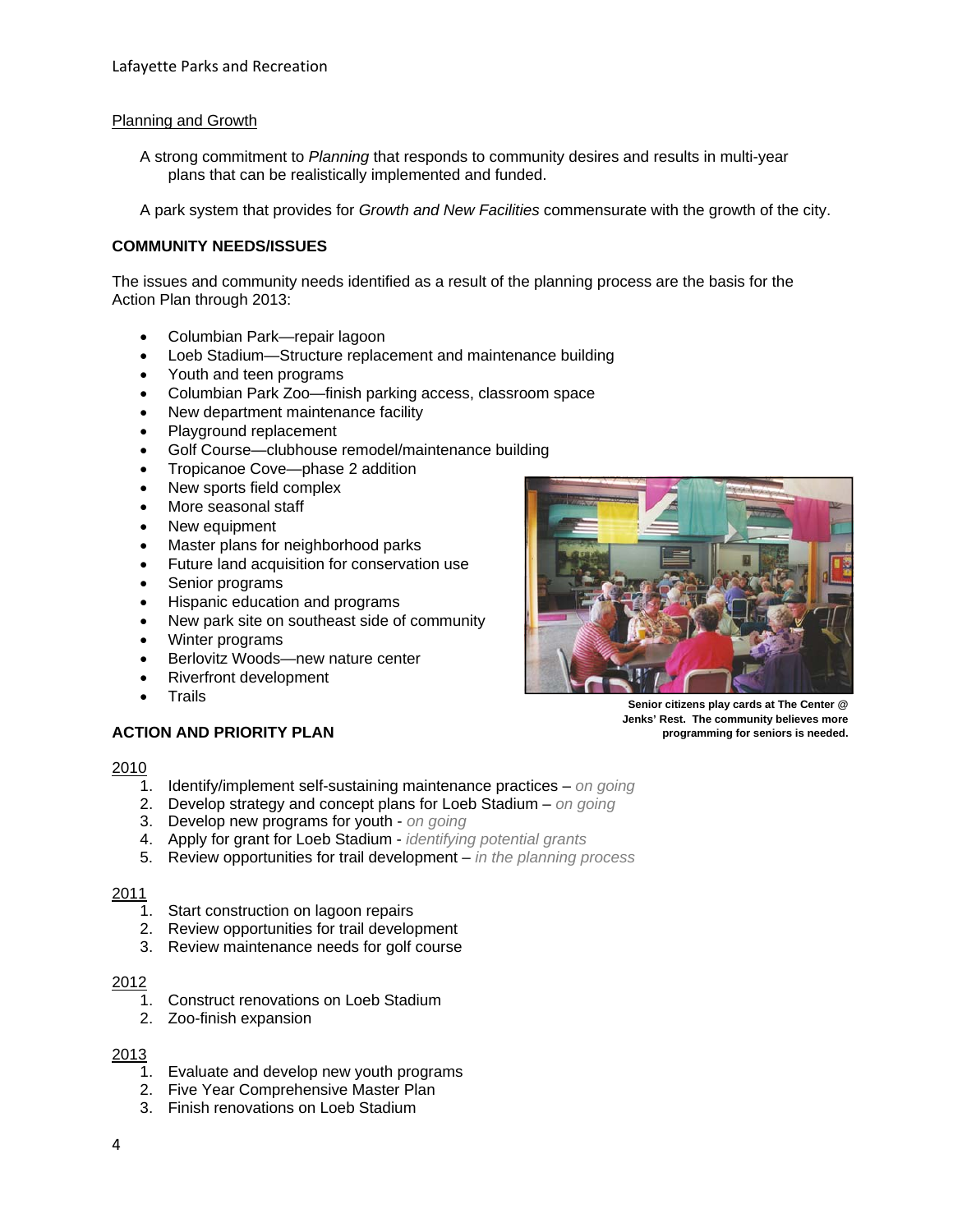Planning and Growth

A strong commitment to *Planning* that responds to community desires and results in multi-year plans that can be realistically implemented and funded.

A park system that provides for *Growth and New Facilities* commensurate with the growth of the city.

## COMMUNITY NEEDS/ISSUES

The issues and community needs identified as a result of the planning process are the basis for the Action Plan through 2013:

- Columbian Park—repair lagoon
- Loeb Stadium—Structure replacement and maintenance building
- Youth and teen programs
- Columbian Park Zoo—finish parking access, classroom space
- New department maintenance facility
- Playground replacement
- Golf Course—clubhouse remodel/maintenance building
- Tropicanoe Cove—phase 2 addition
- New sports field complex
- More seasonal staff
- New equipment
- Master plans for neighborhood parks
- Future land acquisition for conservation use
- Senior programs
- Hispanic education and programs
- New park site on southeast side of community
- Winter programs
- Berlovitz Woods—new nature center
- Riverfront development
- Trails

**Senior citizens play cards at The Center @ Jenks' Rest. The community believes more programming for seniors is needed.**

## ACTION AND PRIORITY PLAN

2010

1. Identify/implement self-sustaining maintenance practices – *on going*
2. Develop strategy and concept plans for Loeb Stadium – *on going*
3. Develop new programs for youth - *on going*
4. Apply for grant for Loeb Stadium - *identifying potential grants*
5. Review opportunities for trail development – *in the planning process*

2011

1. Start construction on lagoon repairs
2. Review opportunities for trail development
3. Review maintenance needs for golf course

2012

1. Construct renovations on Loeb Stadium
2. Zoo-finish expansion

2013

1. Evaluate and develop new youth programs
2. Five Year Comprehensive Master Plan
3. Finish renovations on Loeb Stadium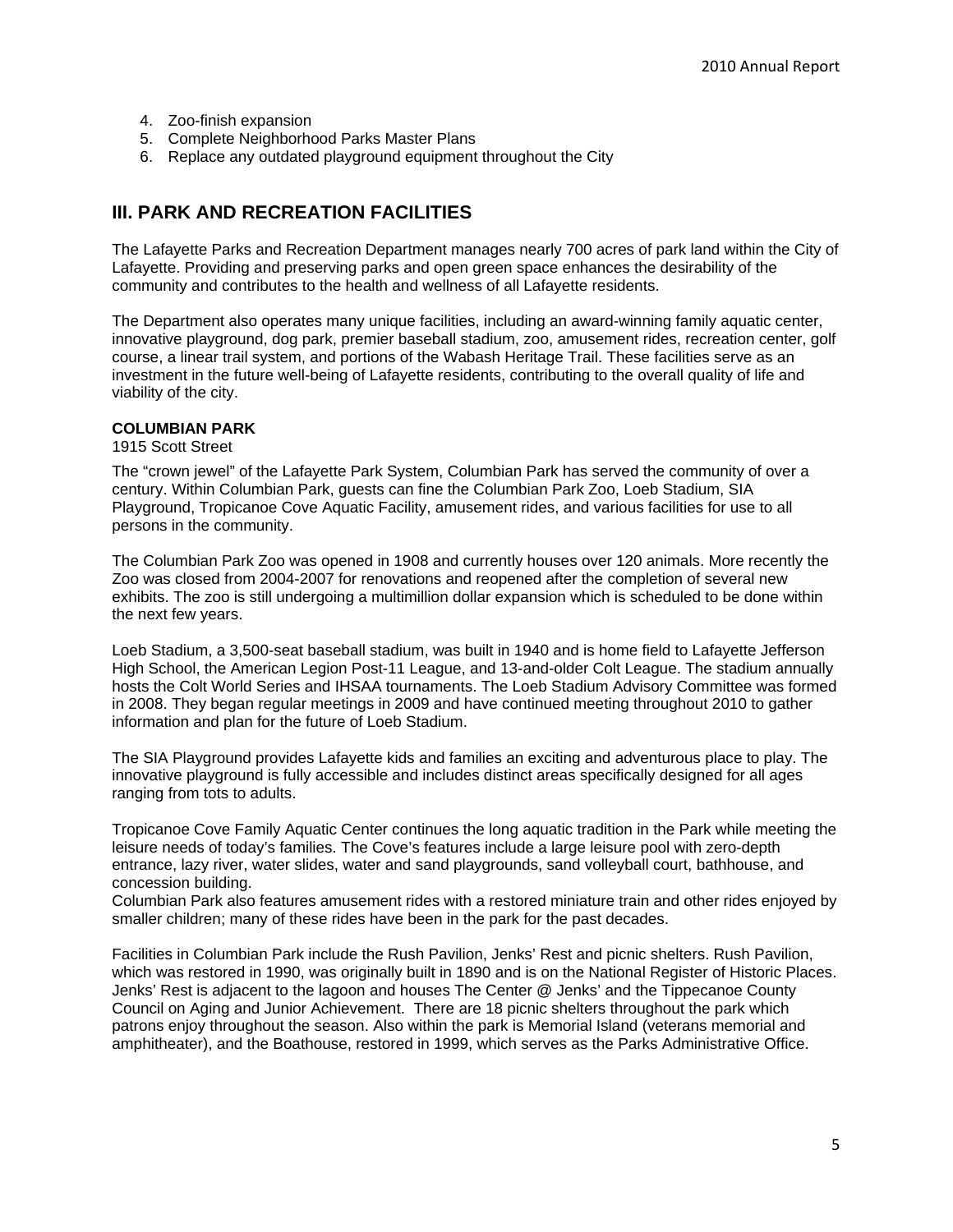4. Zoo-finish expansion
5. Complete Neighborhood Parks Master Plans
6. Replace any outdated playground equipment throughout the City

## III. PARK AND RECREATION FACILITIES

The Lafayette Parks and Recreation Department manages nearly 700 acres of park land within the City of Lafayette. Providing and preserving parks and open green space enhances the desirability of the community and contributes to the health and wellness of all Lafayette residents.

The Department also operates many unique facilities, including an award-winning family aquatic center, innovative playground, dog park, premier baseball stadium, zoo, amusement rides, recreation center, golf course, a linear trail system, and portions of the Wabash Heritage Trail. These facilities serve as an investment in the future well-being of Lafayette residents, contributing to the overall quality of life and viability of the city.

**COLUMBIAN PARK**
1915 Scott Street

The "crown jewel" of the Lafayette Park System, Columbian Park has served the community of over a century. Within Columbian Park, guests can fine the Columbian Park Zoo, Loeb Stadium, SIA Playground, Tropicanoe Cove Aquatic Facility, amusement rides, and various facilities for use to all persons in the community.

The Columbian Park Zoo was opened in 1908 and currently houses over 120 animals. More recently the Zoo was closed from 2004-2007 for renovations and reopened after the completion of several new exhibits. The zoo is still undergoing a multimillion dollar expansion which is scheduled to be done within the next few years.

Loeb Stadium, a 3,500-seat baseball stadium, was built in 1940 and is home field to Lafayette Jefferson High School, the American Legion Post-11 League, and 13-and-older Colt League. The stadium annually hosts the Colt World Series and IHSAA tournaments. The Loeb Stadium Advisory Committee was formed in 2008. They began regular meetings in 2009 and have continued meeting throughout 2010 to gather information and plan for the future of Loeb Stadium.

The SIA Playground provides Lafayette kids and families an exciting and adventurous place to play. The innovative playground is fully accessible and includes distinct areas specifically designed for all ages ranging from tots to adults.

Tropicanoe Cove Family Aquatic Center continues the long aquatic tradition in the Park while meeting the leisure needs of today's families. The Cove's features include a large leisure pool with zero-depth entrance, lazy river, water slides, water and sand playgrounds, sand volleyball court, bathhouse, and concession building.
Columbian Park also features amusement rides with a restored miniature train and other rides enjoyed by smaller children; many of these rides have been in the park for the past decades.

Facilities in Columbian Park include the Rush Pavilion, Jenks' Rest and picnic shelters. Rush Pavilion, which was restored in 1990, was originally built in 1890 and is on the National Register of Historic Places. Jenks' Rest is adjacent to the lagoon and houses The Center @ Jenks' and the Tippecanoe County Council on Aging and Junior Achievement. There are 18 picnic shelters throughout the park which patrons enjoy throughout the season. Also within the park is Memorial Island (veterans memorial and amphitheater), and the Boathouse, restored in 1999, which serves as the Parks Administrative Office.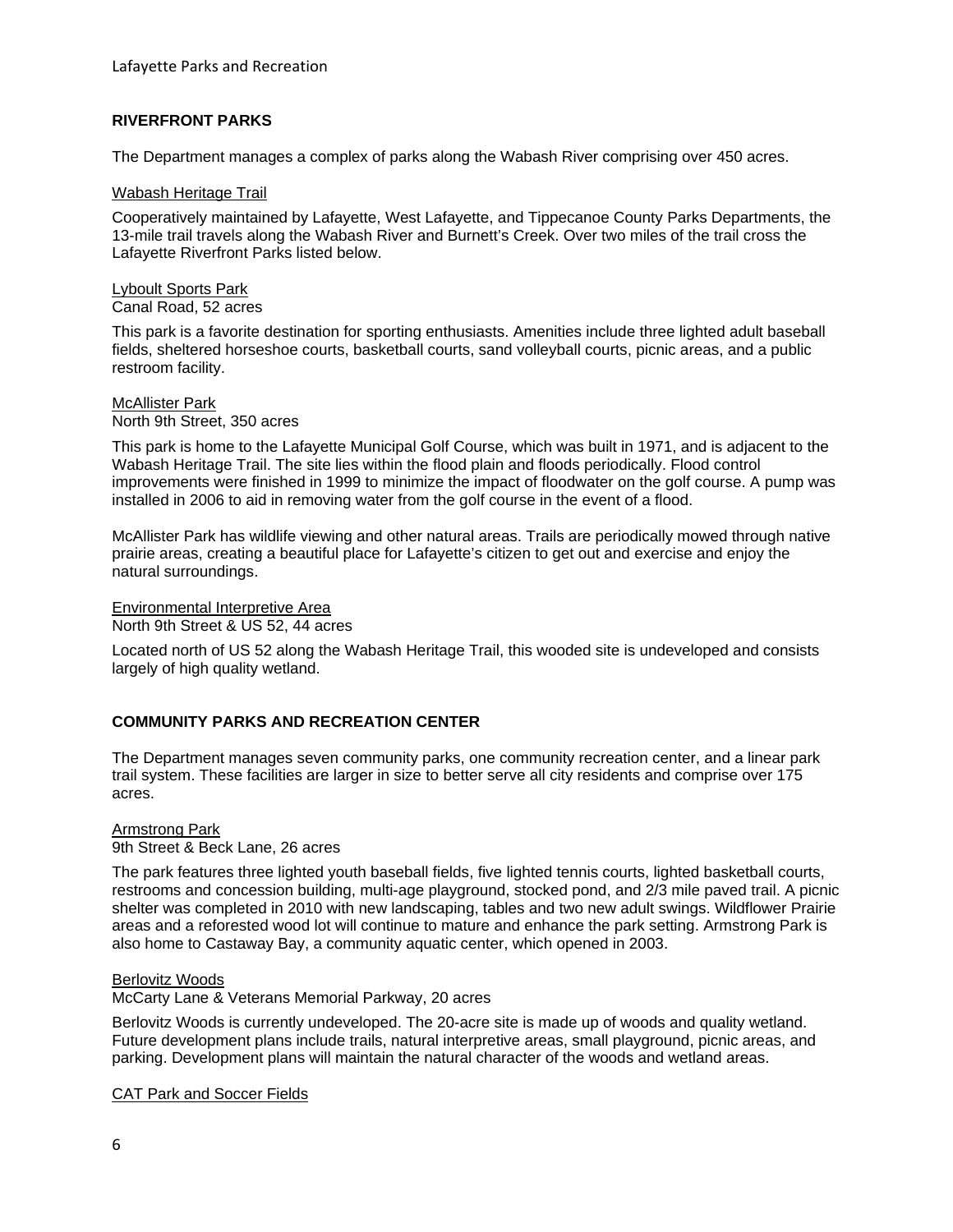## RIVERFRONT PARKS

The Department manages a complex of parks along the Wabash River comprising over 450 acres.

### Wabash Heritage Trail

Cooperatively maintained by Lafayette, West Lafayette, and Tippecanoe County Parks Departments, the 13-mile trail travels along the Wabash River and Burnett's Creek. Over two miles of the trail cross the Lafayette Riverfront Parks listed below.

### Lyboult Sports Park

Canal Road, 52 acres

This park is a favorite destination for sporting enthusiasts. Amenities include three lighted adult baseball fields, sheltered horseshoe courts, basketball courts, sand volleyball courts, picnic areas, and a public restroom facility.

### McAllister Park

North 9th Street, 350 acres

This park is home to the Lafayette Municipal Golf Course, which was built in 1971, and is adjacent to the Wabash Heritage Trail. The site lies within the flood plain and floods periodically. Flood control improvements were finished in 1999 to minimize the impact of floodwater on the golf course. A pump was installed in 2006 to aid in removing water from the golf course in the event of a flood.

McAllister Park has wildlife viewing and other natural areas. Trails are periodically mowed through native prairie areas, creating a beautiful place for Lafayette's citizen to get out and exercise and enjoy the natural surroundings.

### Environmental Interpretive Area

North 9th Street & US 52, 44 acres

Located north of US 52 along the Wabash Heritage Trail, this wooded site is undeveloped and consists largely of high quality wetland.

## COMMUNITY PARKS AND RECREATION CENTER

The Department manages seven community parks, one community recreation center, and a linear park trail system. These facilities are larger in size to better serve all city residents and comprise over 175 acres.

### Armstrong Park

9th Street & Beck Lane, 26 acres

The park features three lighted youth baseball fields, five lighted tennis courts, lighted basketball courts, restrooms and concession building, multi-age playground, stocked pond, and 2/3 mile paved trail. A picnic shelter was completed in 2010 with new landscaping, tables and two new adult swings. Wildflower Prairie areas and a reforested wood lot will continue to mature and enhance the park setting. Armstrong Park is also home to Castaway Bay, a community aquatic center, which opened in 2003.

### Berlovitz Woods

McCarty Lane & Veterans Memorial Parkway, 20 acres

Berlovitz Woods is currently undeveloped. The 20-acre site is made up of woods and quality wetland. Future development plans include trails, natural interpretive areas, small playground, picnic areas, and parking. Development plans will maintain the natural character of the woods and wetland areas.

### CAT Park and Soccer Fields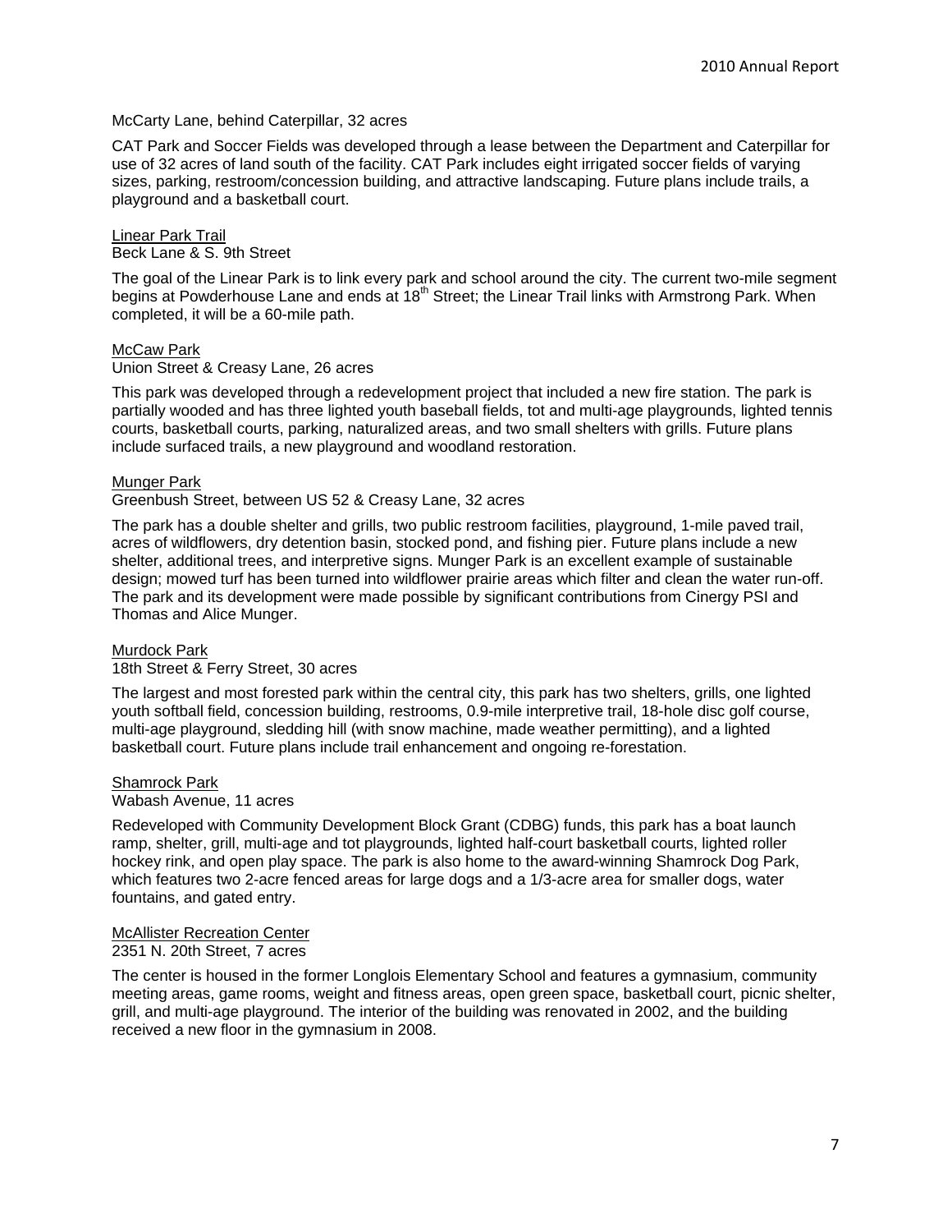McCarty Lane, behind Caterpillar, 32 acres

CAT Park and Soccer Fields was developed through a lease between the Department and Caterpillar for use of 32 acres of land south of the facility. CAT Park includes eight irrigated soccer fields of varying sizes, parking, restroom/concession building, and attractive landscaping. Future plans include trails, a playground and a basketball court.

<u>Linear Park Trail</u>

Beck Lane & S. 9th Street

The goal of the Linear Park is to link every park and school around the city. The current two-mile segment begins at Powderhouse Lane and ends at 18th Street; the Linear Trail links with Armstrong Park. When completed, it will be a 60-mile path.

<u>McCaw Park</u>

Union Street & Creasy Lane, 26 acres

This park was developed through a redevelopment project that included a new fire station. The park is partially wooded and has three lighted youth baseball fields, tot and multi-age playgrounds, lighted tennis courts, basketball courts, parking, naturalized areas, and two small shelters with grills. Future plans include surfaced trails, a new playground and woodland restoration.

<u>Munger Park</u>

Greenbush Street, between US 52 & Creasy Lane, 32 acres

The park has a double shelter and grills, two public restroom facilities, playground, 1-mile paved trail, acres of wildflowers, dry detention basin, stocked pond, and fishing pier. Future plans include a new shelter, additional trees, and interpretive signs. Munger Park is an excellent example of sustainable design; mowed turf has been turned into wildflower prairie areas which filter and clean the water run-off. The park and its development were made possible by significant contributions from Cinergy PSI and Thomas and Alice Munger.

<u>Murdock Park</u>

18th Street & Ferry Street, 30 acres

The largest and most forested park within the central city, this park has two shelters, grills, one lighted youth softball field, concession building, restrooms, 0.9-mile interpretive trail, 18-hole disc golf course, multi-age playground, sledding hill (with snow machine, made weather permitting), and a lighted basketball court. Future plans include trail enhancement and ongoing re-forestation.

<u>Shamrock Park</u>

Wabash Avenue, 11 acres

Redeveloped with Community Development Block Grant (CDBG) funds, this park has a boat launch ramp, shelter, grill, multi-age and tot playgrounds, lighted half-court basketball courts, lighted roller hockey rink, and open play space. The park is also home to the award-winning Shamrock Dog Park, which features two 2-acre fenced areas for large dogs and a 1/3-acre area for smaller dogs, water fountains, and gated entry.

<u>McAllister Recreation Center</u>

2351 N. 20th Street, 7 acres

The center is housed in the former Longlois Elementary School and features a gymnasium, community meeting areas, game rooms, weight and fitness areas, open green space, basketball court, picnic shelter, grill, and multi-age playground. The interior of the building was renovated in 2002, and the building received a new floor in the gymnasium in 2008.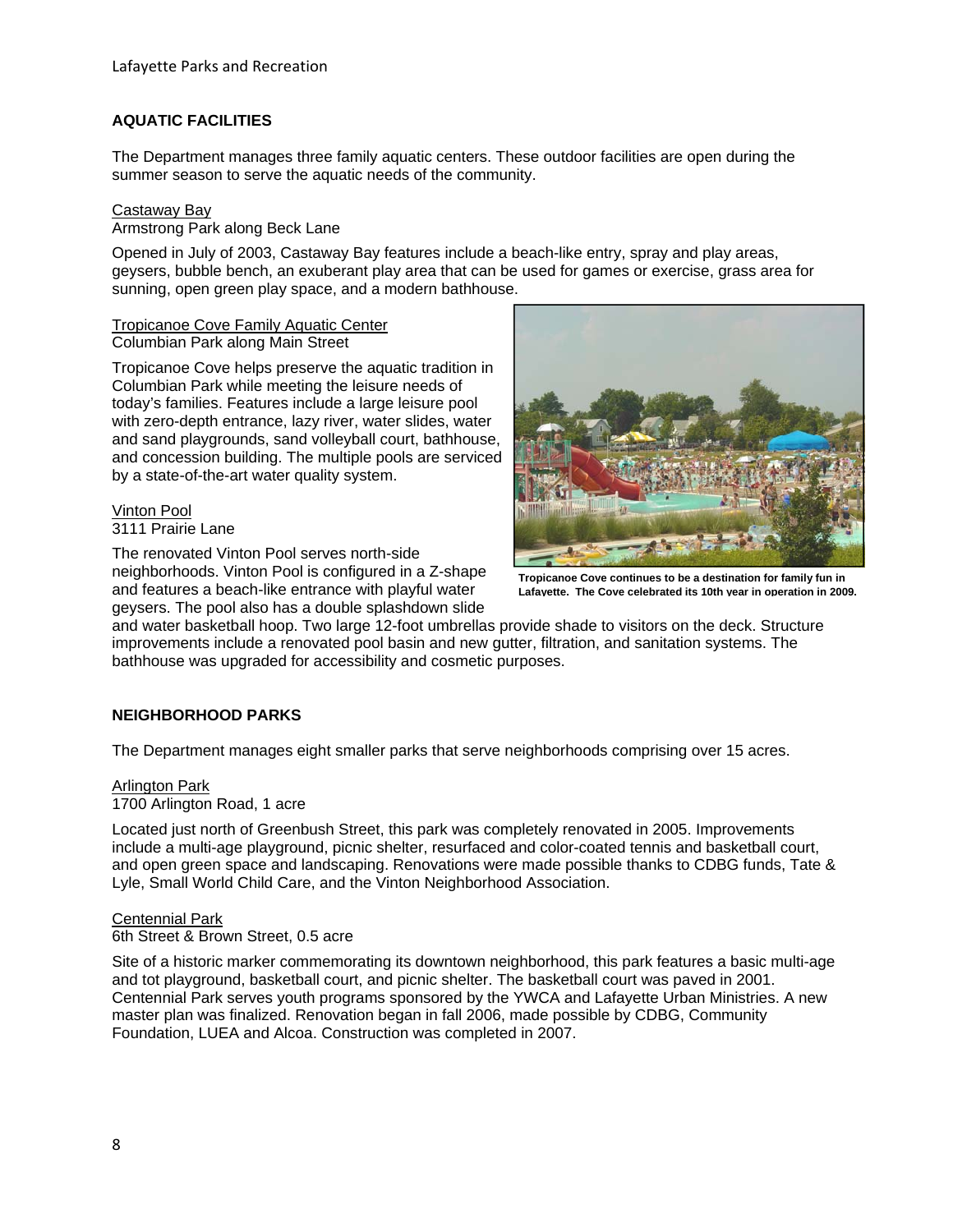## AQUATIC FACILITIES

The Department manages three family aquatic centers. These outdoor facilities are open during the summer season to serve the aquatic needs of the community.

Castaway Bay
Armstrong Park along Beck Lane

Opened in July of 2003, Castaway Bay features include a beach-like entry, spray and play areas, geysers, bubble bench, an exuberant play area that can be used for games or exercise, grass area for sunning, open green play space, and a modern bathhouse.

Tropicanoe Cove Family Aquatic Center
Columbian Park along Main Street

Tropicanoe Cove helps preserve the aquatic tradition in Columbian Park while meeting the leisure needs of today's families. Features include a large leisure pool with zero-depth entrance, lazy river, water slides, water and sand playgrounds, sand volleyball court, bathhouse, and concession building. The multiple pools are serviced by a state-of-the-art water quality system.

**Tropicanoe Cove continues to be a destination for family fun in Lafayette. The Cove celebrated its 10th year in operation in 2009.**

Vinton Pool
3111 Prairie Lane

The renovated Vinton Pool serves north-side neighborhoods. Vinton Pool is configured in a Z-shape and features a beach-like entrance with playful water geysers. The pool also has a double splashdown slide and water basketball hoop. Two large 12-foot umbrellas provide shade to visitors on the deck. Structure improvements include a renovated pool basin and new gutter, filtration, and sanitation systems. The bathhouse was upgraded for accessibility and cosmetic purposes.

## NEIGHBORHOOD PARKS

The Department manages eight smaller parks that serve neighborhoods comprising over 15 acres.

Arlington Park
1700 Arlington Road, 1 acre

Located just north of Greenbush Street, this park was completely renovated in 2005. Improvements include a multi-age playground, picnic shelter, resurfaced and color-coated tennis and basketball court, and open green space and landscaping. Renovations were made possible thanks to CDBG funds, Tate & Lyle, Small World Child Care, and the Vinton Neighborhood Association.

Centennial Park
6th Street & Brown Street, 0.5 acre

Site of a historic marker commemorating its downtown neighborhood, this park features a basic multi-age and tot playground, basketball court, and picnic shelter. The basketball court was paved in 2001. Centennial Park serves youth programs sponsored by the YWCA and Lafayette Urban Ministries. A new master plan was finalized. Renovation began in fall 2006, made possible by CDBG, Community Foundation, LUEA and Alcoa. Construction was completed in 2007.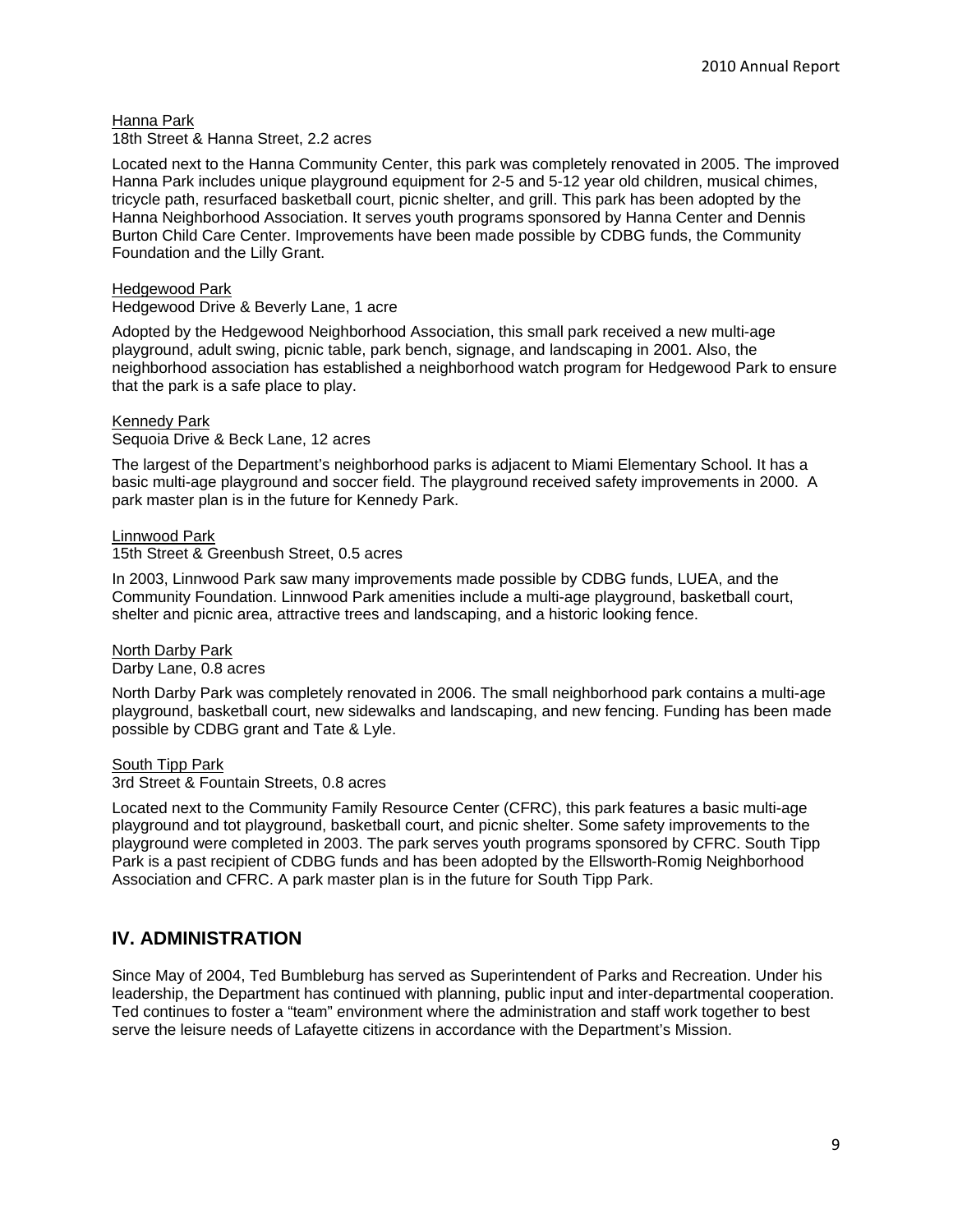<u>Hanna Park</u>
18th Street & Hanna Street, 2.2 acres

Located next to the Hanna Community Center, this park was completely renovated in 2005. The improved Hanna Park includes unique playground equipment for 2-5 and 5-12 year old children, musical chimes, tricycle path, resurfaced basketball court, picnic shelter, and grill. This park has been adopted by the Hanna Neighborhood Association. It serves youth programs sponsored by Hanna Center and Dennis Burton Child Care Center. Improvements have been made possible by CDBG funds, the Community Foundation and the Lilly Grant.

<u>Hedgewood Park</u>
Hedgewood Drive & Beverly Lane, 1 acre

Adopted by the Hedgewood Neighborhood Association, this small park received a new multi-age playground, adult swing, picnic table, park bench, signage, and landscaping in 2001. Also, the neighborhood association has established a neighborhood watch program for Hedgewood Park to ensure that the park is a safe place to play.

<u>Kennedy Park</u>
Sequoia Drive & Beck Lane, 12 acres

The largest of the Department's neighborhood parks is adjacent to Miami Elementary School. It has a basic multi-age playground and soccer field. The playground received safety improvements in 2000. A park master plan is in the future for Kennedy Park.

<u>Linnwood Park</u>
15th Street & Greenbush Street, 0.5 acres

In 2003, Linnwood Park saw many improvements made possible by CDBG funds, LUEA, and the Community Foundation. Linnwood Park amenities include a multi-age playground, basketball court, shelter and picnic area, attractive trees and landscaping, and a historic looking fence.

<u>North Darby Park</u>
Darby Lane, 0.8 acres

North Darby Park was completely renovated in 2006. The small neighborhood park contains a multi-age playground, basketball court, new sidewalks and landscaping, and new fencing. Funding has been made possible by CDBG grant and Tate & Lyle.

<u>South Tipp Park</u>
3rd Street & Fountain Streets, 0.8 acres

Located next to the Community Family Resource Center (CFRC), this park features a basic multi-age playground and tot playground, basketball court, and picnic shelter. Some safety improvements to the playground were completed in 2003. The park serves youth programs sponsored by CFRC. South Tipp Park is a past recipient of CDBG funds and has been adopted by the Ellsworth-Romig Neighborhood Association and CFRC. A park master plan is in the future for South Tipp Park.

## IV. ADMINISTRATION

Since May of 2004, Ted Bumbleburg has served as Superintendent of Parks and Recreation. Under his leadership, the Department has continued with planning, public input and inter-departmental cooperation. Ted continues to foster a "team" environment where the administration and staff work together to best serve the leisure needs of Lafayette citizens in accordance with the Department's Mission.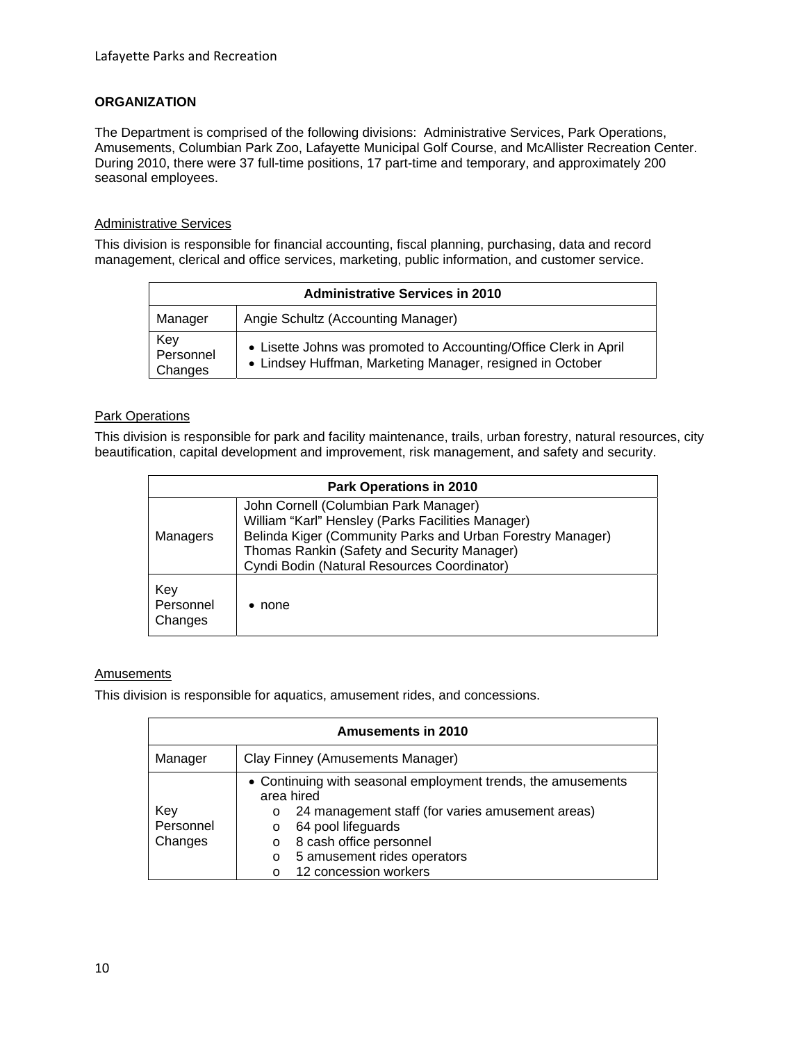## ORGANIZATION

The Department is comprised of the following divisions: Administrative Services, Park Operations, Amusements, Columbian Park Zoo, Lafayette Municipal Golf Course, and McAllister Recreation Center. During 2010, there were 37 full-time positions, 17 part-time and temporary, and approximately 200 seasonal employees.

### Administrative Services

This division is responsible for financial accounting, fiscal planning, purchasing, data and record management, clerical and office services, marketing, public information, and customer service.

| Administrative Services in 2010 | |
|---|---|
| Manager | Angie Schultz (Accounting Manager) |
| Key Personnel Changes | • Lisette Johns was promoted to Accounting/Office Clerk in April<br>• Lindsey Huffman, Marketing Manager, resigned in October |

### Park Operations

This division is responsible for park and facility maintenance, trails, urban forestry, natural resources, city beautification, capital development and improvement, risk management, and safety and security.

| Park Operations in 2010 | |
|---|---|
| Managers | John Cornell (Columbian Park Manager)<br>William "Karl" Hensley (Parks Facilities Manager)<br>Belinda Kiger (Community Parks and Urban Forestry Manager)<br>Thomas Rankin (Safety and Security Manager)<br>Cyndi Bodin (Natural Resources Coordinator) |
| Key Personnel Changes | • none |

### Amusements

This division is responsible for aquatics, amusement rides, and concessions.

| Amusements in 2010 | |
|---|---|
| Manager | Clay Finney (Amusements Manager) |
| Key Personnel Changes | • Continuing with seasonal employment trends, the amusements area hired<br>o 24 management staff (for varies amusement areas)<br>o 64 pool lifeguards<br>o 8 cash office personnel<br>o 5 amusement rides operators<br>o 12 concession workers |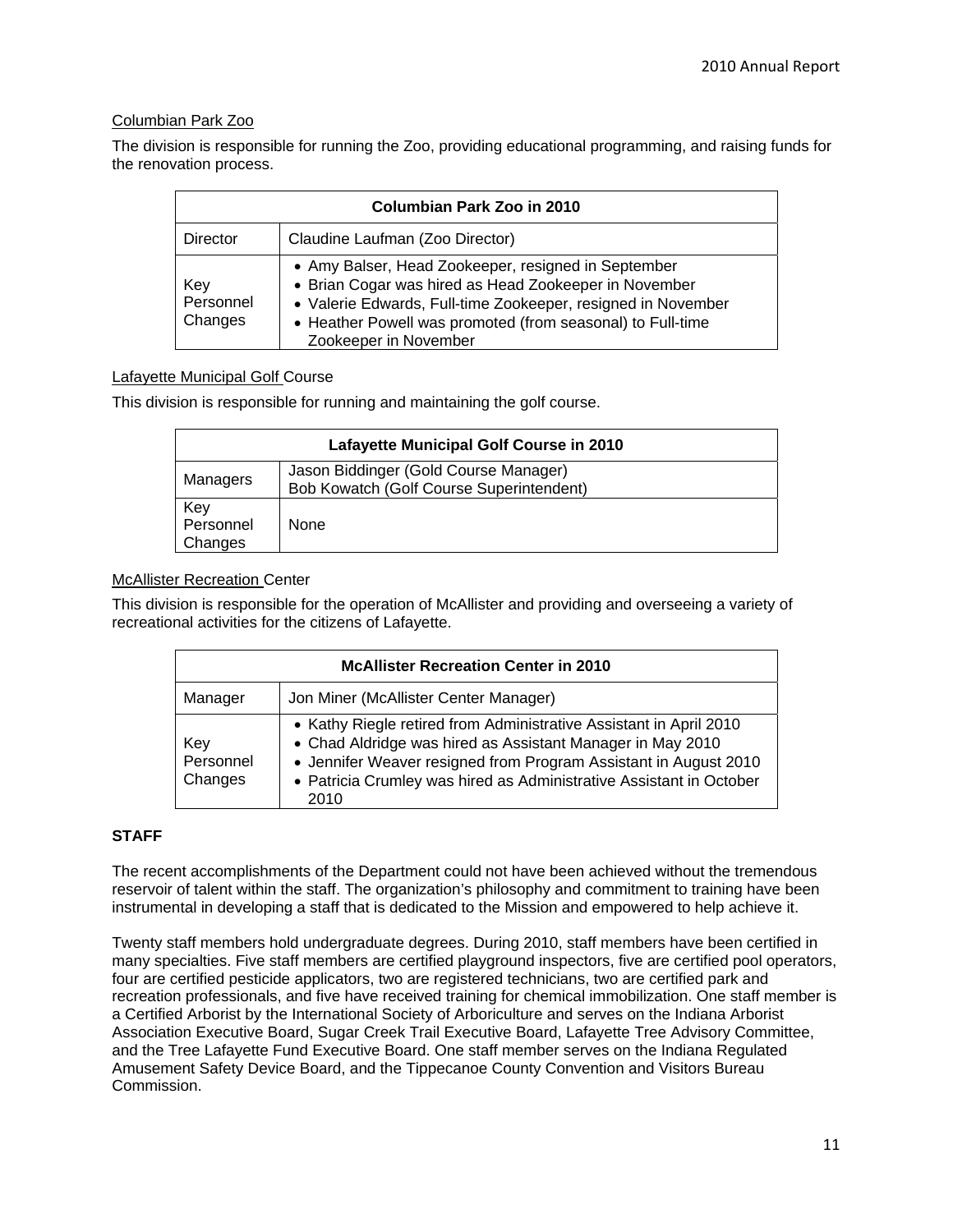Columbian Park Zoo

The division is responsible for running the Zoo, providing educational programming, and raising funds for the renovation process.

| Columbian Park Zoo in 2010 | |
|---|---|
| Director | Claudine Laufman (Zoo Director) |
| Key Personnel Changes | • Amy Balser, Head Zookeeper, resigned in September<br>• Brian Cogar was hired as Head Zookeeper in November<br>• Valerie Edwards, Full-time Zookeeper, resigned in November<br>• Heather Powell was promoted (from seasonal) to Full-time Zookeeper in November |

Lafayette Municipal Golf Course

This division is responsible for running and maintaining the golf course.

| Lafayette Municipal Golf Course in 2010 | |
|---|---|
| Managers | Jason Biddinger (Gold Course Manager)<br>Bob Kowatch (Golf Course Superintendent) |
| Key Personnel Changes | None |

McAllister Recreation Center

This division is responsible for the operation of McAllister and providing and overseeing a variety of recreational activities for the citizens of Lafayette.

| McAllister Recreation Center in 2010 | |
|---|---|
| Manager | Jon Miner (McAllister Center Manager) |
| Key Personnel Changes | • Kathy Riegle retired from Administrative Assistant in April 2010<br>• Chad Aldridge was hired as Assistant Manager in May 2010<br>• Jennifer Weaver resigned from Program Assistant in August 2010<br>• Patricia Crumley was hired as Administrative Assistant in October 2010 |

**STAFF**

The recent accomplishments of the Department could not have been achieved without the tremendous reservoir of talent within the staff. The organization's philosophy and commitment to training have been instrumental in developing a staff that is dedicated to the Mission and empowered to help achieve it.

Twenty staff members hold undergraduate degrees. During 2010, staff members have been certified in many specialties. Five staff members are certified playground inspectors, five are certified pool operators, four are certified pesticide applicators, two are registered technicians, two are certified park and recreation professionals, and five have received training for chemical immobilization. One staff member is a Certified Arborist by the International Society of Arboriculture and serves on the Indiana Arborist Association Executive Board, Sugar Creek Trail Executive Board, Lafayette Tree Advisory Committee, and the Tree Lafayette Fund Executive Board. One staff member serves on the Indiana Regulated Amusement Safety Device Board, and the Tippecanoe County Convention and Visitors Bureau Commission.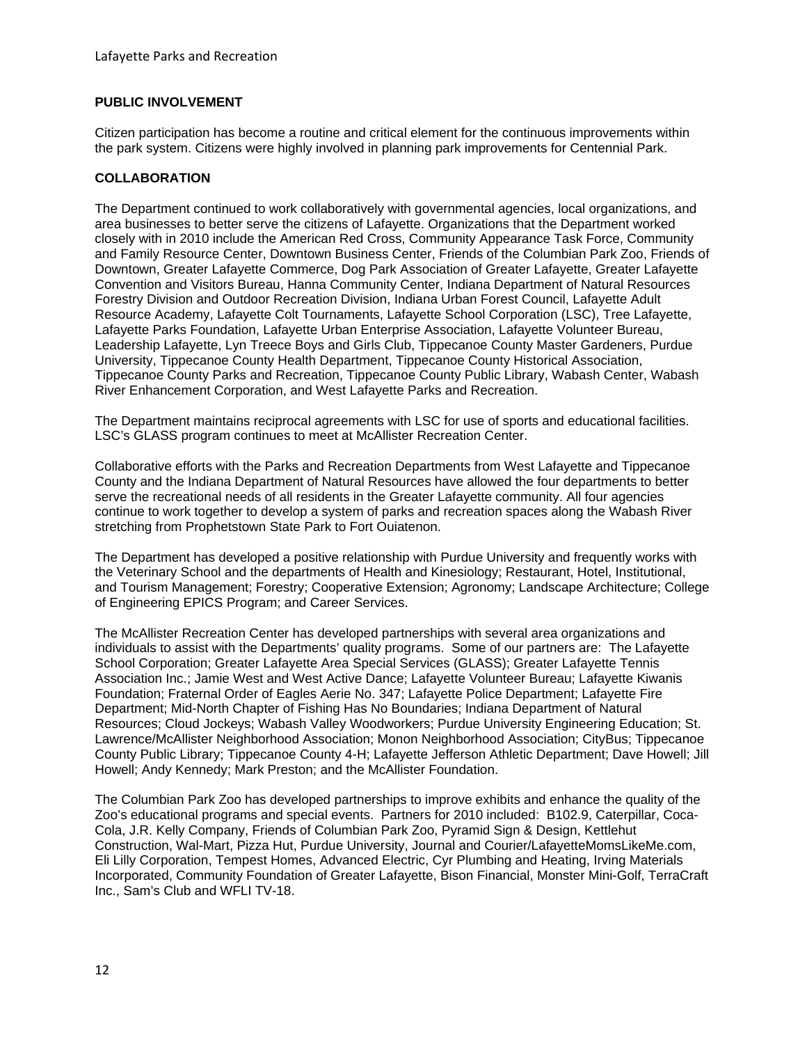## PUBLIC INVOLVEMENT

Citizen participation has become a routine and critical element for the continuous improvements within the park system. Citizens were highly involved in planning park improvements for Centennial Park.

## COLLABORATION

The Department continued to work collaboratively with governmental agencies, local organizations, and area businesses to better serve the citizens of Lafayette. Organizations that the Department worked closely with in 2010 include the American Red Cross, Community Appearance Task Force, Community and Family Resource Center, Downtown Business Center, Friends of the Columbian Park Zoo, Friends of Downtown, Greater Lafayette Commerce, Dog Park Association of Greater Lafayette, Greater Lafayette Convention and Visitors Bureau, Hanna Community Center, Indiana Department of Natural Resources Forestry Division and Outdoor Recreation Division, Indiana Urban Forest Council, Lafayette Adult Resource Academy, Lafayette Colt Tournaments, Lafayette School Corporation (LSC), Tree Lafayette, Lafayette Parks Foundation, Lafayette Urban Enterprise Association, Lafayette Volunteer Bureau, Leadership Lafayette, Lyn Treece Boys and Girls Club, Tippecanoe County Master Gardeners, Purdue University, Tippecanoe County Health Department, Tippecanoe County Historical Association, Tippecanoe County Parks and Recreation, Tippecanoe County Public Library, Wabash Center, Wabash River Enhancement Corporation, and West Lafayette Parks and Recreation.

The Department maintains reciprocal agreements with LSC for use of sports and educational facilities. LSC's GLASS program continues to meet at McAllister Recreation Center.

Collaborative efforts with the Parks and Recreation Departments from West Lafayette and Tippecanoe County and the Indiana Department of Natural Resources have allowed the four departments to better serve the recreational needs of all residents in the Greater Lafayette community. All four agencies continue to work together to develop a system of parks and recreation spaces along the Wabash River stretching from Prophetstown State Park to Fort Ouiatenon.

The Department has developed a positive relationship with Purdue University and frequently works with the Veterinary School and the departments of Health and Kinesiology; Restaurant, Hotel, Institutional, and Tourism Management; Forestry; Cooperative Extension; Agronomy; Landscape Architecture; College of Engineering EPICS Program; and Career Services.

The McAllister Recreation Center has developed partnerships with several area organizations and individuals to assist with the Departments' quality programs. Some of our partners are: The Lafayette School Corporation; Greater Lafayette Area Special Services (GLASS); Greater Lafayette Tennis Association Inc.; Jamie West and West Active Dance; Lafayette Volunteer Bureau; Lafayette Kiwanis Foundation; Fraternal Order of Eagles Aerie No. 347; Lafayette Police Department; Lafayette Fire Department; Mid-North Chapter of Fishing Has No Boundaries; Indiana Department of Natural Resources; Cloud Jockeys; Wabash Valley Woodworkers; Purdue University Engineering Education; St. Lawrence/McAllister Neighborhood Association; Monon Neighborhood Association; CityBus; Tippecanoe County Public Library; Tippecanoe County 4-H; Lafayette Jefferson Athletic Department; Dave Howell; Jill Howell; Andy Kennedy; Mark Preston; and the McAllister Foundation.

The Columbian Park Zoo has developed partnerships to improve exhibits and enhance the quality of the Zoo's educational programs and special events. Partners for 2010 included: B102.9, Caterpillar, Coca-Cola, J.R. Kelly Company, Friends of Columbian Park Zoo, Pyramid Sign & Design, Kettlehut Construction, Wal-Mart, Pizza Hut, Purdue University, Journal and Courier/LafayetteMomsLikeMe.com, Eli Lilly Corporation, Tempest Homes, Advanced Electric, Cyr Plumbing and Heating, Irving Materials Incorporated, Community Foundation of Greater Lafayette, Bison Financial, Monster Mini-Golf, TerraCraft Inc., Sam's Club and WFLI TV-18.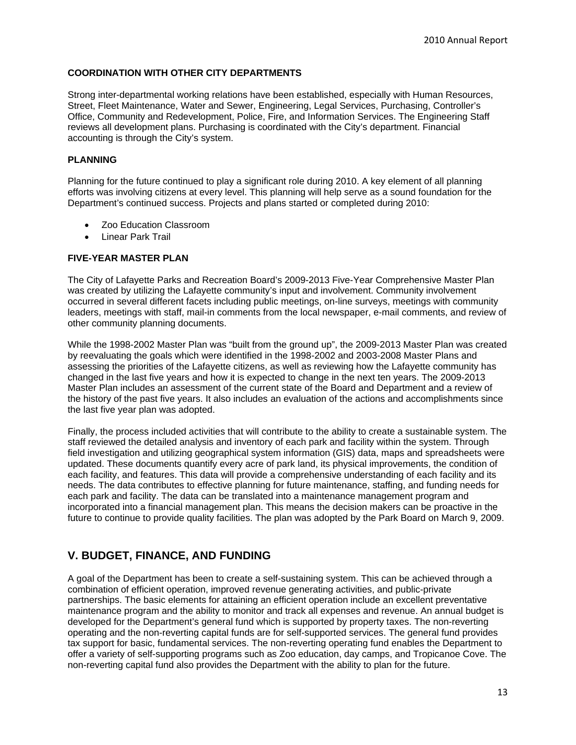### COORDINATION WITH OTHER CITY DEPARTMENTS

Strong inter-departmental working relations have been established, especially with Human Resources, Street, Fleet Maintenance, Water and Sewer, Engineering, Legal Services, Purchasing, Controller's Office, Community and Redevelopment, Police, Fire, and Information Services. The Engineering Staff reviews all development plans. Purchasing is coordinated with the City's department. Financial accounting is through the City's system.

### PLANNING

Planning for the future continued to play a significant role during 2010. A key element of all planning efforts was involving citizens at every level. This planning will help serve as a sound foundation for the Department's continued success. Projects and plans started or completed during 2010:

- Zoo Education Classroom
- Linear Park Trail

### FIVE-YEAR MASTER PLAN

The City of Lafayette Parks and Recreation Board's 2009-2013 Five-Year Comprehensive Master Plan was created by utilizing the Lafayette community's input and involvement. Community involvement occurred in several different facets including public meetings, on-line surveys, meetings with community leaders, meetings with staff, mail-in comments from the local newspaper, e-mail comments, and review of other community planning documents.

While the 1998-2002 Master Plan was "built from the ground up", the 2009-2013 Master Plan was created by reevaluating the goals which were identified in the 1998-2002 and 2003-2008 Master Plans and assessing the priorities of the Lafayette citizens, as well as reviewing how the Lafayette community has changed in the last five years and how it is expected to change in the next ten years. The 2009-2013 Master Plan includes an assessment of the current state of the Board and Department and a review of the history of the past five years. It also includes an evaluation of the actions and accomplishments since the last five year plan was adopted.

Finally, the process included activities that will contribute to the ability to create a sustainable system. The staff reviewed the detailed analysis and inventory of each park and facility within the system. Through field investigation and utilizing geographical system information (GIS) data, maps and spreadsheets were updated. These documents quantify every acre of park land, its physical improvements, the condition of each facility, and features. This data will provide a comprehensive understanding of each facility and its needs. The data contributes to effective planning for future maintenance, staffing, and funding needs for each park and facility. The data can be translated into a maintenance management program and incorporated into a financial management plan. This means the decision makers can be proactive in the future to continue to provide quality facilities. The plan was adopted by the Park Board on March 9, 2009.

## V. BUDGET, FINANCE, AND FUNDING

A goal of the Department has been to create a self-sustaining system. This can be achieved through a combination of efficient operation, improved revenue generating activities, and public-private partnerships. The basic elements for attaining an efficient operation include an excellent preventative maintenance program and the ability to monitor and track all expenses and revenue. An annual budget is developed for the Department's general fund which is supported by property taxes. The non-reverting operating and the non-reverting capital funds are for self-supported services. The general fund provides tax support for basic, fundamental services. The non-reverting operating fund enables the Department to offer a variety of self-supporting programs such as Zoo education, day camps, and Tropicanoe Cove. The non-reverting capital fund also provides the Department with the ability to plan for the future.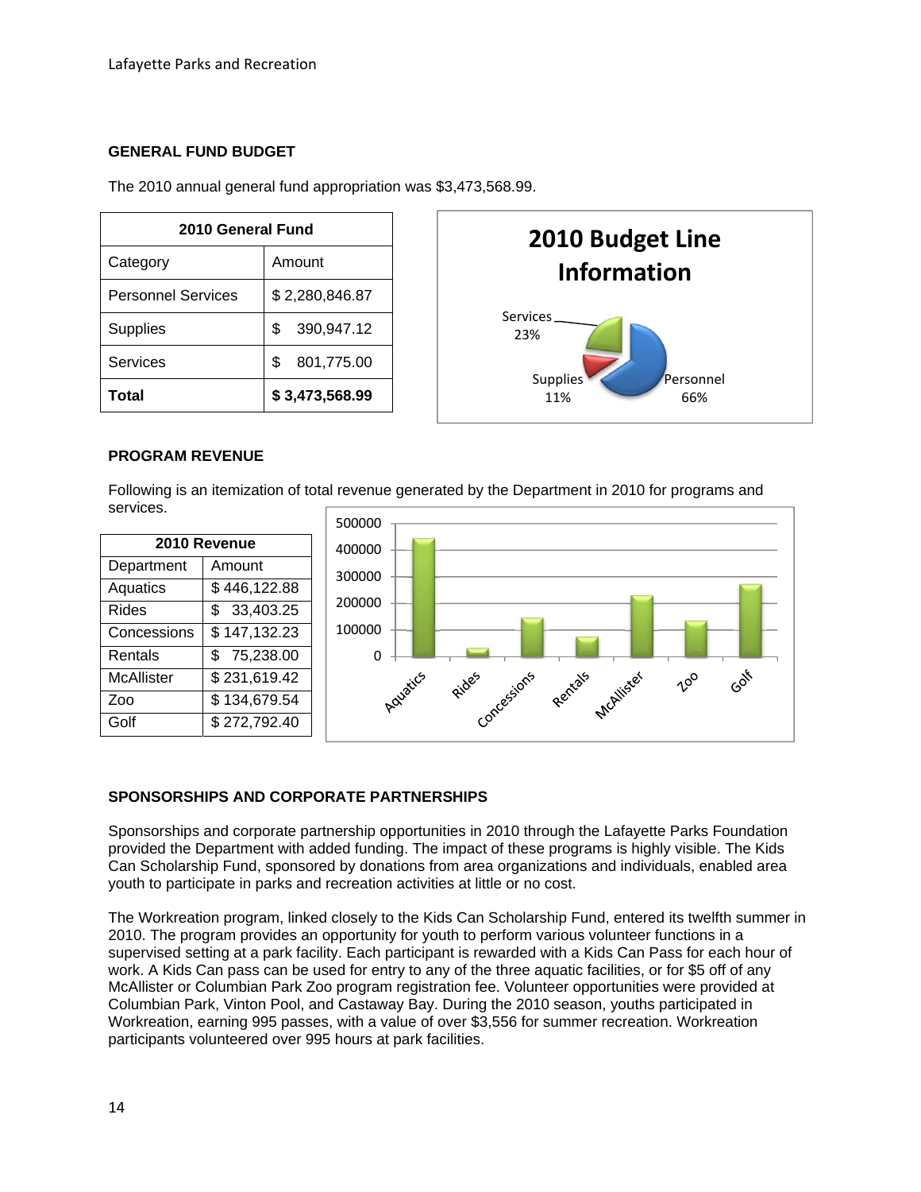## GENERAL FUND BUDGET

The 2010 annual general fund appropriation was $3,473,568.99.

| 2010 General Fund | |
|---|---|
| Category | Amount |
| Personnel Services | $ 2,280,846.87 |
| Supplies | $ 390,947.12 |
| Services | $ 801,775.00 |
| **Total** | **$ 3,473,568.99** |

**2010 Budget Line Information**

Services 23%

Supplies 11%

Personnel 66%

## PROGRAM REVENUE

Following is an itemization of total revenue generated by the Department in 2010 for programs and services.

| 2010 Revenue | |
|---|---|
| Department | Amount |
| Aquatics | $ 446,122.88 |
| Rides | $ 33,403.25 |
| Concessions | $ 147,132.23 |
| Rentals | $ 75,238.00 |
| McAllister | $ 231,619.42 |
| Zoo | $ 134,679.54 |
| Golf | $ 272,792.40 |

## SPONSORSHIPS AND CORPORATE PARTNERSHIPS

Sponsorships and corporate partnership opportunities in 2010 through the Lafayette Parks Foundation provided the Department with added funding. The impact of these programs is highly visible. The Kids Can Scholarship Fund, sponsored by donations from area organizations and individuals, enabled area youth to participate in parks and recreation activities at little or no cost.

The Workreation program, linked closely to the Kids Can Scholarship Fund, entered its twelfth summer in 2010. The program provides an opportunity for youth to perform various volunteer functions in a supervised setting at a park facility. Each participant is rewarded with a Kids Can Pass for each hour of work. A Kids Can pass can be used for entry to any of the three aquatic facilities, or for $5 off of any McAllister or Columbian Park Zoo program registration fee. Volunteer opportunities were provided at Columbian Park, Vinton Pool, and Castaway Bay. During the 2010 season, youths participated in Workreation, earning 995 passes, with a value of over $3,556 for summer recreation. Workreation participants volunteered over 995 hours at park facilities.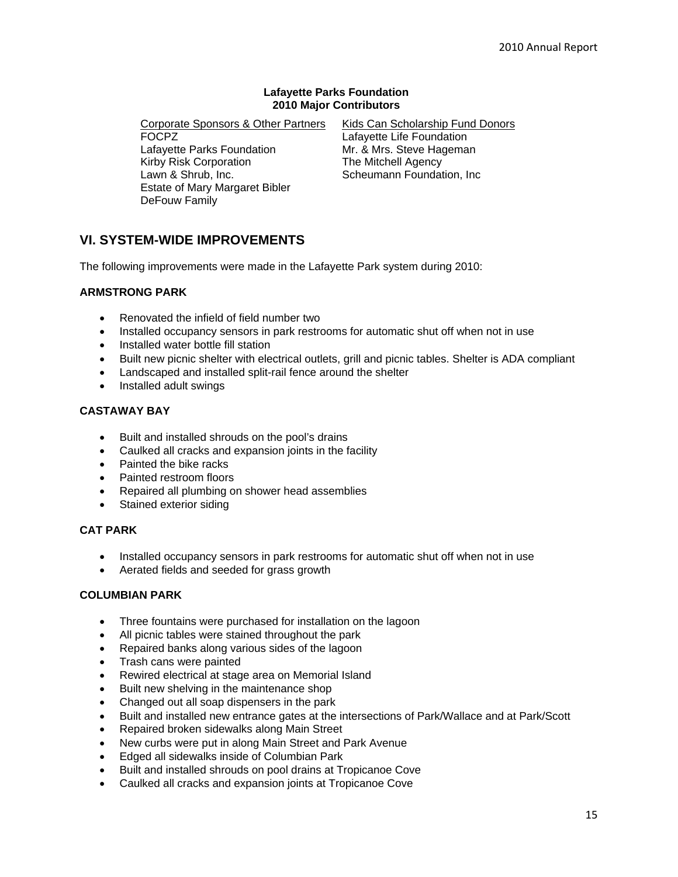**Lafayette Parks Foundation**
**2010 Major Contributors**

| Corporate Sponsors & Other Partners | Kids Can Scholarship Fund Donors |
| --- | --- |
| FOCPZ | Lafayette Life Foundation |
| Lafayette Parks Foundation | Mr. & Mrs. Steve Hageman |
| Kirby Risk Corporation | The Mitchell Agency |
| Lawn & Shrub, Inc. | Scheumann Foundation, Inc |
| Estate of Mary Margaret Bibler | |
| DeFouw Family | |

## VI. SYSTEM-WIDE IMPROVEMENTS

The following improvements were made in the Lafayette Park system during 2010:

### ARMSTRONG PARK

- Renovated the infield of field number two
- Installed occupancy sensors in park restrooms for automatic shut off when not in use
- Installed water bottle fill station
- Built new picnic shelter with electrical outlets, grill and picnic tables. Shelter is ADA compliant
- Landscaped and installed split-rail fence around the shelter
- Installed adult swings

### CASTAWAY BAY

- Built and installed shrouds on the pool's drains
- Caulked all cracks and expansion joints in the facility
- Painted the bike racks
- Painted restroom floors
- Repaired all plumbing on shower head assemblies
- Stained exterior siding

### CAT PARK

- Installed occupancy sensors in park restrooms for automatic shut off when not in use
- Aerated fields and seeded for grass growth

### COLUMBIAN PARK

- Three fountains were purchased for installation on the lagoon
- All picnic tables were stained throughout the park
- Repaired banks along various sides of the lagoon
- Trash cans were painted
- Rewired electrical at stage area on Memorial Island
- Built new shelving in the maintenance shop
- Changed out all soap dispensers in the park
- Built and installed new entrance gates at the intersections of Park/Wallace and at Park/Scott
- Repaired broken sidewalks along Main Street
- New curbs were put in along Main Street and Park Avenue
- Edged all sidewalks inside of Columbian Park
- Built and installed shrouds on pool drains at Tropicanoe Cove
- Caulked all cracks and expansion joints at Tropicanoe Cove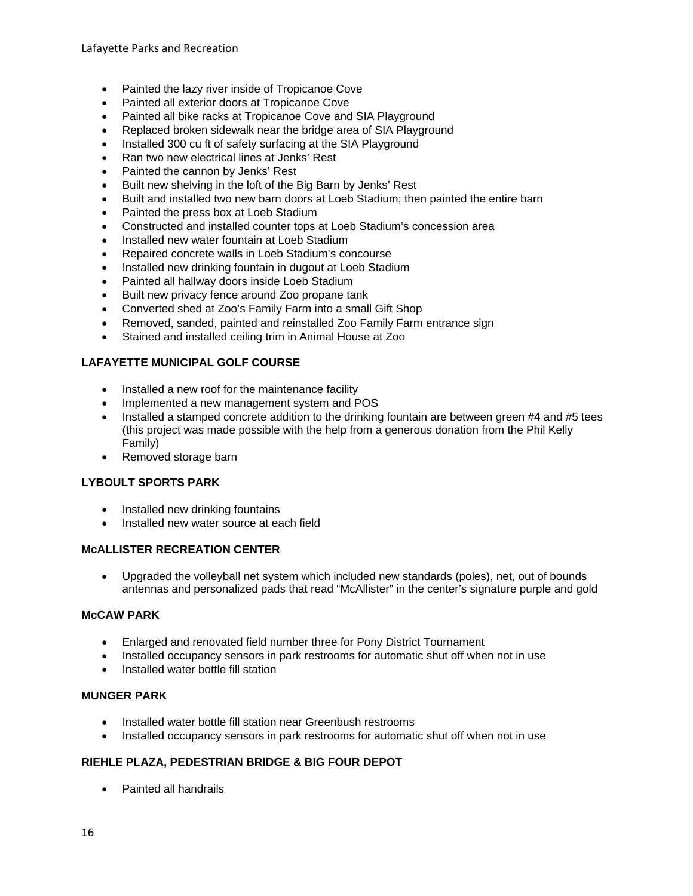- Painted the lazy river inside of Tropicanoe Cove
- Painted all exterior doors at Tropicanoe Cove
- Painted all bike racks at Tropicanoe Cove and SIA Playground
- Replaced broken sidewalk near the bridge area of SIA Playground
- Installed 300 cu ft of safety surfacing at the SIA Playground
- Ran two new electrical lines at Jenks' Rest
- Painted the cannon by Jenks' Rest
- Built new shelving in the loft of the Big Barn by Jenks' Rest
- Built and installed two new barn doors at Loeb Stadium; then painted the entire barn
- Painted the press box at Loeb Stadium
- Constructed and installed counter tops at Loeb Stadium's concession area
- Installed new water fountain at Loeb Stadium
- Repaired concrete walls in Loeb Stadium's concourse
- Installed new drinking fountain in dugout at Loeb Stadium
- Painted all hallway doors inside Loeb Stadium
- Built new privacy fence around Zoo propane tank
- Converted shed at Zoo's Family Farm into a small Gift Shop
- Removed, sanded, painted and reinstalled Zoo Family Farm entrance sign
- Stained and installed ceiling trim in Animal House at Zoo

**LAFAYETTE MUNICIPAL GOLF COURSE**

- Installed a new roof for the maintenance facility
- Implemented a new management system and POS
- Installed a stamped concrete addition to the drinking fountain are between green #4 and #5 tees (this project was made possible with the help from a generous donation from the Phil Kelly Family)
- Removed storage barn

**LYBOULT SPORTS PARK**

- Installed new drinking fountains
- Installed new water source at each field

**McALLISTER RECREATION CENTER**

- Upgraded the volleyball net system which included new standards (poles), net, out of bounds antennas and personalized pads that read "McAllister" in the center's signature purple and gold

**McCAW PARK**

- Enlarged and renovated field number three for Pony District Tournament
- Installed occupancy sensors in park restrooms for automatic shut off when not in use
- Installed water bottle fill station

**MUNGER PARK**

- Installed water bottle fill station near Greenbush restrooms
- Installed occupancy sensors in park restrooms for automatic shut off when not in use

**RIEHLE PLAZA, PEDESTRIAN BRIDGE & BIG FOUR DEPOT**

- Painted all handrails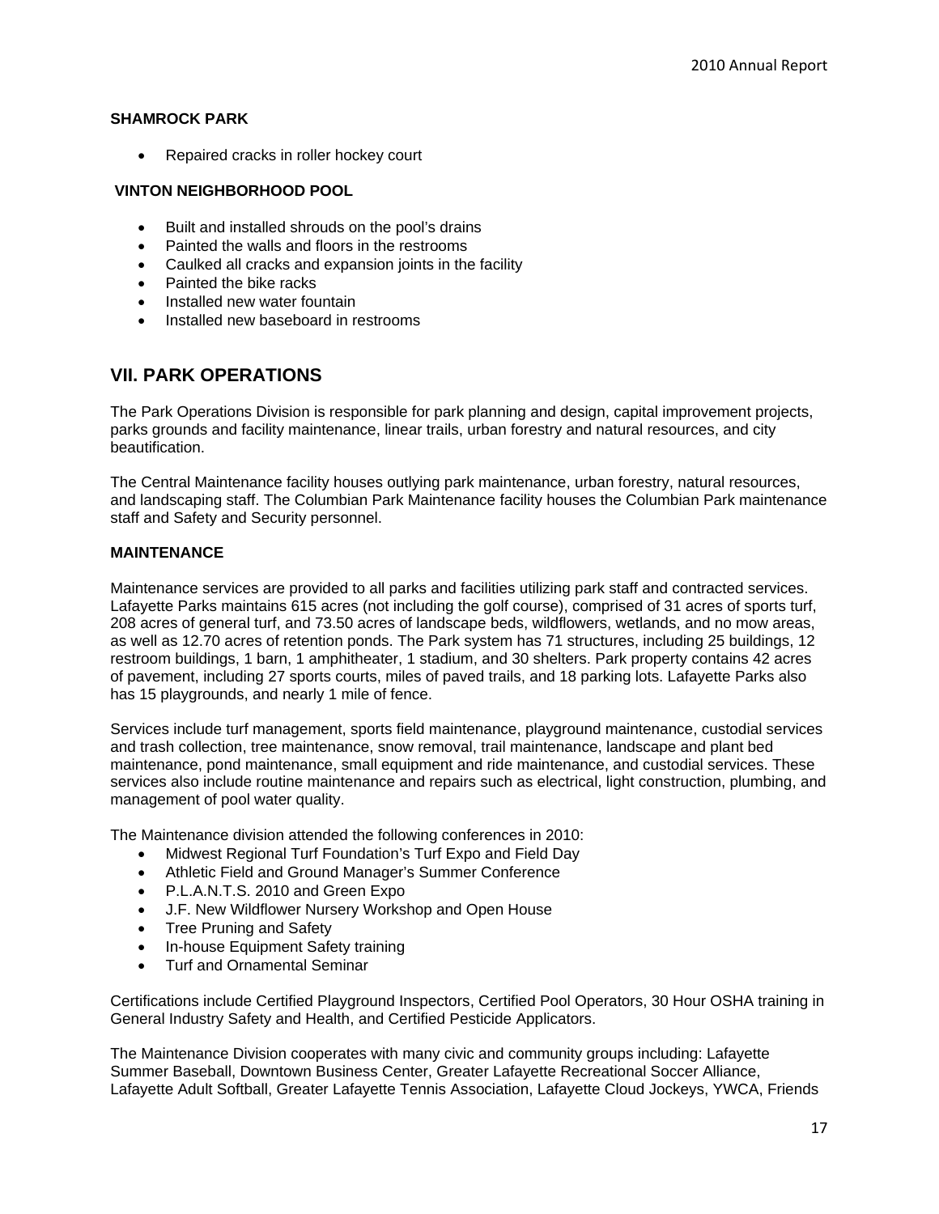**SHAMROCK PARK**

- Repaired cracks in roller hockey court

**VINTON NEIGHBORHOOD POOL**

- Built and installed shrouds on the pool's drains
- Painted the walls and floors in the restrooms
- Caulked all cracks and expansion joints in the facility
- Painted the bike racks
- Installed new water fountain
- Installed new baseboard in restrooms

## VII. PARK OPERATIONS

The Park Operations Division is responsible for park planning and design, capital improvement projects, parks grounds and facility maintenance, linear trails, urban forestry and natural resources, and city beautification.

The Central Maintenance facility houses outlying park maintenance, urban forestry, natural resources, and landscaping staff. The Columbian Park Maintenance facility houses the Columbian Park maintenance staff and Safety and Security personnel.

**MAINTENANCE**

Maintenance services are provided to all parks and facilities utilizing park staff and contracted services. Lafayette Parks maintains 615 acres (not including the golf course), comprised of 31 acres of sports turf, 208 acres of general turf, and 73.50 acres of landscape beds, wildflowers, wetlands, and no mow areas, as well as 12.70 acres of retention ponds. The Park system has 71 structures, including 25 buildings, 12 restroom buildings, 1 barn, 1 amphitheater, 1 stadium, and 30 shelters. Park property contains 42 acres of pavement, including 27 sports courts, miles of paved trails, and 18 parking lots. Lafayette Parks also has 15 playgrounds, and nearly 1 mile of fence.

Services include turf management, sports field maintenance, playground maintenance, custodial services and trash collection, tree maintenance, snow removal, trail maintenance, landscape and plant bed maintenance, pond maintenance, small equipment and ride maintenance, and custodial services. These services also include routine maintenance and repairs such as electrical, light construction, plumbing, and management of pool water quality.

The Maintenance division attended the following conferences in 2010:

- Midwest Regional Turf Foundation's Turf Expo and Field Day
- Athletic Field and Ground Manager's Summer Conference
- P.L.A.N.T.S. 2010 and Green Expo
- J.F. New Wildflower Nursery Workshop and Open House
- Tree Pruning and Safety
- In-house Equipment Safety training
- Turf and Ornamental Seminar

Certifications include Certified Playground Inspectors, Certified Pool Operators, 30 Hour OSHA training in General Industry Safety and Health, and Certified Pesticide Applicators.

The Maintenance Division cooperates with many civic and community groups including: Lafayette Summer Baseball, Downtown Business Center, Greater Lafayette Recreational Soccer Alliance, Lafayette Adult Softball, Greater Lafayette Tennis Association, Lafayette Cloud Jockeys, YWCA, Friends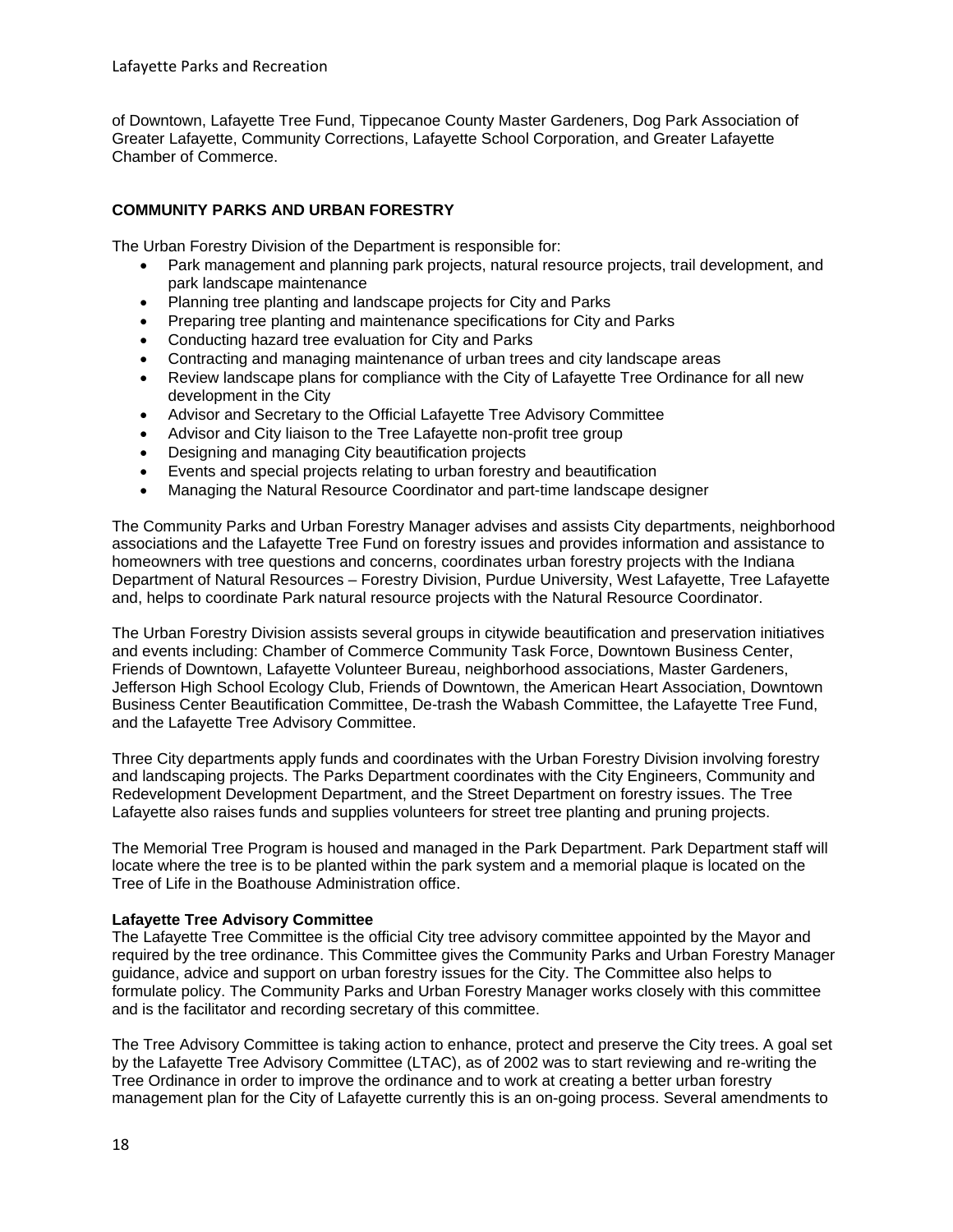of Downtown, Lafayette Tree Fund, Tippecanoe County Master Gardeners, Dog Park Association of Greater Lafayette, Community Corrections, Lafayette School Corporation, and Greater Lafayette Chamber of Commerce.

## COMMUNITY PARKS AND URBAN FORESTRY

The Urban Forestry Division of the Department is responsible for:

- Park management and planning park projects, natural resource projects, trail development, and park landscape maintenance
- Planning tree planting and landscape projects for City and Parks
- Preparing tree planting and maintenance specifications for City and Parks
- Conducting hazard tree evaluation for City and Parks
- Contracting and managing maintenance of urban trees and city landscape areas
- Review landscape plans for compliance with the City of Lafayette Tree Ordinance for all new development in the City
- Advisor and Secretary to the Official Lafayette Tree Advisory Committee
- Advisor and City liaison to the Tree Lafayette non-profit tree group
- Designing and managing City beautification projects
- Events and special projects relating to urban forestry and beautification
- Managing the Natural Resource Coordinator and part-time landscape designer

The Community Parks and Urban Forestry Manager advises and assists City departments, neighborhood associations and the Lafayette Tree Fund on forestry issues and provides information and assistance to homeowners with tree questions and concerns, coordinates urban forestry projects with the Indiana Department of Natural Resources – Forestry Division, Purdue University, West Lafayette, Tree Lafayette and, helps to coordinate Park natural resource projects with the Natural Resource Coordinator.

The Urban Forestry Division assists several groups in citywide beautification and preservation initiatives and events including: Chamber of Commerce Community Task Force, Downtown Business Center, Friends of Downtown, Lafayette Volunteer Bureau, neighborhood associations, Master Gardeners, Jefferson High School Ecology Club, Friends of Downtown, the American Heart Association, Downtown Business Center Beautification Committee, De-trash the Wabash Committee, the Lafayette Tree Fund, and the Lafayette Tree Advisory Committee.

Three City departments apply funds and coordinates with the Urban Forestry Division involving forestry and landscaping projects. The Parks Department coordinates with the City Engineers, Community and Redevelopment Development Department, and the Street Department on forestry issues. The Tree Lafayette also raises funds and supplies volunteers for street tree planting and pruning projects.

The Memorial Tree Program is housed and managed in the Park Department. Park Department staff will locate where the tree is to be planted within the park system and a memorial plaque is located on the Tree of Life in the Boathouse Administration office.

### Lafayette Tree Advisory Committee

The Lafayette Tree Committee is the official City tree advisory committee appointed by the Mayor and required by the tree ordinance. This Committee gives the Community Parks and Urban Forestry Manager guidance, advice and support on urban forestry issues for the City. The Committee also helps to formulate policy. The Community Parks and Urban Forestry Manager works closely with this committee and is the facilitator and recording secretary of this committee.

The Tree Advisory Committee is taking action to enhance, protect and preserve the City trees. A goal set by the Lafayette Tree Advisory Committee (LTAC), as of 2002 was to start reviewing and re-writing the Tree Ordinance in order to improve the ordinance and to work at creating a better urban forestry management plan for the City of Lafayette currently this is an on-going process. Several amendments to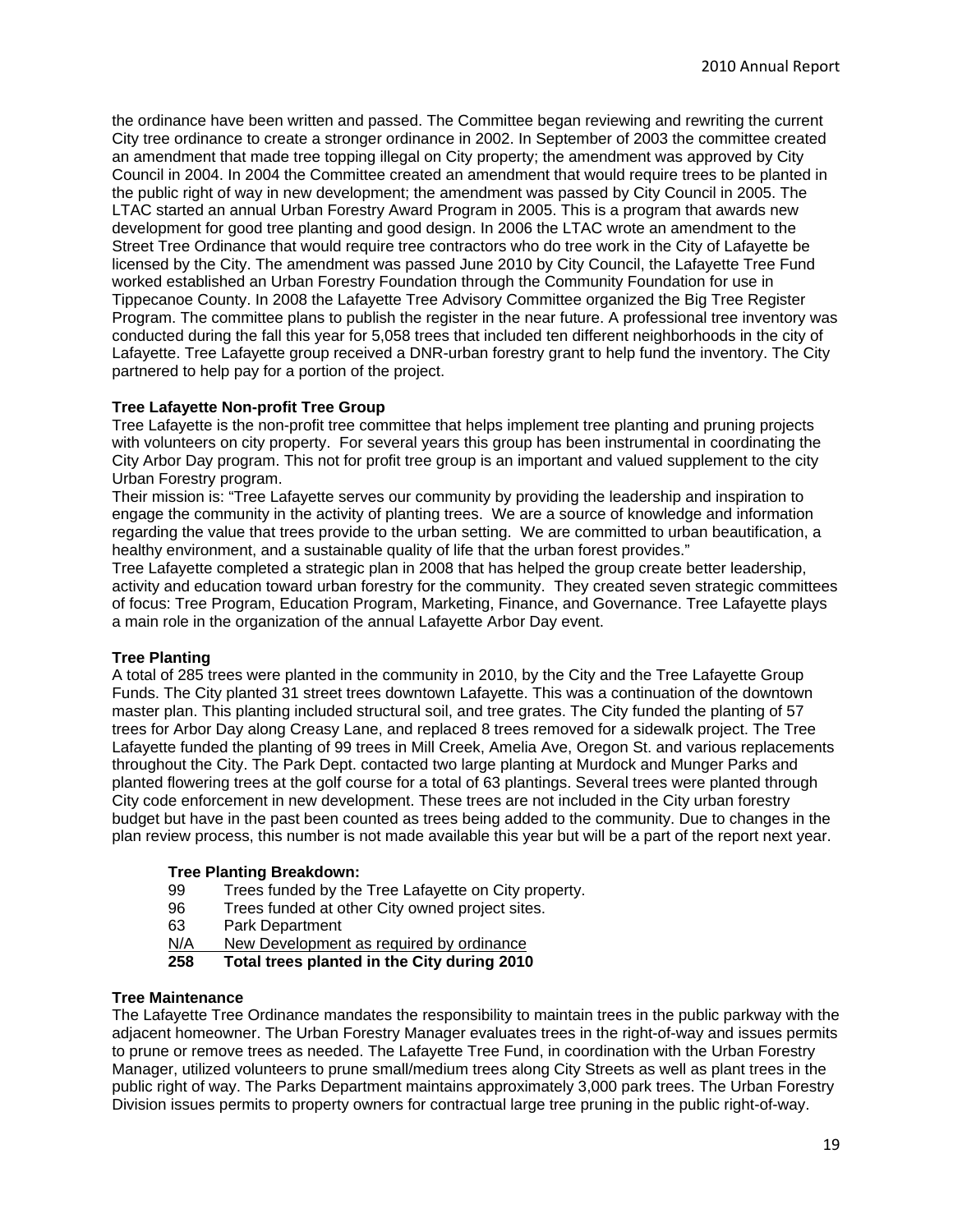the ordinance have been written and passed. The Committee began reviewing and rewriting the current City tree ordinance to create a stronger ordinance in 2002. In September of 2003 the committee created an amendment that made tree topping illegal on City property; the amendment was approved by City Council in 2004. In 2004 the Committee created an amendment that would require trees to be planted in the public right of way in new development; the amendment was passed by City Council in 2005. The LTAC started an annual Urban Forestry Award Program in 2005. This is a program that awards new development for good tree planting and good design. In 2006 the LTAC wrote an amendment to the Street Tree Ordinance that would require tree contractors who do tree work in the City of Lafayette be licensed by the City. The amendment was passed June 2010 by City Council, the Lafayette Tree Fund worked established an Urban Forestry Foundation through the Community Foundation for use in Tippecanoe County. In 2008 the Lafayette Tree Advisory Committee organized the Big Tree Register Program. The committee plans to publish the register in the near future. A professional tree inventory was conducted during the fall this year for 5,058 trees that included ten different neighborhoods in the city of Lafayette. Tree Lafayette group received a DNR-urban forestry grant to help fund the inventory. The City partnered to help pay for a portion of the project.

**Tree Lafayette Non-profit Tree Group**

Tree Lafayette is the non-profit tree committee that helps implement tree planting and pruning projects with volunteers on city property. For several years this group has been instrumental in coordinating the City Arbor Day program. This not for profit tree group is an important and valued supplement to the city Urban Forestry program.

Their mission is: "Tree Lafayette serves our community by providing the leadership and inspiration to engage the community in the activity of planting trees. We are a source of knowledge and information regarding the value that trees provide to the urban setting. We are committed to urban beautification, a healthy environment, and a sustainable quality of life that the urban forest provides."

Tree Lafayette completed a strategic plan in 2008 that has helped the group create better leadership, activity and education toward urban forestry for the community. They created seven strategic committees of focus: Tree Program, Education Program, Marketing, Finance, and Governance. Tree Lafayette plays a main role in the organization of the annual Lafayette Arbor Day event.

**Tree Planting**

A total of 285 trees were planted in the community in 2010, by the City and the Tree Lafayette Group Funds. The City planted 31 street trees downtown Lafayette. This was a continuation of the downtown master plan. This planting included structural soil, and tree grates. The City funded the planting of 57 trees for Arbor Day along Creasy Lane, and replaced 8 trees removed for a sidewalk project. The Tree Lafayette funded the planting of 99 trees in Mill Creek, Amelia Ave, Oregon St. and various replacements throughout the City. The Park Dept. contacted two large planting at Murdock and Munger Parks and planted flowering trees at the golf course for a total of 63 plantings. Several trees were planted through City code enforcement in new development. These trees are not included in the City urban forestry budget but have in the past been counted as trees being added to the community. Due to changes in the plan review process, this number is not made available this year but will be a part of the report next year.

**Tree Planting Breakdown:**

| | |
|---|---|
| 99 | Trees funded by the Tree Lafayette on City property. |
| 96 | Trees funded at other City owned project sites. |
| 63 | Park Department |
| N/A | New Development as required by ordinance |
| **258** | **Total trees planted in the City during 2010** |

**Tree Maintenance**

The Lafayette Tree Ordinance mandates the responsibility to maintain trees in the public parkway with the adjacent homeowner. The Urban Forestry Manager evaluates trees in the right-of-way and issues permits to prune or remove trees as needed. The Lafayette Tree Fund, in coordination with the Urban Forestry Manager, utilized volunteers to prune small/medium trees along City Streets as well as plant trees in the public right of way. The Parks Department maintains approximately 3,000 park trees. The Urban Forestry Division issues permits to property owners for contractual large tree pruning in the public right-of-way.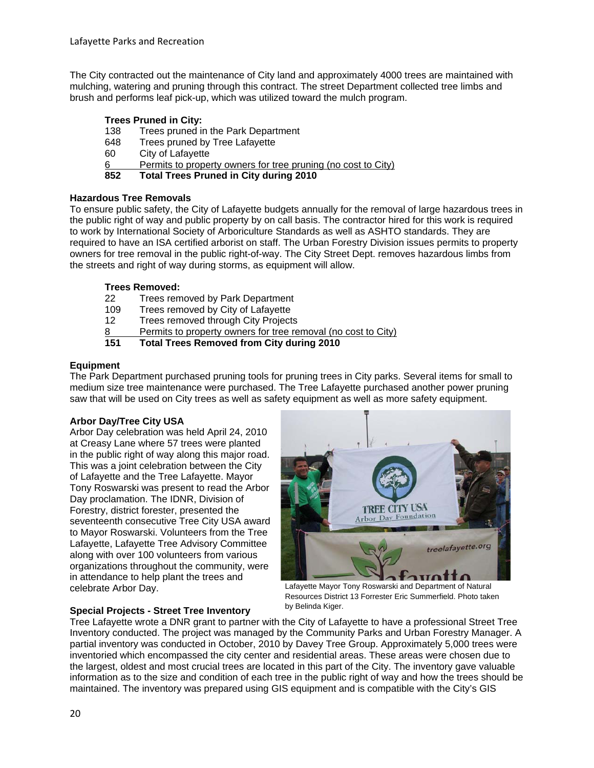The City contracted out the maintenance of City land and approximately 4000 trees are maintained with mulching, watering and pruning through this contract. The street Department collected tree limbs and brush and performs leaf pick-up, which was utilized toward the mulch program.

**Trees Pruned in City:**

| | |
|---|---|
| 138 | Trees pruned in the Park Department |
| 648 | Trees pruned by Tree Lafayette |
| 60 | City of Lafayette |
| 6 | Permits to property owners for tree pruning (no cost to City) |
| **852** | **Total Trees Pruned in City during 2010** |

**Hazardous Tree Removals**

To ensure public safety, the City of Lafayette budgets annually for the removal of large hazardous trees in the public right of way and public property by on call basis. The contractor hired for this work is required to work by International Society of Arboriculture Standards as well as ASHTO standards. They are required to have an ISA certified arborist on staff. The Urban Forestry Division issues permits to property owners for tree removal in the public right-of-way. The City Street Dept. removes hazardous limbs from the streets and right of way during storms, as equipment will allow.

**Trees Removed:**

| | |
|---|---|
| 22 | Trees removed by Park Department |
| 109 | Trees removed by City of Lafayette |
| 12 | Trees removed through City Projects |
| 8 | Permits to property owners for tree removal (no cost to City) |
| **151** | **Total Trees Removed from City during 2010** |

**Equipment**

The Park Department purchased pruning tools for pruning trees in City parks. Several items for small to medium size tree maintenance were purchased. The Tree Lafayette purchased another power pruning saw that will be used on City trees as well as safety equipment as well as more safety equipment.

**Arbor Day/Tree City USA**

Arbor Day celebration was held April 24, 2010 at Creasy Lane where 57 trees were planted in the public right of way along this major road. This was a joint celebration between the City of Lafayette and the Tree Lafayette. Mayor Tony Roswarski was present to read the Arbor Day proclamation. The IDNR, Division of Forestry, district forester, presented the seventeenth consecutive Tree City USA award to Mayor Roswarski. Volunteers from the Tree Lafayette, Lafayette Tree Advisory Committee along with over 100 volunteers from various organizations throughout the community, were in attendance to help plant the trees and celebrate Arbor Day.

Lafayette Mayor Tony Roswarski and Department of Natural Resources District 13 Forrester Eric Summerfield. Photo taken by Belinda Kiger.

**Special Projects - Street Tree Inventory**

Tree Lafayette wrote a DNR grant to partner with the City of Lafayette to have a professional Street Tree Inventory conducted. The project was managed by the Community Parks and Urban Forestry Manager. A partial inventory was conducted in October, 2010 by Davey Tree Group. Approximately 5,000 trees were inventoried which encompassed the city center and residential areas. These areas were chosen due to the largest, oldest and most crucial trees are located in this part of the City. The inventory gave valuable information as to the size and condition of each tree in the public right of way and how the trees should be maintained. The inventory was prepared using GIS equipment and is compatible with the City's GIS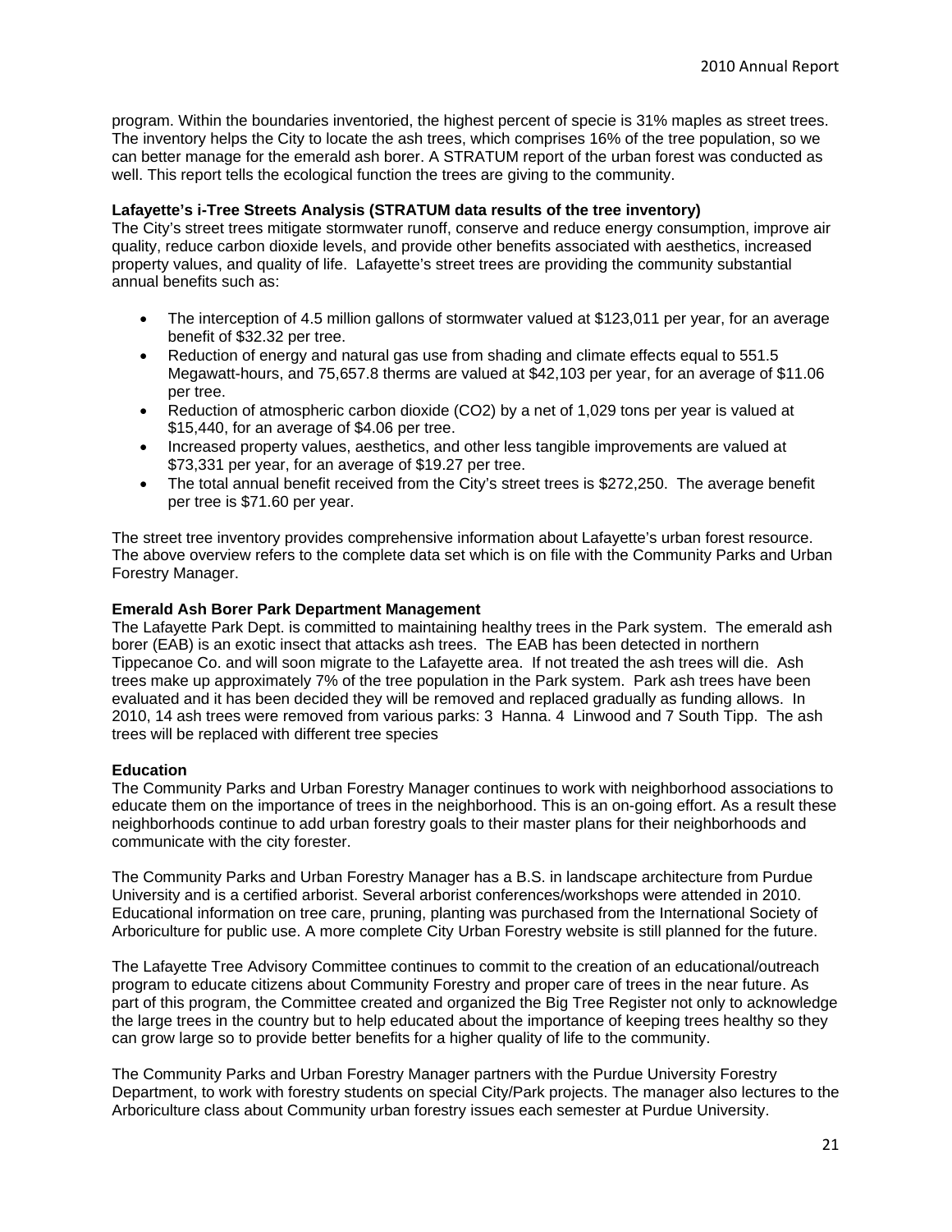program. Within the boundaries inventoried, the highest percent of specie is 31% maples as street trees. The inventory helps the City to locate the ash trees, which comprises 16% of the tree population, so we can better manage for the emerald ash borer. A STRATUM report of the urban forest was conducted as well. This report tells the ecological function the trees are giving to the community.

**Lafayette's i-Tree Streets Analysis (STRATUM data results of the tree inventory)**

The City's street trees mitigate stormwater runoff, conserve and reduce energy consumption, improve air quality, reduce carbon dioxide levels, and provide other benefits associated with aesthetics, increased property values, and quality of life. Lafayette's street trees are providing the community substantial annual benefits such as:

- The interception of 4.5 million gallons of stormwater valued at $123,011 per year, for an average benefit of $32.32 per tree.
- Reduction of energy and natural gas use from shading and climate effects equal to 551.5 Megawatt-hours, and 75,657.8 therms are valued at $42,103 per year, for an average of $11.06 per tree.
- Reduction of atmospheric carbon dioxide ($CO_2$) by a net of 1,029 tons per year is valued at $15,440, for an average of $4.06 per tree.
- Increased property values, aesthetics, and other less tangible improvements are valued at $73,331 per year, for an average of $19.27 per tree.
- The total annual benefit received from the City's street trees is $272,250. The average benefit per tree is $71.60 per year.

The street tree inventory provides comprehensive information about Lafayette's urban forest resource. The above overview refers to the complete data set which is on file with the Community Parks and Urban Forestry Manager.

**Emerald Ash Borer Park Department Management**

The Lafayette Park Dept. is committed to maintaining healthy trees in the Park system. The emerald ash borer (EAB) is an exotic insect that attacks ash trees. The EAB has been detected in northern Tippecanoe Co. and will soon migrate to the Lafayette area. If not treated the ash trees will die. Ash trees make up approximately 7% of the tree population in the Park system. Park ash trees have been evaluated and it has been decided they will be removed and replaced gradually as funding allows. In 2010, 14 ash trees were removed from various parks: 3 Hanna. 4 Linwood and 7 South Tipp. The ash trees will be replaced with different tree species

**Education**

The Community Parks and Urban Forestry Manager continues to work with neighborhood associations to educate them on the importance of trees in the neighborhood. This is an on-going effort. As a result these neighborhoods continue to add urban forestry goals to their master plans for their neighborhoods and communicate with the city forester.

The Community Parks and Urban Forestry Manager has a B.S. in landscape architecture from Purdue University and is a certified arborist. Several arborist conferences/workshops were attended in 2010. Educational information on tree care, pruning, planting was purchased from the International Society of Arboriculture for public use. A more complete City Urban Forestry website is still planned for the future.

The Lafayette Tree Advisory Committee continues to commit to the creation of an educational/outreach program to educate citizens about Community Forestry and proper care of trees in the near future. As part of this program, the Committee created and organized the Big Tree Register not only to acknowledge the large trees in the country but to help educated about the importance of keeping trees healthy so they can grow large so to provide better benefits for a higher quality of life to the community.

The Community Parks and Urban Forestry Manager partners with the Purdue University Forestry Department, to work with forestry students on special City/Park projects. The manager also lectures to the Arboriculture class about Community urban forestry issues each semester at Purdue University.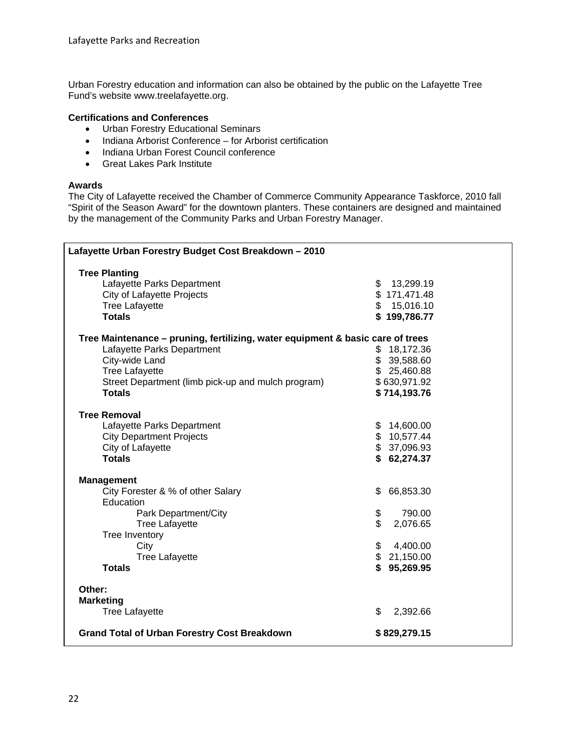Urban Forestry education and information can also be obtained by the public on the Lafayette Tree Fund's website www.treelafayette.org.

**Certifications and Conferences**

- Urban Forestry Educational Seminars
- Indiana Arborist Conference – for Arborist certification
- Indiana Urban Forest Council conference
- Great Lakes Park Institute

**Awards**

The City of Lafayette received the Chamber of Commerce Community Appearance Taskforce, 2010 fall "Spirit of the Season Award" for the downtown planters. These containers are designed and maintained by the management of the Community Parks and Urban Forestry Manager.

| **Lafayette Urban Forestry Budget Cost Breakdown – 2010** | |
|---|---|
| **Tree Planting** | |
| Lafayette Parks Department | $ 13,299.19 |
| City of Lafayette Projects | $ 171,471.48 |
| Tree Lafayette | $ 15,016.10 |
| **Totals** | **$ 199,786.77** |
| **Tree Maintenance – pruning, fertilizing, water equipment & basic care of trees** | |
| Lafayette Parks Department | $ 18,172.36 |
| City-wide Land | $ 39,588.60 |
| Tree Lafayette | $ 25,460.88 |
| Street Department (limb pick-up and mulch program) | $ 630,971.92 |
| **Totals** | **$ 714,193.76** |
| **Tree Removal** | |
| Lafayette Parks Department | $ 14,600.00 |
| City Department Projects | $ 10,577.44 |
| City of Lafayette | $ 37,096.93 |
| **Totals** | **$ 62,274.37** |
| **Management** | |
| City Forester & % of other Salary | $ 66,853.30 |
| Education | |
| Park Department/City | $ 790.00 |
| Tree Lafayette | $ 2,076.65 |
| Tree Inventory | |
| City | $ 4,400.00 |
| Tree Lafayette | $ 21,150.00 |
| **Totals** | **$ 95,269.95** |
| **Other:** | |
| **Marketing** | |
| Tree Lafayette | $ 2,392.66 |
| **Grand Total of Urban Forestry Cost Breakdown** | **$ 829,279.15** |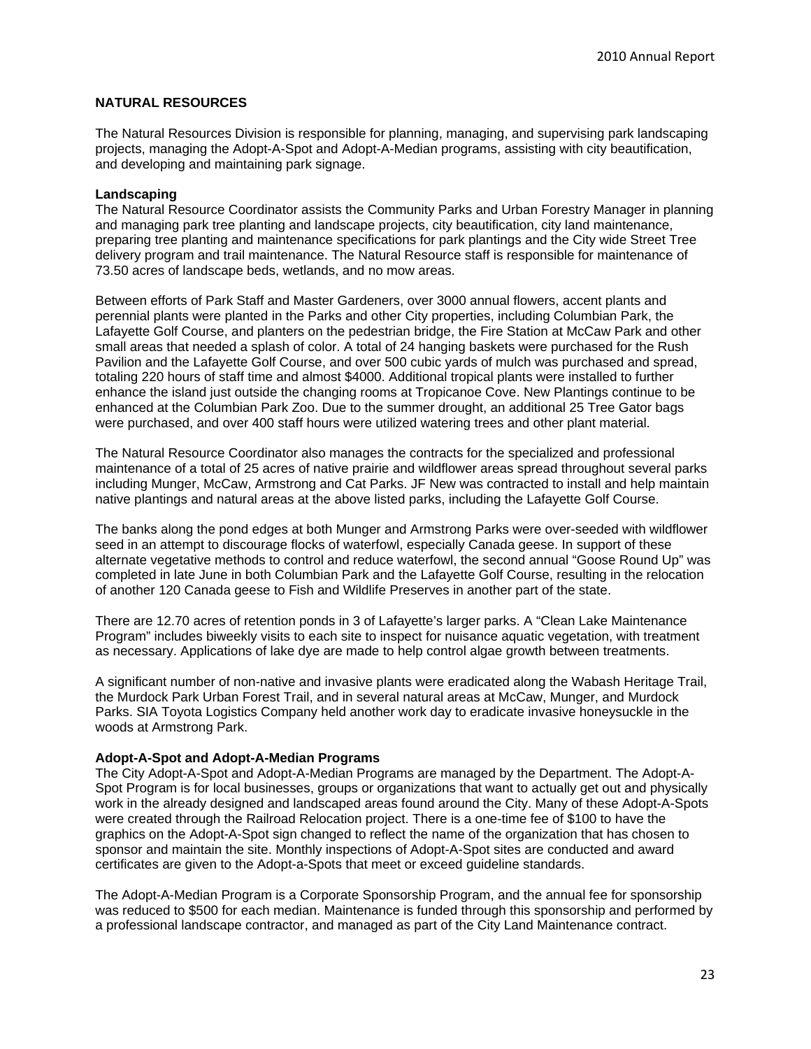## NATURAL RESOURCES

The Natural Resources Division is responsible for planning, managing, and supervising park landscaping projects, managing the Adopt-A-Spot and Adopt-A-Median programs, assisting with city beautification, and developing and maintaining park signage.

### Landscaping

The Natural Resource Coordinator assists the Community Parks and Urban Forestry Manager in planning and managing park tree planting and landscape projects, city beautification, city land maintenance, preparing tree planting and maintenance specifications for park plantings and the City wide Street Tree delivery program and trail maintenance. The Natural Resource staff is responsible for maintenance of 73.50 acres of landscape beds, wetlands, and no mow areas.

Between efforts of Park Staff and Master Gardeners, over 3000 annual flowers, accent plants and perennial plants were planted in the Parks and other City properties, including Columbian Park, the Lafayette Golf Course, and planters on the pedestrian bridge, the Fire Station at McCaw Park and other small areas that needed a splash of color. A total of 24 hanging baskets were purchased for the Rush Pavilion and the Lafayette Golf Course, and over 500 cubic yards of mulch was purchased and spread, totaling 220 hours of staff time and almost $4000. Additional tropical plants were installed to further enhance the island just outside the changing rooms at Tropicanoe Cove. New Plantings continue to be enhanced at the Columbian Park Zoo. Due to the summer drought, an additional 25 Tree Gator bags were purchased, and over 400 staff hours were utilized watering trees and other plant material.

The Natural Resource Coordinator also manages the contracts for the specialized and professional maintenance of a total of 25 acres of native prairie and wildflower areas spread throughout several parks including Munger, McCaw, Armstrong and Cat Parks. JF New was contracted to install and help maintain native plantings and natural areas at the above listed parks, including the Lafayette Golf Course.

The banks along the pond edges at both Munger and Armstrong Parks were over-seeded with wildflower seed in an attempt to discourage flocks of waterfowl, especially Canada geese. In support of these alternate vegetative methods to control and reduce waterfowl, the second annual "Goose Round Up" was completed in late June in both Columbian Park and the Lafayette Golf Course, resulting in the relocation of another 120 Canada geese to Fish and Wildlife Preserves in another part of the state.

There are 12.70 acres of retention ponds in 3 of Lafayette's larger parks. A "Clean Lake Maintenance Program" includes biweekly visits to each site to inspect for nuisance aquatic vegetation, with treatment as necessary. Applications of lake dye are made to help control algae growth between treatments.

A significant number of non-native and invasive plants were eradicated along the Wabash Heritage Trail, the Murdock Park Urban Forest Trail, and in several natural areas at McCaw, Munger, and Murdock Parks. SIA Toyota Logistics Company held another work day to eradicate invasive honeysuckle in the woods at Armstrong Park.

### Adopt-A-Spot and Adopt-A-Median Programs

The City Adopt-A-Spot and Adopt-A-Median Programs are managed by the Department. The Adopt-A-Spot Program is for local businesses, groups or organizations that want to actually get out and physically work in the already designed and landscaped areas found around the City. Many of these Adopt-A-Spots were created through the Railroad Relocation project. There is a one-time fee of $100 to have the graphics on the Adopt-A-Spot sign changed to reflect the name of the organization that has chosen to sponsor and maintain the site. Monthly inspections of Adopt-A-Spot sites are conducted and award certificates are given to the Adopt-a-Spots that meet or exceed guideline standards.

The Adopt-A-Median Program is a Corporate Sponsorship Program, and the annual fee for sponsorship was reduced to $500 for each median. Maintenance is funded through this sponsorship and performed by a professional landscape contractor, and managed as part of the City Land Maintenance contract.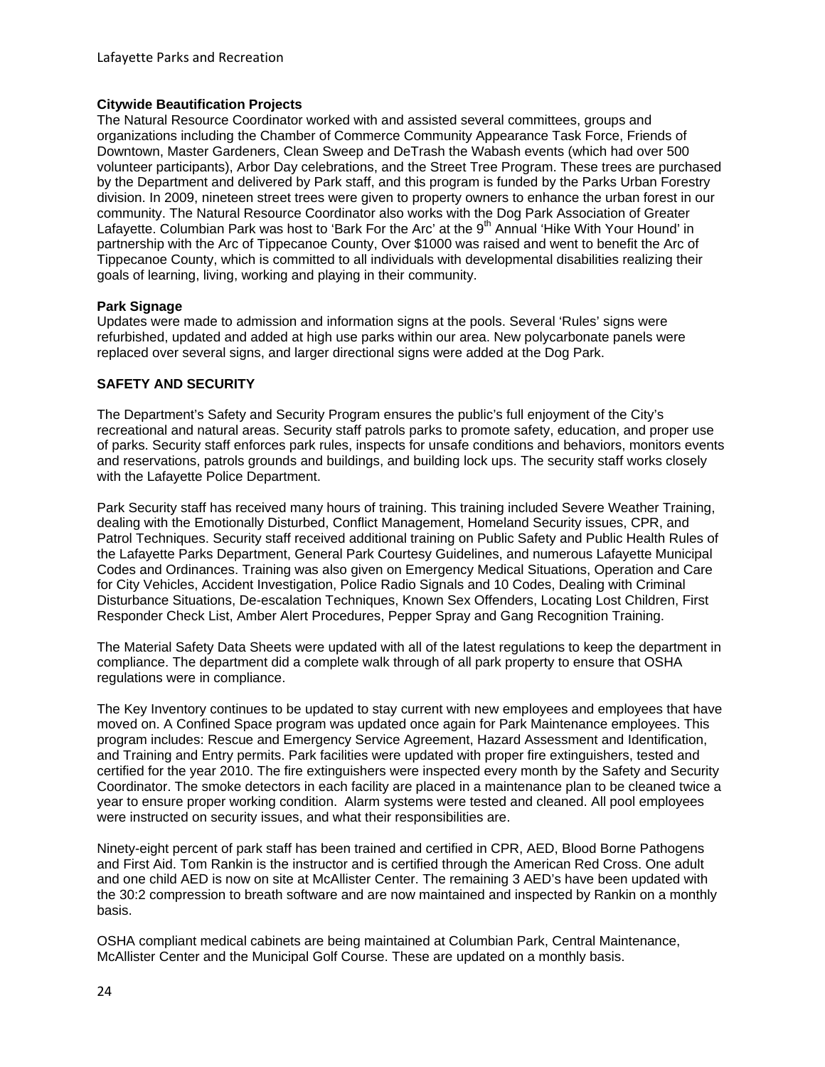**Citywide Beautification Projects**

The Natural Resource Coordinator worked with and assisted several committees, groups and organizations including the Chamber of Commerce Community Appearance Task Force, Friends of Downtown, Master Gardeners, Clean Sweep and DeTrash the Wabash events (which had over 500 volunteer participants), Arbor Day celebrations, and the Street Tree Program. These trees are purchased by the Department and delivered by Park staff, and this program is funded by the Parks Urban Forestry division. In 2009, nineteen street trees were given to property owners to enhance the urban forest in our community. The Natural Resource Coordinator also works with the Dog Park Association of Greater Lafayette. Columbian Park was host to 'Bark For the Arc' at the 9th Annual 'Hike With Your Hound' in partnership with the Arc of Tippecanoe County, Over $1000 was raised and went to benefit the Arc of Tippecanoe County, which is committed to all individuals with developmental disabilities realizing their goals of learning, living, working and playing in their community.

**Park Signage**

Updates were made to admission and information signs at the pools. Several 'Rules' signs were refurbished, updated and added at high use parks within our area. New polycarbonate panels were replaced over several signs, and larger directional signs were added at the Dog Park.

**SAFETY AND SECURITY**

The Department's Safety and Security Program ensures the public's full enjoyment of the City's recreational and natural areas. Security staff patrols parks to promote safety, education, and proper use of parks. Security staff enforces park rules, inspects for unsafe conditions and behaviors, monitors events and reservations, patrols grounds and buildings, and building lock ups. The security staff works closely with the Lafayette Police Department.

Park Security staff has received many hours of training. This training included Severe Weather Training, dealing with the Emotionally Disturbed, Conflict Management, Homeland Security issues, CPR, and Patrol Techniques. Security staff received additional training on Public Safety and Public Health Rules of the Lafayette Parks Department, General Park Courtesy Guidelines, and numerous Lafayette Municipal Codes and Ordinances. Training was also given on Emergency Medical Situations, Operation and Care for City Vehicles, Accident Investigation, Police Radio Signals and 10 Codes, Dealing with Criminal Disturbance Situations, De-escalation Techniques, Known Sex Offenders, Locating Lost Children, First Responder Check List, Amber Alert Procedures, Pepper Spray and Gang Recognition Training.

The Material Safety Data Sheets were updated with all of the latest regulations to keep the department in compliance. The department did a complete walk through of all park property to ensure that OSHA regulations were in compliance.

The Key Inventory continues to be updated to stay current with new employees and employees that have moved on. A Confined Space program was updated once again for Park Maintenance employees. This program includes: Rescue and Emergency Service Agreement, Hazard Assessment and Identification, and Training and Entry permits. Park facilities were updated with proper fire extinguishers, tested and certified for the year 2010. The fire extinguishers were inspected every month by the Safety and Security Coordinator. The smoke detectors in each facility are placed in a maintenance plan to be cleaned twice a year to ensure proper working condition. Alarm systems were tested and cleaned. All pool employees were instructed on security issues, and what their responsibilities are.

Ninety-eight percent of park staff has been trained and certified in CPR, AED, Blood Borne Pathogens and First Aid. Tom Rankin is the instructor and is certified through the American Red Cross. One adult and one child AED is now on site at McAllister Center. The remaining 3 AED's have been updated with the 30:2 compression to breath software and are now maintained and inspected by Rankin on a monthly basis.

OSHA compliant medical cabinets are being maintained at Columbian Park, Central Maintenance, McAllister Center and the Municipal Golf Course. These are updated on a monthly basis.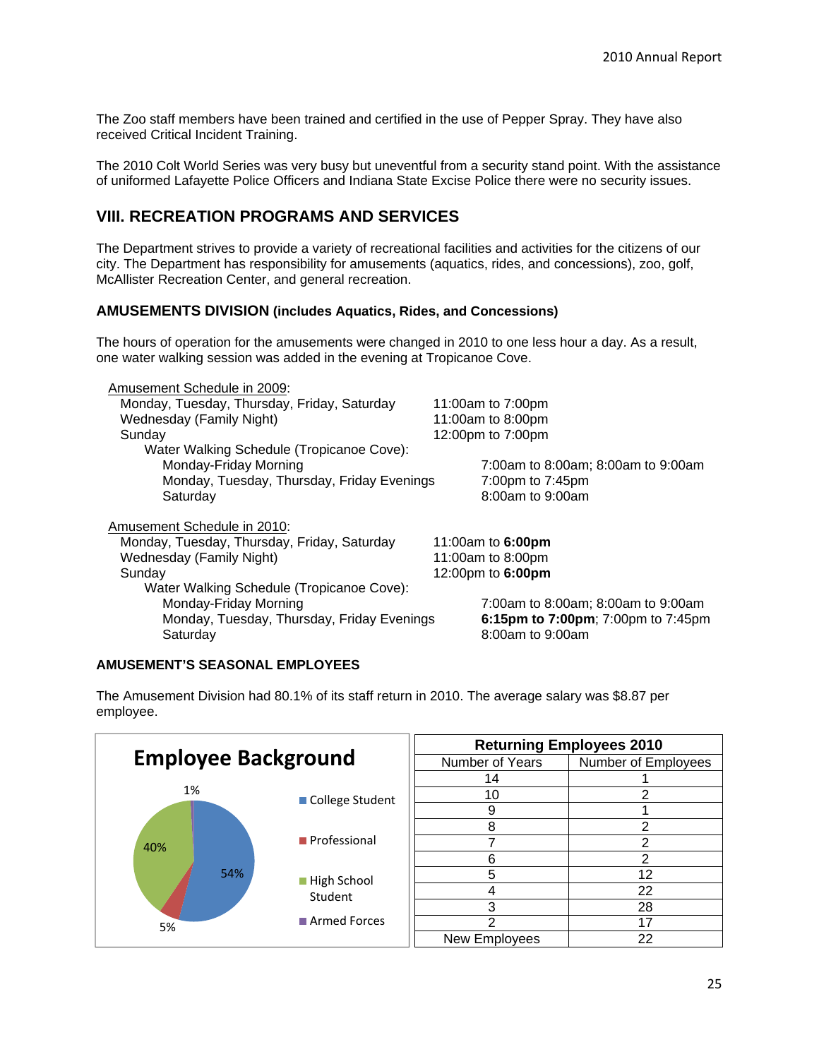The Zoo staff members have been trained and certified in the use of Pepper Spray. They have also received Critical Incident Training.

The 2010 Colt World Series was very busy but uneventful from a security stand point. With the assistance of uniformed Lafayette Police Officers and Indiana State Excise Police there were no security issues.

## VIII. RECREATION PROGRAMS AND SERVICES

The Department strives to provide a variety of recreational facilities and activities for the citizens of our city. The Department has responsibility for amusements (aquatics, rides, and concessions), zoo, golf, McAllister Recreation Center, and general recreation.

### AMUSEMENTS DIVISION (includes Aquatics, Rides, and Concessions)

The hours of operation for the amusements were changed in 2010 to one less hour a day. As a result, one water walking session was added in the evening at Tropicanoe Cove.

Amusement Schedule in 2009:

| | |
|---|---|
| Monday, Tuesday, Thursday, Friday, Saturday | 11:00am to 7:00pm |
| Wednesday (Family Night) | 11:00am to 8:00pm |
| Sunday | 12:00pm to 7:00pm |
| Water Walking Schedule (Tropicanoe Cove): | |
| Monday-Friday Morning | 7:00am to 8:00am; 8:00am to 9:00am |
| Monday, Tuesday, Thursday, Friday Evenings | 7:00pm to 7:45pm |
| Saturday | 8:00am to 9:00am |

Amusement Schedule in 2010:

| | |
|---|---|
| Monday, Tuesday, Thursday, Friday, Saturday | 11:00am to **6:00pm** |
| Wednesday (Family Night) | 11:00am to 8:00pm |
| Sunday | 12:00pm to **6:00pm** |
| Water Walking Schedule (Tropicanoe Cove): | |
| Monday-Friday Morning | 7:00am to 8:00am; 8:00am to 9:00am |
| Monday, Tuesday, Thursday, Friday Evenings | **6:15pm to 7:00pm**; 7:00pm to 7:45pm |
| Saturday | 8:00am to 9:00am |

#### AMUSEMENT'S SEASONAL EMPLOYEES

The Amusement Division had 80.1% of its staff return in 2010. The average salary was $8.87 per employee.

**Employee Background**

| Background | Percent |
|---|---|
| College Student | 54% |
| Professional | 5% |
| High School Student | 40% |
| Armed Forces | 1% |

| Returning Employees 2010 | |
|---|---|
| Number of Years | Number of Employees |
| 14 | 1 |
| 10 | 2 |
| 9 | 1 |
| 8 | 2 |
| 7 | 2 |
| 6 | 2 |
| 5 | 12 |
| 4 | 22 |
| 3 | 28 |
| 2 | 17 |
| New Employees | 22 |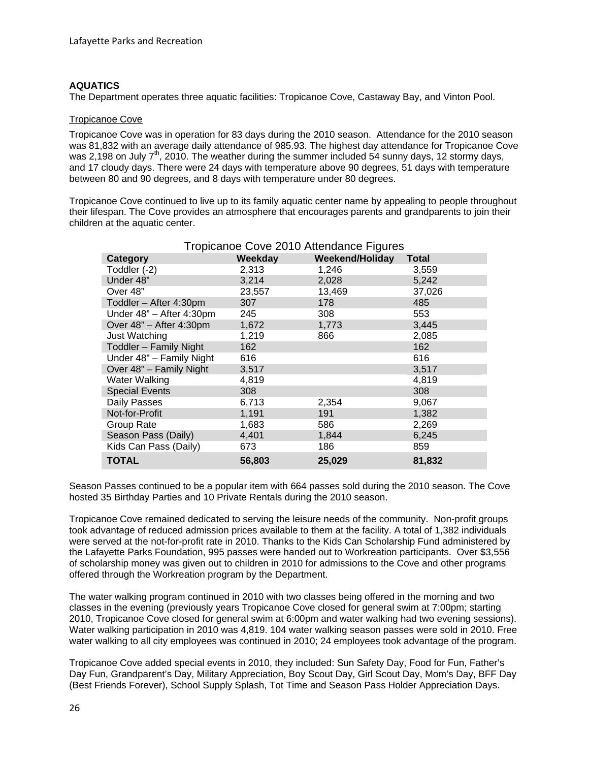## AQUATICS

The Department operates three aquatic facilities: Tropicanoe Cove, Castaway Bay, and Vinton Pool.

### Tropicanoe Cove

Tropicanoe Cove was in operation for 83 days during the 2010 season. Attendance for the 2010 season was 81,832 with an average daily attendance of 985.93. The highest day attendance for Tropicanoe Cove was 2,198 on July 7th, 2010. The weather during the summer included 54 sunny days, 12 stormy days, and 17 cloudy days. There were 24 days with temperature above 90 degrees, 51 days with temperature between 80 and 90 degrees, and 8 days with temperature under 80 degrees.

Tropicanoe Cove continued to live up to its family aquatic center name by appealing to people throughout their lifespan. The Cove provides an atmosphere that encourages parents and grandparents to join their children at the aquatic center.

Tropicanoe Cove 2010 Attendance Figures

| Category | Weekday | Weekend/Holiday | Total |
|---|---|---|---|
| Toddler (-2) | 2,313 | 1,246 | 3,559 |
| Under 48" | 3,214 | 2,028 | 5,242 |
| Over 48" | 23,557 | 13,469 | 37,026 |
| Toddler – After 4:30pm | 307 | 178 | 485 |
| Under 48" – After 4:30pm | 245 | 308 | 553 |
| Over 48" – After 4:30pm | 1,672 | 1,773 | 3,445 |
| Just Watching | 1,219 | 866 | 2,085 |
| Toddler – Family Night | 162 | | 162 |
| Under 48" – Family Night | 616 | | 616 |
| Over 48" – Family Night | 3,517 | | 3,517 |
| Water Walking | 4,819 | | 4,819 |
| Special Events | 308 | | 308 |
| Daily Passes | 6,713 | 2,354 | 9,067 |
| Not-for-Profit | 1,191 | 191 | 1,382 |
| Group Rate | 1,683 | 586 | 2,269 |
| Season Pass (Daily) | 4,401 | 1,844 | 6,245 |
| Kids Can Pass (Daily) | 673 | 186 | 859 |
| **TOTAL** | **56,803** | **25,029** | **81,832** |

Season Passes continued to be a popular item with 664 passes sold during the 2010 season. The Cove hosted 35 Birthday Parties and 10 Private Rentals during the 2010 season.

Tropicanoe Cove remained dedicated to serving the leisure needs of the community. Non-profit groups took advantage of reduced admission prices available to them at the facility. A total of 1,382 individuals were served at the not-for-profit rate in 2010. Thanks to the Kids Can Scholarship Fund administered by the Lafayette Parks Foundation, 995 passes were handed out to Workreation participants. Over $3,556 of scholarship money was given out to children in 2010 for admissions to the Cove and other programs offered through the Workreation program by the Department.

The water walking program continued in 2010 with two classes being offered in the morning and two classes in the evening (previously years Tropicanoe Cove closed for general swim at 7:00pm; starting 2010, Tropicanoe Cove closed for general swim at 6:00pm and water walking had two evening sessions). Water walking participation in 2010 was 4,819. 104 water walking season passes were sold in 2010. Free water walking to all city employees was continued in 2010; 24 employees took advantage of the program.

Tropicanoe Cove added special events in 2010, they included: Sun Safety Day, Food for Fun, Father's Day Fun, Grandparent's Day, Military Appreciation, Boy Scout Day, Girl Scout Day, Mom's Day, BFF Day (Best Friends Forever), School Supply Splash, Tot Time and Season Pass Holder Appreciation Days.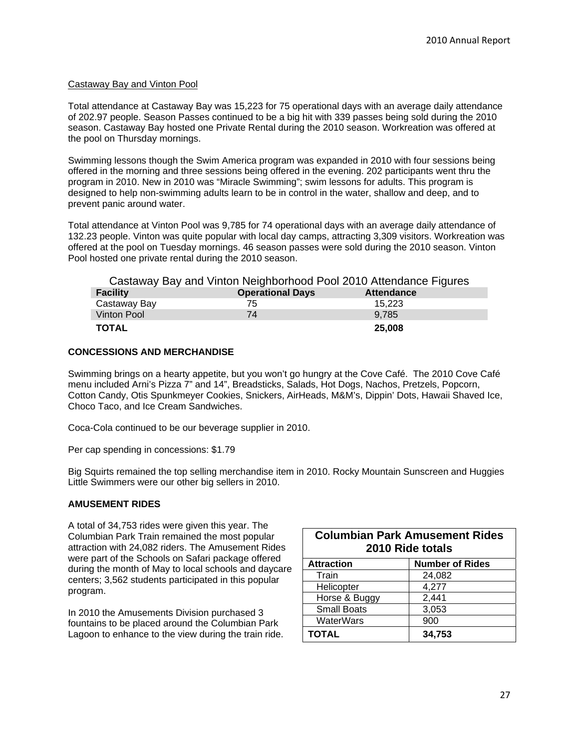Castaway Bay and Vinton Pool

Total attendance at Castaway Bay was 15,223 for 75 operational days with an average daily attendance of 202.97 people. Season Passes continued to be a big hit with 339 passes being sold during the 2010 season. Castaway Bay hosted one Private Rental during the 2010 season. Workreation was offered at the pool on Thursday mornings.

Swimming lessons though the Swim America program was expanded in 2010 with four sessions being offered in the morning and three sessions being offered in the evening. 202 participants went thru the program in 2010. New in 2010 was "Miracle Swimming"; swim lessons for adults. This program is designed to help non-swimming adults learn to be in control in the water, shallow and deep, and to prevent panic around water.

Total attendance at Vinton Pool was 9,785 for 74 operational days with an average daily attendance of 132.23 people. Vinton was quite popular with local day camps, attracting 3,309 visitors. Workreation was offered at the pool on Tuesday mornings. 46 season passes were sold during the 2010 season. Vinton Pool hosted one private rental during the 2010 season.

Castaway Bay and Vinton Neighborhood Pool 2010 Attendance Figures

| Facility | Operational Days | Attendance |
|---|---|---|
| Castaway Bay | 75 | 15,223 |
| Vinton Pool | 74 | 9,785 |
| **TOTAL** | | **25,008** |

**CONCESSIONS AND MERCHANDISE**

Swimming brings on a hearty appetite, but you won't go hungry at the Cove Café. The 2010 Cove Café menu included Arni's Pizza 7" and 14", Breadsticks, Salads, Hot Dogs, Nachos, Pretzels, Popcorn, Cotton Candy, Otis Spunkmeyer Cookies, Snickers, AirHeads, M&M's, Dippin' Dots, Hawaii Shaved Ice, Choco Taco, and Ice Cream Sandwiches.

Coca-Cola continued to be our beverage supplier in 2010.

Per cap spending in concessions: $1.79

Big Squirts remained the top selling merchandise item in 2010. Rocky Mountain Sunscreen and Huggies Little Swimmers were our other big sellers in 2010.

**AMUSEMENT RIDES**

A total of 34,753 rides were given this year. The Columbian Park Train remained the most popular attraction with 24,082 riders. The Amusement Rides were part of the Schools on Safari package offered during the month of May to local schools and daycare centers; 3,562 students participated in this popular program.

In 2010 the Amusements Division purchased 3 fountains to be placed around the Columbian Park Lagoon to enhance to the view during the train ride.

**Columbian Park Amusement Rides 2010 Ride totals**

| Attraction | Number of Rides |
|---|---|
| Train | 24,082 |
| Helicopter | 4,277 |
| Horse & Buggy | 2,441 |
| Small Boats | 3,053 |
| WaterWars | 900 |
| **TOTAL** | **34,753** |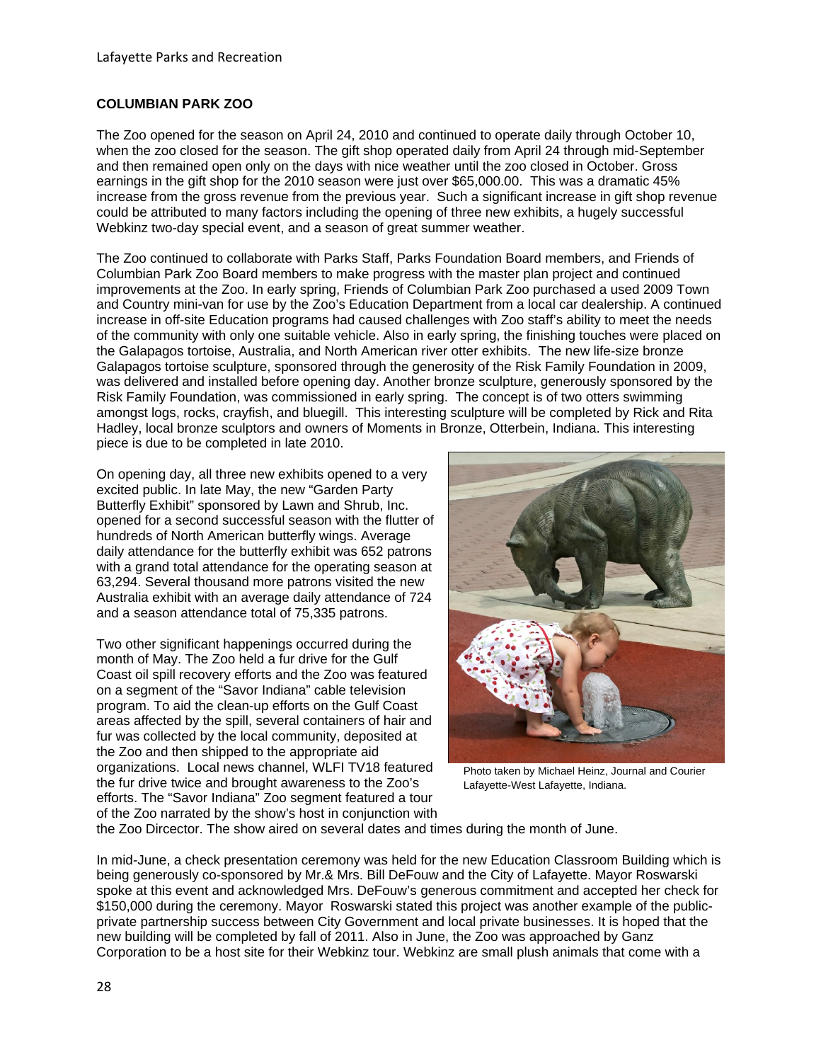## COLUMBIAN PARK ZOO

The Zoo opened for the season on April 24, 2010 and continued to operate daily through October 10, when the zoo closed for the season. The gift shop operated daily from April 24 through mid-September and then remained open only on the days with nice weather until the zoo closed in October. Gross earnings in the gift shop for the 2010 season were just over $65,000.00. This was a dramatic 45% increase from the gross revenue from the previous year. Such a significant increase in gift shop revenue could be attributed to many factors including the opening of three new exhibits, a hugely successful Webkinz two-day special event, and a season of great summer weather.

The Zoo continued to collaborate with Parks Staff, Parks Foundation Board members, and Friends of Columbian Park Zoo Board members to make progress with the master plan project and continued improvements at the Zoo. In early spring, Friends of Columbian Park Zoo purchased a used 2009 Town and Country mini-van for use by the Zoo's Education Department from a local car dealership. A continued increase in off-site Education programs had caused challenges with Zoo staff's ability to meet the needs of the community with only one suitable vehicle. Also in early spring, the finishing touches were placed on the Galapagos tortoise, Australia, and North American river otter exhibits. The new life-size bronze Galapagos tortoise sculpture, sponsored through the generosity of the Risk Family Foundation in 2009, was delivered and installed before opening day. Another bronze sculpture, generously sponsored by the Risk Family Foundation, was commissioned in early spring. The concept is of two otters swimming amongst logs, rocks, crayfish, and bluegill. This interesting sculpture will be completed by Rick and Rita Hadley, local bronze sculptors and owners of Moments in Bronze, Otterbein, Indiana. This interesting piece is due to be completed in late 2010.

On opening day, all three new exhibits opened to a very excited public. In late May, the new "Garden Party Butterfly Exhibit" sponsored by Lawn and Shrub, Inc. opened for a second successful season with the flutter of hundreds of North American butterfly wings. Average daily attendance for the butterfly exhibit was 652 patrons with a grand total attendance for the operating season at 63,294. Several thousand more patrons visited the new Australia exhibit with an average daily attendance of 724 and a season attendance total of 75,335 patrons.

Two other significant happenings occurred during the month of May. The Zoo held a fur drive for the Gulf Coast oil spill recovery efforts and the Zoo was featured on a segment of the "Savor Indiana" cable television program. To aid the clean-up efforts on the Gulf Coast areas affected by the spill, several containers of hair and fur was collected by the local community, deposited at the Zoo and then shipped to the appropriate aid organizations. Local news channel, WLFI TV18 featured the fur drive twice and brought awareness to the Zoo's efforts. The "Savor Indiana" Zoo segment featured a tour of the Zoo narrated by the show's host in conjunction with the Zoo Dircector. The show aired on several dates and times during the month of June.

Photo taken by Michael Heinz, Journal and Courier Lafayette-West Lafayette, Indiana.

In mid-June, a check presentation ceremony was held for the new Education Classroom Building which is being generously co-sponsored by Mr.& Mrs. Bill DeFouw and the City of Lafayette. Mayor Roswarski spoke at this event and acknowledged Mrs. DeFouw's generous commitment and accepted her check for $150,000 during the ceremony. Mayor Roswarski stated this project was another example of the public-private partnership success between City Government and local private businesses. It is hoped that the new building will be completed by fall of 2011. Also in June, the Zoo was approached by Ganz Corporation to be a host site for their Webkinz tour. Webkinz are small plush animals that come with a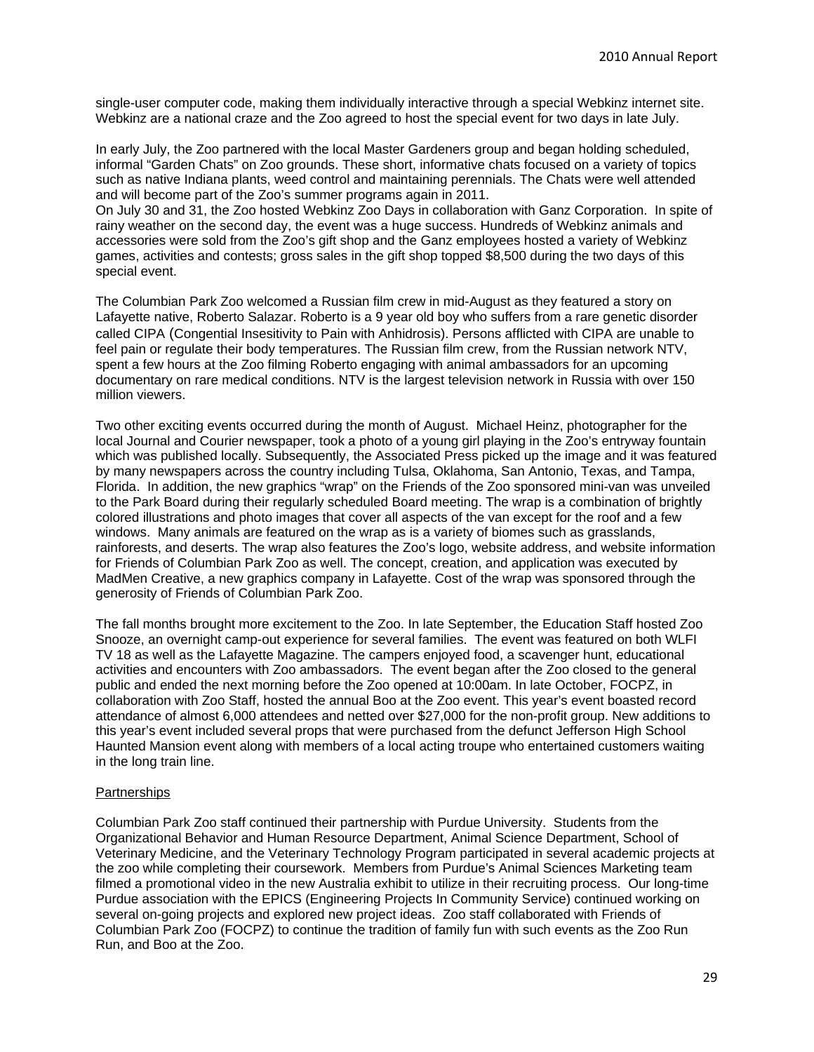single-user computer code, making them individually interactive through a special Webkinz internet site. Webkinz are a national craze and the Zoo agreed to host the special event for two days in late July.

In early July, the Zoo partnered with the local Master Gardeners group and began holding scheduled, informal "Garden Chats" on Zoo grounds. These short, informative chats focused on a variety of topics such as native Indiana plants, weed control and maintaining perennials. The Chats were well attended and will become part of the Zoo's summer programs again in 2011.
On July 30 and 31, the Zoo hosted Webkinz Zoo Days in collaboration with Ganz Corporation. In spite of rainy weather on the second day, the event was a huge success. Hundreds of Webkinz animals and accessories were sold from the Zoo's gift shop and the Ganz employees hosted a variety of Webkinz games, activities and contests; gross sales in the gift shop topped $8,500 during the two days of this special event.

The Columbian Park Zoo welcomed a Russian film crew in mid-August as they featured a story on Lafayette native, Roberto Salazar. Roberto is a 9 year old boy who suffers from a rare genetic disorder called CIPA (Congential Insesitivity to Pain with Anhidrosis). Persons afflicted with CIPA are unable to feel pain or regulate their body temperatures. The Russian film crew, from the Russian network NTV, spent a few hours at the Zoo filming Roberto engaging with animal ambassadors for an upcoming documentary on rare medical conditions. NTV is the largest television network in Russia with over 150 million viewers.

Two other exciting events occurred during the month of August. Michael Heinz, photographer for the local Journal and Courier newspaper, took a photo of a young girl playing in the Zoo's entryway fountain which was published locally. Subsequently, the Associated Press picked up the image and it was featured by many newspapers across the country including Tulsa, Oklahoma, San Antonio, Texas, and Tampa, Florida. In addition, the new graphics "wrap" on the Friends of the Zoo sponsored mini-van was unveiled to the Park Board during their regularly scheduled Board meeting. The wrap is a combination of brightly colored illustrations and photo images that cover all aspects of the van except for the roof and a few windows. Many animals are featured on the wrap as is a variety of biomes such as grasslands, rainforests, and deserts. The wrap also features the Zoo's logo, website address, and website information for Friends of Columbian Park Zoo as well. The concept, creation, and application was executed by MadMen Creative, a new graphics company in Lafayette. Cost of the wrap was sponsored through the generosity of Friends of Columbian Park Zoo.

The fall months brought more excitement to the Zoo. In late September, the Education Staff hosted Zoo Snooze, an overnight camp-out experience for several families. The event was featured on both WLFI TV 18 as well as the Lafayette Magazine. The campers enjoyed food, a scavenger hunt, educational activities and encounters with Zoo ambassadors. The event began after the Zoo closed to the general public and ended the next morning before the Zoo opened at 10:00am. In late October, FOCPZ, in collaboration with Zoo Staff, hosted the annual Boo at the Zoo event. This year's event boasted record attendance of almost 6,000 attendees and netted over $27,000 for the non-profit group. New additions to this year's event included several props that were purchased from the defunct Jefferson High School Haunted Mansion event along with members of a local acting troupe who entertained customers waiting in the long train line.

## Partnerships

Columbian Park Zoo staff continued their partnership with Purdue University. Students from the Organizational Behavior and Human Resource Department, Animal Science Department, School of Veterinary Medicine, and the Veterinary Technology Program participated in several academic projects at the zoo while completing their coursework. Members from Purdue's Animal Sciences Marketing team filmed a promotional video in the new Australia exhibit to utilize in their recruiting process. Our long-time Purdue association with the EPICS (Engineering Projects In Community Service) continued working on several on-going projects and explored new project ideas. Zoo staff collaborated with Friends of Columbian Park Zoo (FOCPZ) to continue the tradition of family fun with such events as the Zoo Run Run, and Boo at the Zoo.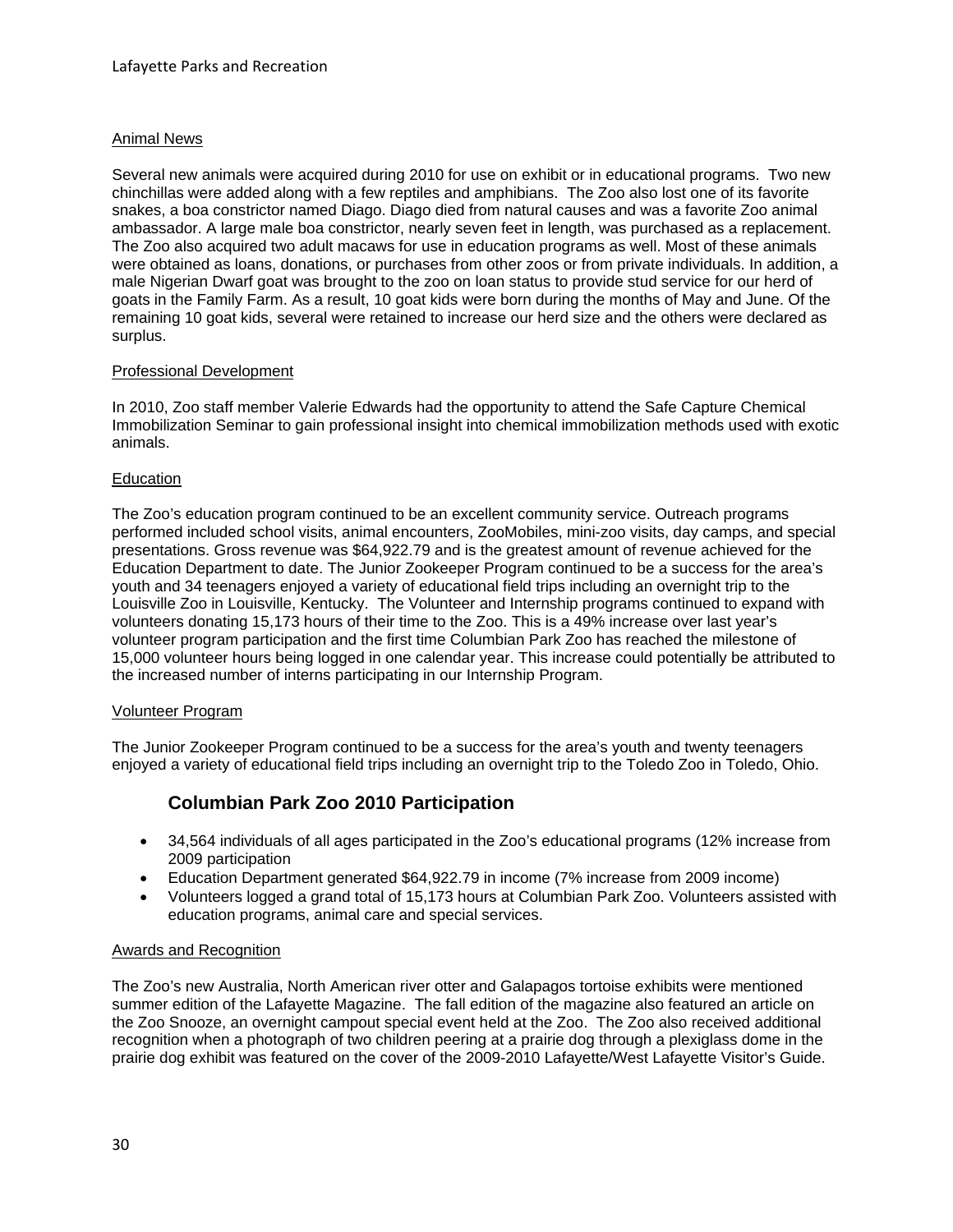## Animal News

Several new animals were acquired during 2010 for use on exhibit or in educational programs. Two new chinchillas were added along with a few reptiles and amphibians. The Zoo also lost one of its favorite snakes, a boa constrictor named Diago. Diago died from natural causes and was a favorite Zoo animal ambassador. A large male boa constrictor, nearly seven feet in length, was purchased as a replacement. The Zoo also acquired two adult macaws for use in education programs as well. Most of these animals were obtained as loans, donations, or purchases from other zoos or from private individuals. In addition, a male Nigerian Dwarf goat was brought to the zoo on loan status to provide stud service for our herd of goats in the Family Farm. As a result, 10 goat kids were born during the months of May and June. Of the remaining 10 goat kids, several were retained to increase our herd size and the others were declared as surplus.

## Professional Development

In 2010, Zoo staff member Valerie Edwards had the opportunity to attend the Safe Capture Chemical Immobilization Seminar to gain professional insight into chemical immobilization methods used with exotic animals.

## Education

The Zoo's education program continued to be an excellent community service. Outreach programs performed included school visits, animal encounters, ZooMobiles, mini-zoo visits, day camps, and special presentations. Gross revenue was $64,922.79 and is the greatest amount of revenue achieved for the Education Department to date. The Junior Zookeeper Program continued to be a success for the area's youth and 34 teenagers enjoyed a variety of educational field trips including an overnight trip to the Louisville Zoo in Louisville, Kentucky. The Volunteer and Internship programs continued to expand with volunteers donating 15,173 hours of their time to the Zoo. This is a 49% increase over last year's volunteer program participation and the first time Columbian Park Zoo has reached the milestone of 15,000 volunteer hours being logged in one calendar year. This increase could potentially be attributed to the increased number of interns participating in our Internship Program.

## Volunteer Program

The Junior Zookeeper Program continued to be a success for the area's youth and twenty teenagers enjoyed a variety of educational field trips including an overnight trip to the Toledo Zoo in Toledo, Ohio.

### Columbian Park Zoo 2010 Participation

- 34,564 individuals of all ages participated in the Zoo's educational programs (12% increase from 2009 participation
- Education Department generated $64,922.79 in income (7% increase from 2009 income)
- Volunteers logged a grand total of 15,173 hours at Columbian Park Zoo. Volunteers assisted with education programs, animal care and special services.

## Awards and Recognition

The Zoo's new Australia, North American river otter and Galapagos tortoise exhibits were mentioned summer edition of the Lafayette Magazine. The fall edition of the magazine also featured an article on the Zoo Snooze, an overnight campout special event held at the Zoo. The Zoo also received additional recognition when a photograph of two children peering at a prairie dog through a plexiglass dome in the prairie dog exhibit was featured on the cover of the 2009-2010 Lafayette/West Lafayette Visitor's Guide.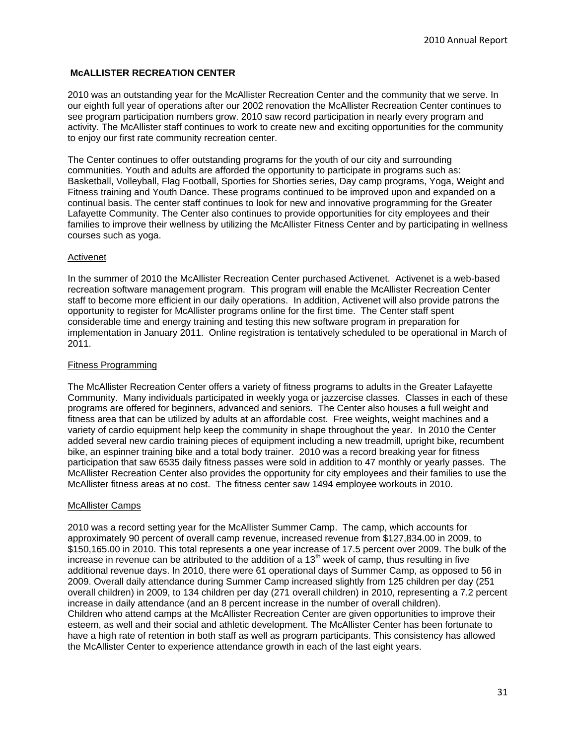## McALLISTER RECREATION CENTER

2010 was an outstanding year for the McAllister Recreation Center and the community that we serve. In our eighth full year of operations after our 2002 renovation the McAllister Recreation Center continues to see program participation numbers grow. 2010 saw record participation in nearly every program and activity. The McAllister staff continues to work to create new and exciting opportunities for the community to enjoy our first rate community recreation center.

The Center continues to offer outstanding programs for the youth of our city and surrounding communities. Youth and adults are afforded the opportunity to participate in programs such as: Basketball, Volleyball, Flag Football, Sporties for Shorties series, Day camp programs, Yoga, Weight and Fitness training and Youth Dance. These programs continued to be improved upon and expanded on a continual basis. The center staff continues to look for new and innovative programming for the Greater Lafayette Community. The Center also continues to provide opportunities for city employees and their families to improve their wellness by utilizing the McAllister Fitness Center and by participating in wellness courses such as yoga.

### Activenet

In the summer of 2010 the McAllister Recreation Center purchased Activenet. Activenet is a web-based recreation software management program. This program will enable the McAllister Recreation Center staff to become more efficient in our daily operations. In addition, Activenet will also provide patrons the opportunity to register for McAllister programs online for the first time. The Center staff spent considerable time and energy training and testing this new software program in preparation for implementation in January 2011. Online registration is tentatively scheduled to be operational in March of 2011.

### Fitness Programming

The McAllister Recreation Center offers a variety of fitness programs to adults in the Greater Lafayette Community. Many individuals participated in weekly yoga or jazzercise classes. Classes in each of these programs are offered for beginners, advanced and seniors. The Center also houses a full weight and fitness area that can be utilized by adults at an affordable cost. Free weights, weight machines and a variety of cardio equipment help keep the community in shape throughout the year. In 2010 the Center added several new cardio training pieces of equipment including a new treadmill, upright bike, recumbent bike, an espinner training bike and a total body trainer. 2010 was a record breaking year for fitness participation that saw 6535 daily fitness passes were sold in addition to 47 monthly or yearly passes. The McAllister Recreation Center also provides the opportunity for city employees and their families to use the McAllister fitness areas at no cost. The fitness center saw 1494 employee workouts in 2010.

### McAllister Camps

2010 was a record setting year for the McAllister Summer Camp. The camp, which accounts for approximately 90 percent of overall camp revenue, increased revenue from $127,834.00 in 2009, to $150,165.00 in 2010. This total represents a one year increase of 17.5 percent over 2009. The bulk of the increase in revenue can be attributed to the addition of a 13th week of camp, thus resulting in five additional revenue days. In 2010, there were 61 operational days of Summer Camp, as opposed to 56 in 2009. Overall daily attendance during Summer Camp increased slightly from 125 children per day (251 overall children) in 2009, to 134 children per day (271 overall children) in 2010, representing a 7.2 percent increase in daily attendance (and an 8 percent increase in the number of overall children).
Children who attend camps at the McAllister Recreation Center are given opportunities to improve their esteem, as well and their social and athletic development. The McAllister Center has been fortunate to have a high rate of retention in both staff as well as program participants. This consistency has allowed the McAllister Center to experience attendance growth in each of the last eight years.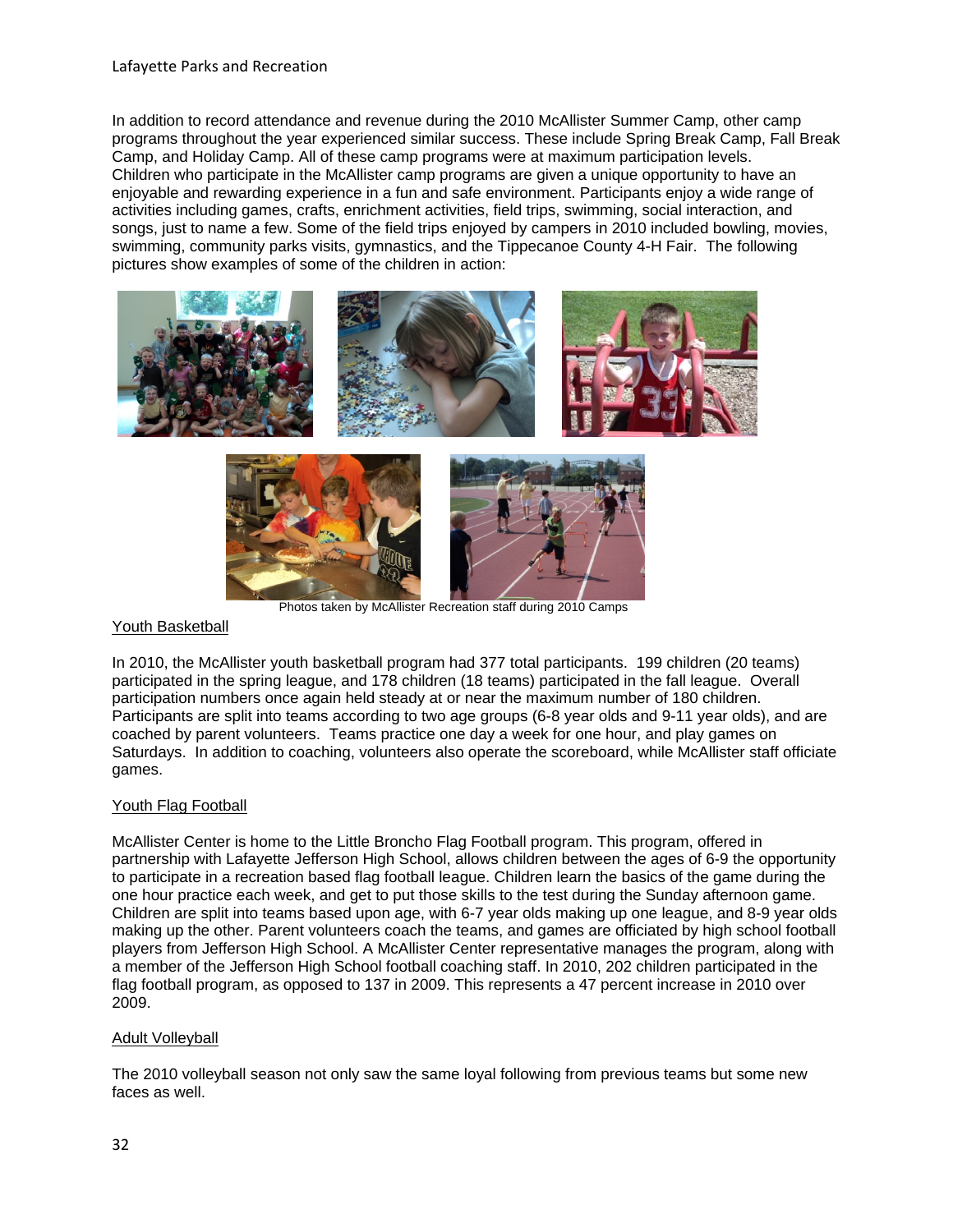In addition to record attendance and revenue during the 2010 McAllister Summer Camp, other camp programs throughout the year experienced similar success. These include Spring Break Camp, Fall Break Camp, and Holiday Camp. All of these camp programs were at maximum participation levels. Children who participate in the McAllister camp programs are given a unique opportunity to have an enjoyable and rewarding experience in a fun and safe environment. Participants enjoy a wide range of activities including games, crafts, enrichment activities, field trips, swimming, social interaction, and songs, just to name a few. Some of the field trips enjoyed by campers in 2010 included bowling, movies, swimming, community parks visits, gymnastics, and the Tippecanoe County 4-H Fair. The following pictures show examples of some of the children in action:

Photos taken by McAllister Recreation staff during 2010 Camps

## Youth Basketball

In 2010, the McAllister youth basketball program had 377 total participants. 199 children (20 teams) participated in the spring league, and 178 children (18 teams) participated in the fall league. Overall participation numbers once again held steady at or near the maximum number of 180 children. Participants are split into teams according to two age groups (6-8 year olds and 9-11 year olds), and are coached by parent volunteers. Teams practice one day a week for one hour, and play games on Saturdays. In addition to coaching, volunteers also operate the scoreboard, while McAllister staff officiate games.

## Youth Flag Football

McAllister Center is home to the Little Broncho Flag Football program. This program, offered in partnership with Lafayette Jefferson High School, allows children between the ages of 6-9 the opportunity to participate in a recreation based flag football league. Children learn the basics of the game during the one hour practice each week, and get to put those skills to the test during the Sunday afternoon game. Children are split into teams based upon age, with 6-7 year olds making up one league, and 8-9 year olds making up the other. Parent volunteers coach the teams, and games are officiated by high school football players from Jefferson High School. A McAllister Center representative manages the program, along with a member of the Jefferson High School football coaching staff. In 2010, 202 children participated in the flag football program, as opposed to 137 in 2009. This represents a 47 percent increase in 2010 over 2009.

## Adult Volleyball

The 2010 volleyball season not only saw the same loyal following from previous teams but some new faces as well.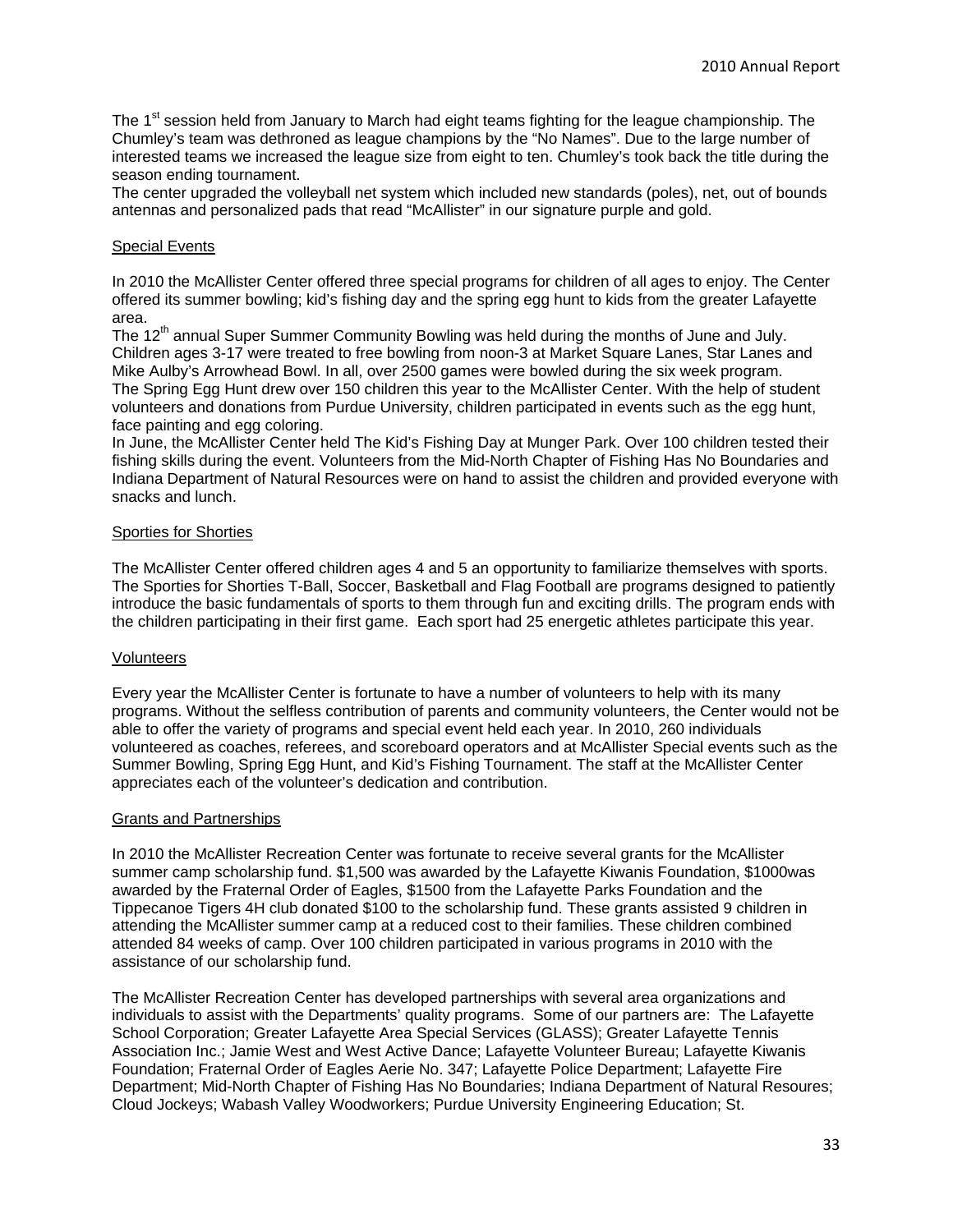The 1st session held from January to March had eight teams fighting for the league championship. The Chumley's team was dethroned as league champions by the "No Names". Due to the large number of interested teams we increased the league size from eight to ten. Chumley's took back the title during the season ending tournament.

The center upgraded the volleyball net system which included new standards (poles), net, out of bounds antennas and personalized pads that read "McAllister" in our signature purple and gold.

## Special Events

In 2010 the McAllister Center offered three special programs for children of all ages to enjoy. The Center offered its summer bowling; kid's fishing day and the spring egg hunt to kids from the greater Lafayette area.

The 12th annual Super Summer Community Bowling was held during the months of June and July. Children ages 3-17 were treated to free bowling from noon-3 at Market Square Lanes, Star Lanes and Mike Aulby's Arrowhead Bowl. In all, over 2500 games were bowled during the six week program.

The Spring Egg Hunt drew over 150 children this year to the McAllister Center. With the help of student volunteers and donations from Purdue University, children participated in events such as the egg hunt, face painting and egg coloring.

In June, the McAllister Center held The Kid's Fishing Day at Munger Park. Over 100 children tested their fishing skills during the event. Volunteers from the Mid-North Chapter of Fishing Has No Boundaries and Indiana Department of Natural Resources were on hand to assist the children and provided everyone with snacks and lunch.

## Sporties for Shorties

The McAllister Center offered children ages 4 and 5 an opportunity to familiarize themselves with sports. The Sporties for Shorties T-Ball, Soccer, Basketball and Flag Football are programs designed to patiently introduce the basic fundamentals of sports to them through fun and exciting drills. The program ends with the children participating in their first game. Each sport had 25 energetic athletes participate this year.

## Volunteers

Every year the McAllister Center is fortunate to have a number of volunteers to help with its many programs. Without the selfless contribution of parents and community volunteers, the Center would not be able to offer the variety of programs and special event held each year. In 2010, 260 individuals volunteered as coaches, referees, and scoreboard operators and at McAllister Special events such as the Summer Bowling, Spring Egg Hunt, and Kid's Fishing Tournament. The staff at the McAllister Center appreciates each of the volunteer's dedication and contribution.

## Grants and Partnerships

In 2010 the McAllister Recreation Center was fortunate to receive several grants for the McAllister summer camp scholarship fund. $1,500 was awarded by the Lafayette Kiwanis Foundation, $1000was awarded by the Fraternal Order of Eagles, $1500 from the Lafayette Parks Foundation and the Tippecanoe Tigers 4H club donated $100 to the scholarship fund. These grants assisted 9 children in attending the McAllister summer camp at a reduced cost to their families. These children combined attended 84 weeks of camp. Over 100 children participated in various programs in 2010 with the assistance of our scholarship fund.

The McAllister Recreation Center has developed partnerships with several area organizations and individuals to assist with the Departments' quality programs. Some of our partners are: The Lafayette School Corporation; Greater Lafayette Area Special Services (GLASS); Greater Lafayette Tennis Association Inc.; Jamie West and West Active Dance; Lafayette Volunteer Bureau; Lafayette Kiwanis Foundation; Fraternal Order of Eagles Aerie No. 347; Lafayette Police Department; Lafayette Fire Department; Mid-North Chapter of Fishing Has No Boundaries; Indiana Department of Natural Resoures; Cloud Jockeys; Wabash Valley Woodworkers; Purdue University Engineering Education; St.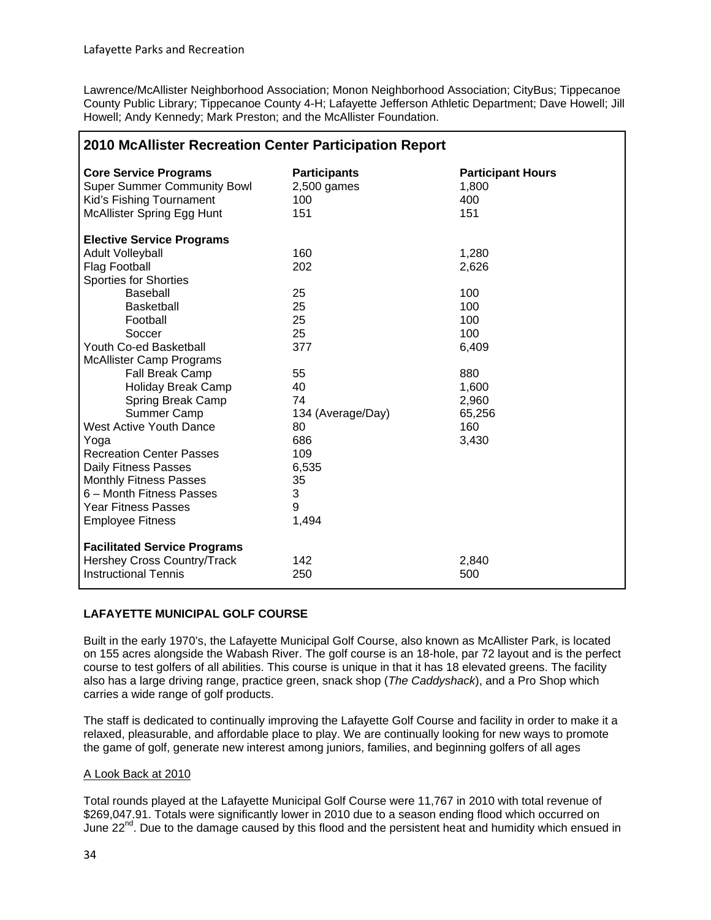Lawrence/McAllister Neighborhood Association; Monon Neighborhood Association; CityBus; Tippecanoe County Public Library; Tippecanoe County 4-H; Lafayette Jefferson Athletic Department; Dave Howell; Jill Howell; Andy Kennedy; Mark Preston; and the McAllister Foundation.

## 2010 McAllister Recreation Center Participation Report

| Core Service Programs | Participants | Participant Hours |
|---|---|---|
| Super Summer Community Bowl | 2,500 games | 1,800 |
| Kid's Fishing Tournament | 100 | 400 |
| McAllister Spring Egg Hunt | 151 | 151 |
| **Elective Service Programs** | | |
| Adult Volleyball | 160 | 1,280 |
| Flag Football | 202 | 2,626 |
| Sporties for Shorties | | |
| Baseball | 25 | 100 |
| Basketball | 25 | 100 |
| Football | 25 | 100 |
| Soccer | 25 | 100 |
| Youth Co-ed Basketball | 377 | 6,409 |
| McAllister Camp Programs | | |
| Fall Break Camp | 55 | 880 |
| Holiday Break Camp | 40 | 1,600 |
| Spring Break Camp | 74 | 2,960 |
| Summer Camp | 134 (Average/Day) | 65,256 |
| West Active Youth Dance | 80 | 160 |
| Yoga | 686 | 3,430 |
| Recreation Center Passes | 109 | |
| Daily Fitness Passes | 6,535 | |
| Monthly Fitness Passes | 35 | |
| 6 – Month Fitness Passes | 3 | |
| Year Fitness Passes | 9 | |
| Employee Fitness | 1,494 | |
| **Facilitated Service Programs** | | |
| Hershey Cross Country/Track | 142 | 2,840 |
| Instructional Tennis | 250 | 500 |

**LAFAYETTE MUNICIPAL GOLF COURSE**

Built in the early 1970's, the Lafayette Municipal Golf Course, also known as McAllister Park, is located on 155 acres alongside the Wabash River. The golf course is an 18-hole, par 72 layout and is the perfect course to test golfers of all abilities. This course is unique in that it has 18 elevated greens. The facility also has a large driving range, practice green, snack shop (*The Caddyshack*), and a Pro Shop which carries a wide range of golf products.

The staff is dedicated to continually improving the Lafayette Golf Course and facility in order to make it a relaxed, pleasurable, and affordable place to play. We are continually looking for new ways to promote the game of golf, generate new interest among juniors, families, and beginning golfers of all ages

A Look Back at 2010

Total rounds played at the Lafayette Municipal Golf Course were 11,767 in 2010 with total revenue of $269,047.91. Totals were significantly lower in 2010 due to a season ending flood which occurred on June 22nd. Due to the damage caused by this flood and the persistent heat and humidity which ensued in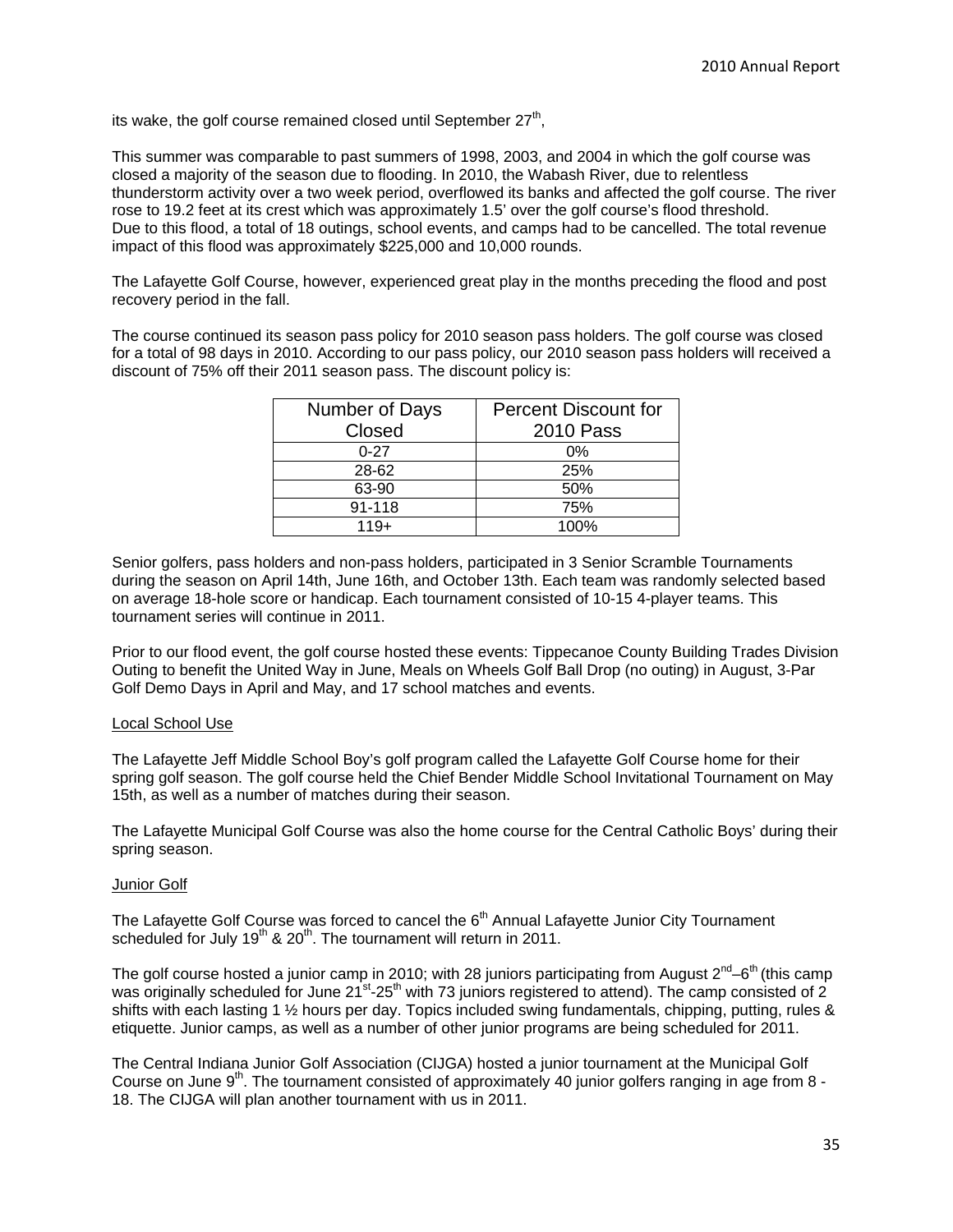its wake, the golf course remained closed until September 27th,

This summer was comparable to past summers of 1998, 2003, and 2004 in which the golf course was closed a majority of the season due to flooding. In 2010, the Wabash River, due to relentless thunderstorm activity over a two week period, overflowed its banks and affected the golf course. The river rose to 19.2 feet at its crest which was approximately 1.5' over the golf course's flood threshold. Due to this flood, a total of 18 outings, school events, and camps had to be cancelled. The total revenue impact of this flood was approximately $225,000 and 10,000 rounds.

The Lafayette Golf Course, however, experienced great play in the months preceding the flood and post recovery period in the fall.

The course continued its season pass policy for 2010 season pass holders. The golf course was closed for a total of 98 days in 2010. According to our pass policy, our 2010 season pass holders will received a discount of 75% off their 2011 season pass. The discount policy is:

| Number of Days Closed | Percent Discount for 2010 Pass |
|---|---|
| 0-27 | 0% |
| 28-62 | 25% |
| 63-90 | 50% |
| 91-118 | 75% |
| 119+ | 100% |

Senior golfers, pass holders and non-pass holders, participated in 3 Senior Scramble Tournaments during the season on April 14th, June 16th, and October 13th. Each team was randomly selected based on average 18-hole score or handicap. Each tournament consisted of 10-15 4-player teams. This tournament series will continue in 2011.

Prior to our flood event, the golf course hosted these events: Tippecanoe County Building Trades Division Outing to benefit the United Way in June, Meals on Wheels Golf Ball Drop (no outing) in August, 3-Par Golf Demo Days in April and May, and 17 school matches and events.

Local School Use

The Lafayette Jeff Middle School Boy's golf program called the Lafayette Golf Course home for their spring golf season. The golf course held the Chief Bender Middle School Invitational Tournament on May 15th, as well as a number of matches during their season.

The Lafayette Municipal Golf Course was also the home course for the Central Catholic Boys' during their spring season.

Junior Golf

The Lafayette Golf Course was forced to cancel the 6th Annual Lafayette Junior City Tournament scheduled for July 19th & 20th. The tournament will return in 2011.

The golf course hosted a junior camp in 2010; with 28 juniors participating from August 2nd–6th (this camp was originally scheduled for June 21st-25th with 73 juniors registered to attend). The camp consisted of 2 shifts with each lasting 1 ½ hours per day. Topics included swing fundamentals, chipping, putting, rules & etiquette. Junior camps, as well as a number of other junior programs are being scheduled for 2011.

The Central Indiana Junior Golf Association (CIJGA) hosted a junior tournament at the Municipal Golf Course on June 9th. The tournament consisted of approximately 40 junior golfers ranging in age from 8 - 18. The CIJGA will plan another tournament with us in 2011.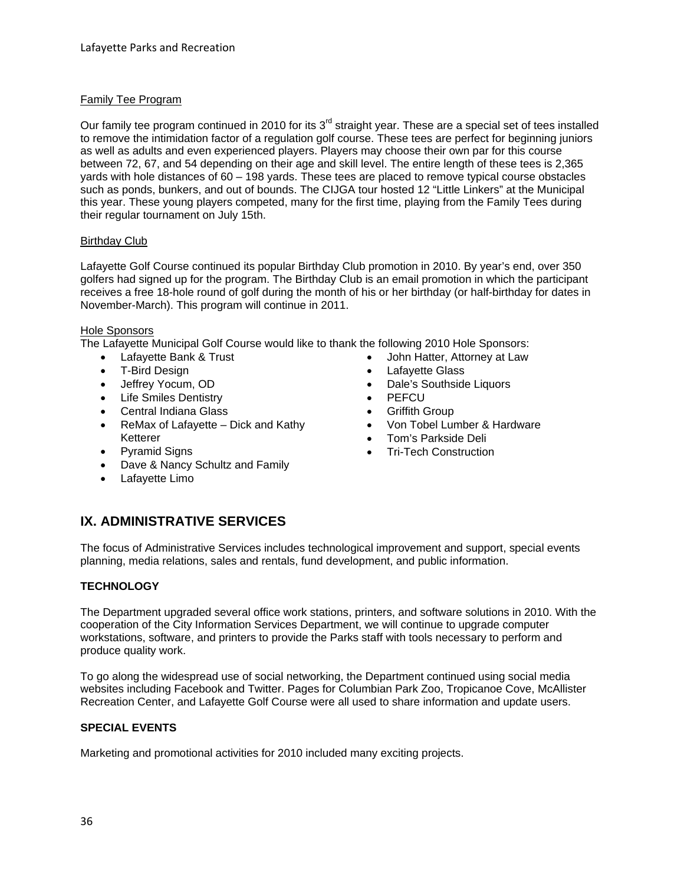### Family Tee Program

Our family tee program continued in 2010 for its 3rd straight year. These are a special set of tees installed to remove the intimidation factor of a regulation golf course. These tees are perfect for beginning juniors as well as adults and even experienced players. Players may choose their own par for this course between 72, 67, and 54 depending on their age and skill level. The entire length of these tees is 2,365 yards with hole distances of 60 – 198 yards. These tees are placed to remove typical course obstacles such as ponds, bunkers, and out of bounds. The CIJGA tour hosted 12 "Little Linkers" at the Municipal this year. These young players competed, many for the first time, playing from the Family Tees during their regular tournament on July 15th.

### Birthday Club

Lafayette Golf Course continued its popular Birthday Club promotion in 2010. By year's end, over 350 golfers had signed up for the program. The Birthday Club is an email promotion in which the participant receives a free 18-hole round of golf during the month of his or her birthday (or half-birthday for dates in November-March). This program will continue in 2011.

### Hole Sponsors

The Lafayette Municipal Golf Course would like to thank the following 2010 Hole Sponsors:

- Lafayette Bank & Trust
- T-Bird Design
- Jeffrey Yocum, OD
- Life Smiles Dentistry
- Central Indiana Glass
- ReMax of Lafayette – Dick and Kathy Ketterer
- Pyramid Signs
- Dave & Nancy Schultz and Family
- Lafayette Limo
- John Hatter, Attorney at Law
- Lafayette Glass
- Dale's Southside Liquors
- PEFCU
- Griffith Group
- Von Tobel Lumber & Hardware
- Tom's Parkside Deli
- Tri-Tech Construction

## IX. ADMINISTRATIVE SERVICES

The focus of Administrative Services includes technological improvement and support, special events planning, media relations, sales and rentals, fund development, and public information.

### TECHNOLOGY

The Department upgraded several office work stations, printers, and software solutions in 2010. With the cooperation of the City Information Services Department, we will continue to upgrade computer workstations, software, and printers to provide the Parks staff with tools necessary to perform and produce quality work.

To go along the widespread use of social networking, the Department continued using social media websites including Facebook and Twitter. Pages for Columbian Park Zoo, Tropicanoe Cove, McAllister Recreation Center, and Lafayette Golf Course were all used to share information and update users.

### SPECIAL EVENTS

Marketing and promotional activities for 2010 included many exciting projects.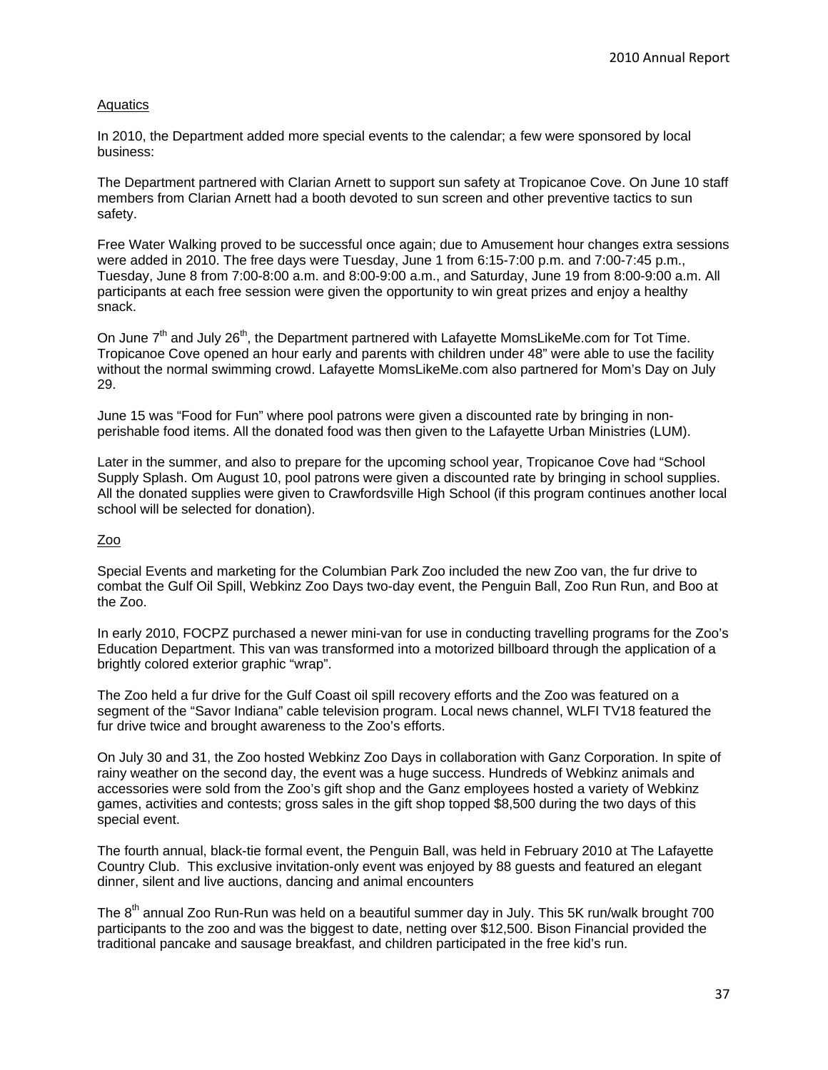## Aquatics

In 2010, the Department added more special events to the calendar; a few were sponsored by local business:

The Department partnered with Clarian Arnett to support sun safety at Tropicanoe Cove. On June 10 staff members from Clarian Arnett had a booth devoted to sun screen and other preventive tactics to sun safety.

Free Water Walking proved to be successful once again; due to Amusement hour changes extra sessions were added in 2010. The free days were Tuesday, June 1 from 6:15-7:00 p.m. and 7:00-7:45 p.m., Tuesday, June 8 from 7:00-8:00 a.m. and 8:00-9:00 a.m., and Saturday, June 19 from 8:00-9:00 a.m. All participants at each free session were given the opportunity to win great prizes and enjoy a healthy snack.

On June 7th and July 26th, the Department partnered with Lafayette MomsLikeMe.com for Tot Time. Tropicanoe Cove opened an hour early and parents with children under 48" were able to use the facility without the normal swimming crowd. Lafayette MomsLikeMe.com also partnered for Mom's Day on July 29.

June 15 was "Food for Fun" where pool patrons were given a discounted rate by bringing in non-perishable food items. All the donated food was then given to the Lafayette Urban Ministries (LUM).

Later in the summer, and also to prepare for the upcoming school year, Tropicanoe Cove had "School Supply Splash. Om August 10, pool patrons were given a discounted rate by bringing in school supplies. All the donated supplies were given to Crawfordsville High School (if this program continues another local school will be selected for donation).

## Zoo

Special Events and marketing for the Columbian Park Zoo included the new Zoo van, the fur drive to combat the Gulf Oil Spill, Webkinz Zoo Days two-day event, the Penguin Ball, Zoo Run Run, and Boo at the Zoo.

In early 2010, FOCPZ purchased a newer mini-van for use in conducting travelling programs for the Zoo's Education Department. This van was transformed into a motorized billboard through the application of a brightly colored exterior graphic "wrap".

The Zoo held a fur drive for the Gulf Coast oil spill recovery efforts and the Zoo was featured on a segment of the "Savor Indiana" cable television program. Local news channel, WLFI TV18 featured the fur drive twice and brought awareness to the Zoo's efforts.

On July 30 and 31, the Zoo hosted Webkinz Zoo Days in collaboration with Ganz Corporation. In spite of rainy weather on the second day, the event was a huge success. Hundreds of Webkinz animals and accessories were sold from the Zoo's gift shop and the Ganz employees hosted a variety of Webkinz games, activities and contests; gross sales in the gift shop topped $8,500 during the two days of this special event.

The fourth annual, black-tie formal event, the Penguin Ball, was held in February 2010 at The Lafayette Country Club. This exclusive invitation-only event was enjoyed by 88 guests and featured an elegant dinner, silent and live auctions, dancing and animal encounters

The 8th annual Zoo Run-Run was held on a beautiful summer day in July. This 5K run/walk brought 700 participants to the zoo and was the biggest to date, netting over $12,500. Bison Financial provided the traditional pancake and sausage breakfast, and children participated in the free kid's run.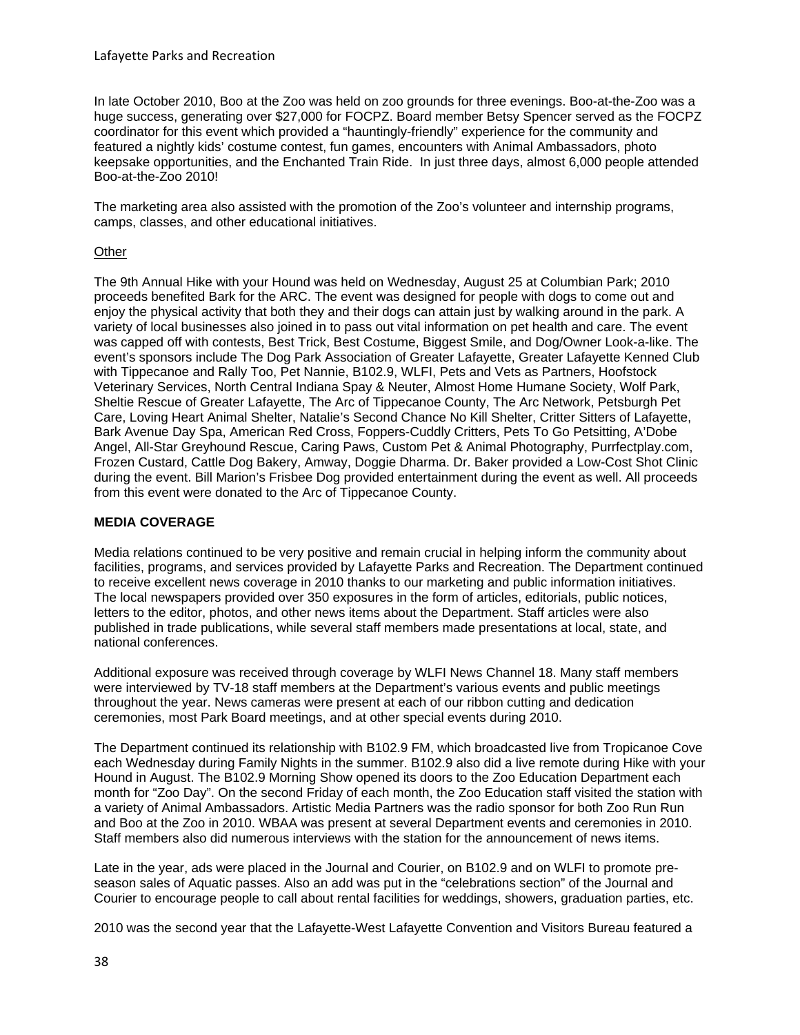In late October 2010, Boo at the Zoo was held on zoo grounds for three evenings. Boo-at-the-Zoo was a huge success, generating over $27,000 for FOCPZ. Board member Betsy Spencer served as the FOCPZ coordinator for this event which provided a "hauntingly-friendly" experience for the community and featured a nightly kids' costume contest, fun games, encounters with Animal Ambassadors, photo keepsake opportunities, and the Enchanted Train Ride. In just three days, almost 6,000 people attended Boo-at-the-Zoo 2010!

The marketing area also assisted with the promotion of the Zoo's volunteer and internship programs, camps, classes, and other educational initiatives.

Other

The 9th Annual Hike with your Hound was held on Wednesday, August 25 at Columbian Park; 2010 proceeds benefited Bark for the ARC. The event was designed for people with dogs to come out and enjoy the physical activity that both they and their dogs can attain just by walking around in the park. A variety of local businesses also joined in to pass out vital information on pet health and care. The event was capped off with contests, Best Trick, Best Costume, Biggest Smile, and Dog/Owner Look-a-like. The event's sponsors include The Dog Park Association of Greater Lafayette, Greater Lafayette Kenned Club with Tippecanoe and Rally Too, Pet Nannie, B102.9, WLFI, Pets and Vets as Partners, Hoofstock Veterinary Services, North Central Indiana Spay & Neuter, Almost Home Humane Society, Wolf Park, Sheltie Rescue of Greater Lafayette, The Arc of Tippecanoe County, The Arc Network, Petsburgh Pet Care, Loving Heart Animal Shelter, Natalie's Second Chance No Kill Shelter, Critter Sitters of Lafayette, Bark Avenue Day Spa, American Red Cross, Foppers-Cuddly Critters, Pets To Go Petsitting, A'Dobe Angel, All-Star Greyhound Rescue, Caring Paws, Custom Pet & Animal Photography, Purrfectplay.com, Frozen Custard, Cattle Dog Bakery, Amway, Doggie Dharma. Dr. Baker provided a Low-Cost Shot Clinic during the event. Bill Marion's Frisbee Dog provided entertainment during the event as well. All proceeds from this event were donated to the Arc of Tippecanoe County.

**MEDIA COVERAGE**

Media relations continued to be very positive and remain crucial in helping inform the community about facilities, programs, and services provided by Lafayette Parks and Recreation. The Department continued to receive excellent news coverage in 2010 thanks to our marketing and public information initiatives. The local newspapers provided over 350 exposures in the form of articles, editorials, public notices, letters to the editor, photos, and other news items about the Department. Staff articles were also published in trade publications, while several staff members made presentations at local, state, and national conferences.

Additional exposure was received through coverage by WLFI News Channel 18. Many staff members were interviewed by TV-18 staff members at the Department's various events and public meetings throughout the year. News cameras were present at each of our ribbon cutting and dedication ceremonies, most Park Board meetings, and at other special events during 2010.

The Department continued its relationship with B102.9 FM, which broadcasted live from Tropicanoe Cove each Wednesday during Family Nights in the summer. B102.9 also did a live remote during Hike with your Hound in August. The B102.9 Morning Show opened its doors to the Zoo Education Department each month for "Zoo Day". On the second Friday of each month, the Zoo Education staff visited the station with a variety of Animal Ambassadors. Artistic Media Partners was the radio sponsor for both Zoo Run Run and Boo at the Zoo in 2010. WBAA was present at several Department events and ceremonies in 2010. Staff members also did numerous interviews with the station for the announcement of news items.

Late in the year, ads were placed in the Journal and Courier, on B102.9 and on WLFI to promote pre-season sales of Aquatic passes. Also an add was put in the "celebrations section" of the Journal and Courier to encourage people to call about rental facilities for weddings, showers, graduation parties, etc.

2010 was the second year that the Lafayette-West Lafayette Convention and Visitors Bureau featured a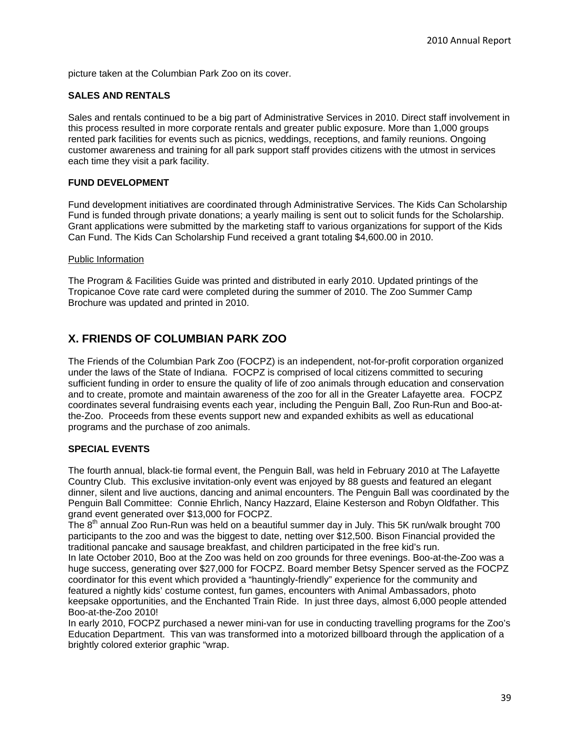picture taken at the Columbian Park Zoo on its cover.

### SALES AND RENTALS

Sales and rentals continued to be a big part of Administrative Services in 2010. Direct staff involvement in this process resulted in more corporate rentals and greater public exposure. More than 1,000 groups rented park facilities for events such as picnics, weddings, receptions, and family reunions. Ongoing customer awareness and training for all park support staff provides citizens with the utmost in services each time they visit a park facility.

### FUND DEVELOPMENT

Fund development initiatives are coordinated through Administrative Services. The Kids Can Scholarship Fund is funded through private donations; a yearly mailing is sent out to solicit funds for the Scholarship. Grant applications were submitted by the marketing staff to various organizations for support of the Kids Can Fund. The Kids Can Scholarship Fund received a grant totaling $4,600.00 in 2010.

Public Information

The Program & Facilities Guide was printed and distributed in early 2010. Updated printings of the Tropicanoe Cove rate card were completed during the summer of 2010. The Zoo Summer Camp Brochure was updated and printed in 2010.

## X. FRIENDS OF COLUMBIAN PARK ZOO

The Friends of the Columbian Park Zoo (FOCPZ) is an independent, not-for-profit corporation organized under the laws of the State of Indiana. FOCPZ is comprised of local citizens committed to securing sufficient funding in order to ensure the quality of life of zoo animals through education and conservation and to create, promote and maintain awareness of the zoo for all in the Greater Lafayette area. FOCPZ coordinates several fundraising events each year, including the Penguin Ball, Zoo Run-Run and Boo-at-the-Zoo. Proceeds from these events support new and expanded exhibits as well as educational programs and the purchase of zoo animals.

### SPECIAL EVENTS

The fourth annual, black-tie formal event, the Penguin Ball, was held in February 2010 at The Lafayette Country Club. This exclusive invitation-only event was enjoyed by 88 guests and featured an elegant dinner, silent and live auctions, dancing and animal encounters. The Penguin Ball was coordinated by the Penguin Ball Committee: Connie Ehrlich, Nancy Hazzard, Elaine Kesterson and Robyn Oldfather. This grand event generated over $13,000 for FOCPZ.

The 8th annual Zoo Run-Run was held on a beautiful summer day in July. This 5K run/walk brought 700 participants to the zoo and was the biggest to date, netting over $12,500. Bison Financial provided the traditional pancake and sausage breakfast, and children participated in the free kid's run.

In late October 2010, Boo at the Zoo was held on zoo grounds for three evenings. Boo-at-the-Zoo was a huge success, generating over $27,000 for FOCPZ. Board member Betsy Spencer served as the FOCPZ coordinator for this event which provided a "hauntingly-friendly" experience for the community and featured a nightly kids' costume contest, fun games, encounters with Animal Ambassadors, photo keepsake opportunities, and the Enchanted Train Ride. In just three days, almost 6,000 people attended Boo-at-the-Zoo 2010!

In early 2010, FOCPZ purchased a newer mini-van for use in conducting travelling programs for the Zoo's Education Department. This van was transformed into a motorized billboard through the application of a brightly colored exterior graphic "wrap.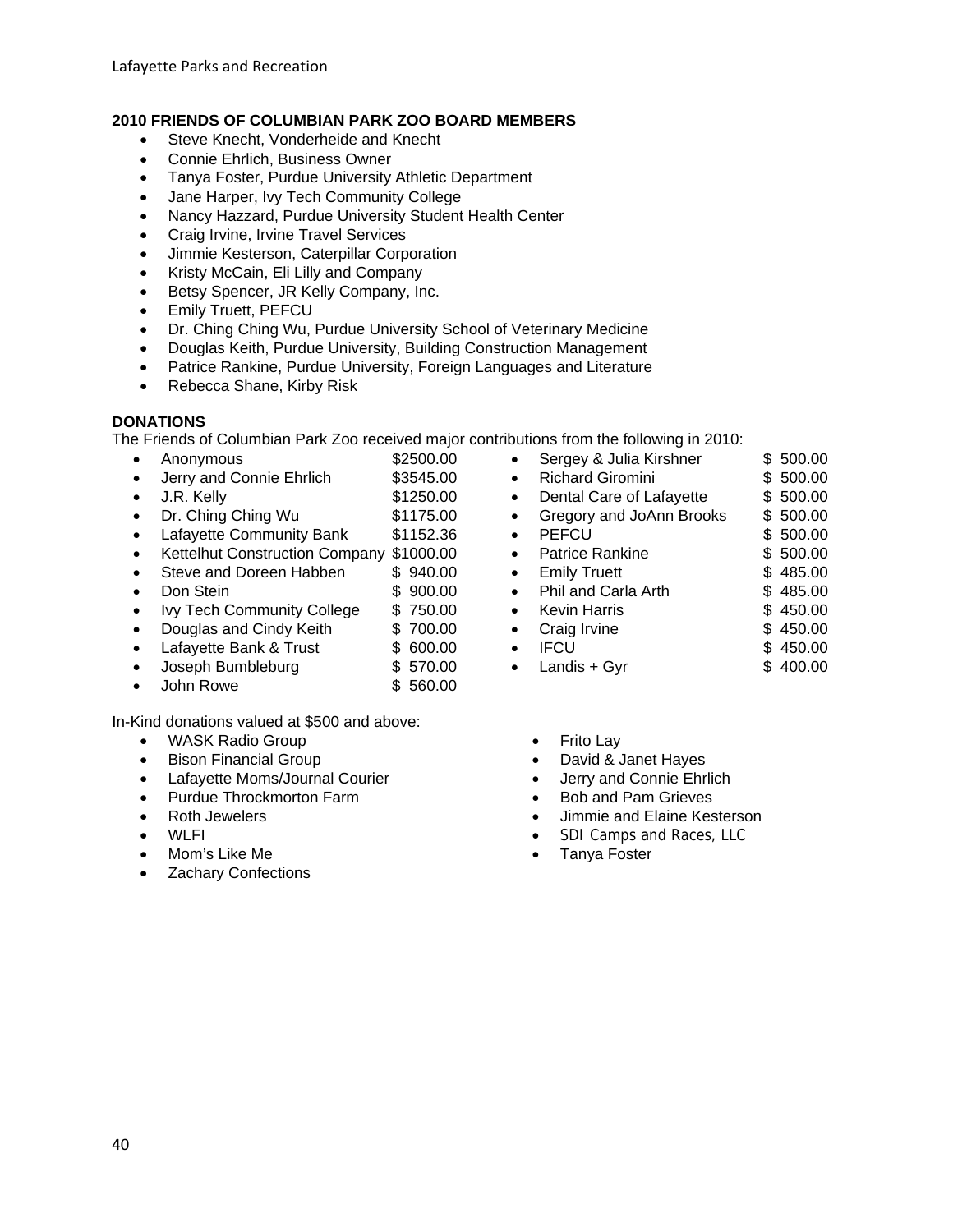## 2010 FRIENDS OF COLUMBIAN PARK ZOO BOARD MEMBERS

- Steve Knecht, Vonderheide and Knecht
- Connie Ehrlich, Business Owner
- Tanya Foster, Purdue University Athletic Department
- Jane Harper, Ivy Tech Community College
- Nancy Hazzard, Purdue University Student Health Center
- Craig Irvine, Irvine Travel Services
- Jimmie Kesterson, Caterpillar Corporation
- Kristy McCain, Eli Lilly and Company
- Betsy Spencer, JR Kelly Company, Inc.
- Emily Truett, PEFCU
- Dr. Ching Ching Wu, Purdue University School of Veterinary Medicine
- Douglas Keith, Purdue University, Building Construction Management
- Patrice Rankine, Purdue University, Foreign Languages and Literature
- Rebecca Shane, Kirby Risk

## DONATIONS

The Friends of Columbian Park Zoo received major contributions from the following in 2010:

- Anonymous $2500.00
- Jerry and Connie Ehrlich $3545.00
- J.R. Kelly $1250.00
- Dr. Ching Ching Wu $1175.00
- Lafayette Community Bank $1152.36
- Kettelhut Construction Company $1000.00
- Steve and Doreen Habben $ 940.00
- Don Stein $ 900.00
- Ivy Tech Community College $ 750.00
- Douglas and Cindy Keith $ 700.00
- Lafayette Bank & Trust $ 600.00
- Joseph Bumbleburg $ 570.00
- John Rowe $ 560.00
- Sergey & Julia Kirshner $ 500.00
- Richard Giromini $ 500.00
- Dental Care of Lafayette $ 500.00
- Gregory and JoAnn Brooks $ 500.00
- PEFCU $ 500.00
- Patrice Rankine $ 500.00
- Emily Truett $ 485.00
- Phil and Carla Arth $ 485.00
- Kevin Harris $ 450.00
- Craig Irvine $ 450.00
- IFCU $ 450.00
- Landis + Gyr $ 400.00

In-Kind donations valued at $500 and above:

- WASK Radio Group
- Bison Financial Group
- Lafayette Moms/Journal Courier
- Purdue Throckmorton Farm
- Roth Jewelers
- WLFI
- Mom's Like Me
- Zachary Confections
- Frito Lay
- David & Janet Hayes
- Jerry and Connie Ehrlich
- Bob and Pam Grieves
- Jimmie and Elaine Kesterson
- SDI Camps and Races, LLC
- Tanya Foster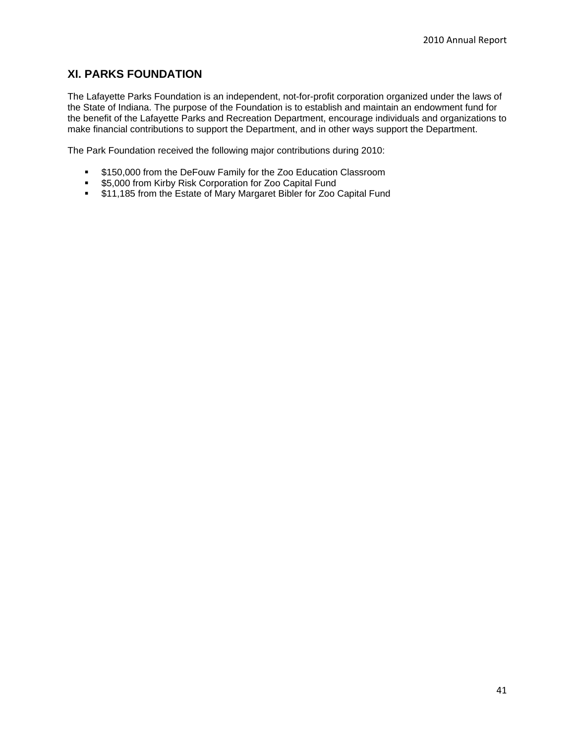## XI. PARKS FOUNDATION

The Lafayette Parks Foundation is an independent, not-for-profit corporation organized under the laws of the State of Indiana. The purpose of the Foundation is to establish and maintain an endowment fund for the benefit of the Lafayette Parks and Recreation Department, encourage individuals and organizations to make financial contributions to support the Department, and in other ways support the Department.

The Park Foundation received the following major contributions during 2010:

- $150,000 from the DeFouw Family for the Zoo Education Classroom
- $5,000 from Kirby Risk Corporation for Zoo Capital Fund
- $11,185 from the Estate of Mary Margaret Bibler for Zoo Capital Fund